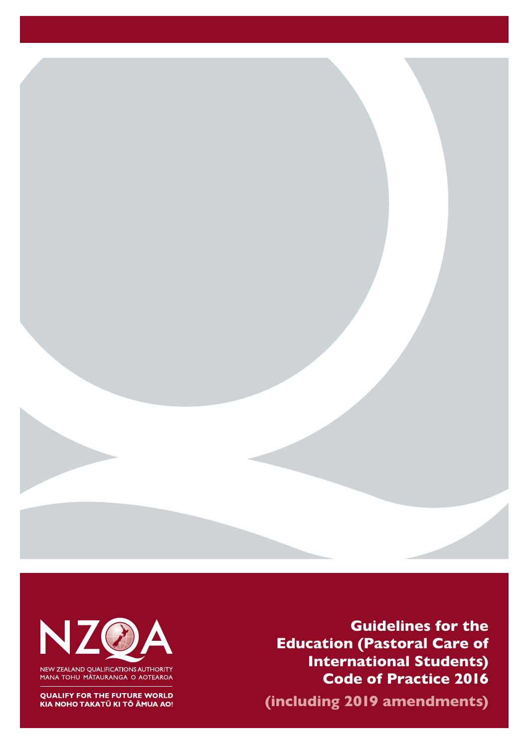NZQA

NEW ZEALAND QUALIFICATIONS AUTHORITY
MANA TOHU MĀTAURANGA O AOTEAROA

QUALIFY FOR THE FUTURE WORLD
KIA NOHO TAKATŪ KI TŌ ĀMUA AO!

# Guidelines for the Education (Pastoral Care of International Students) Code of Practice 2016

**(including 2019 amendments)**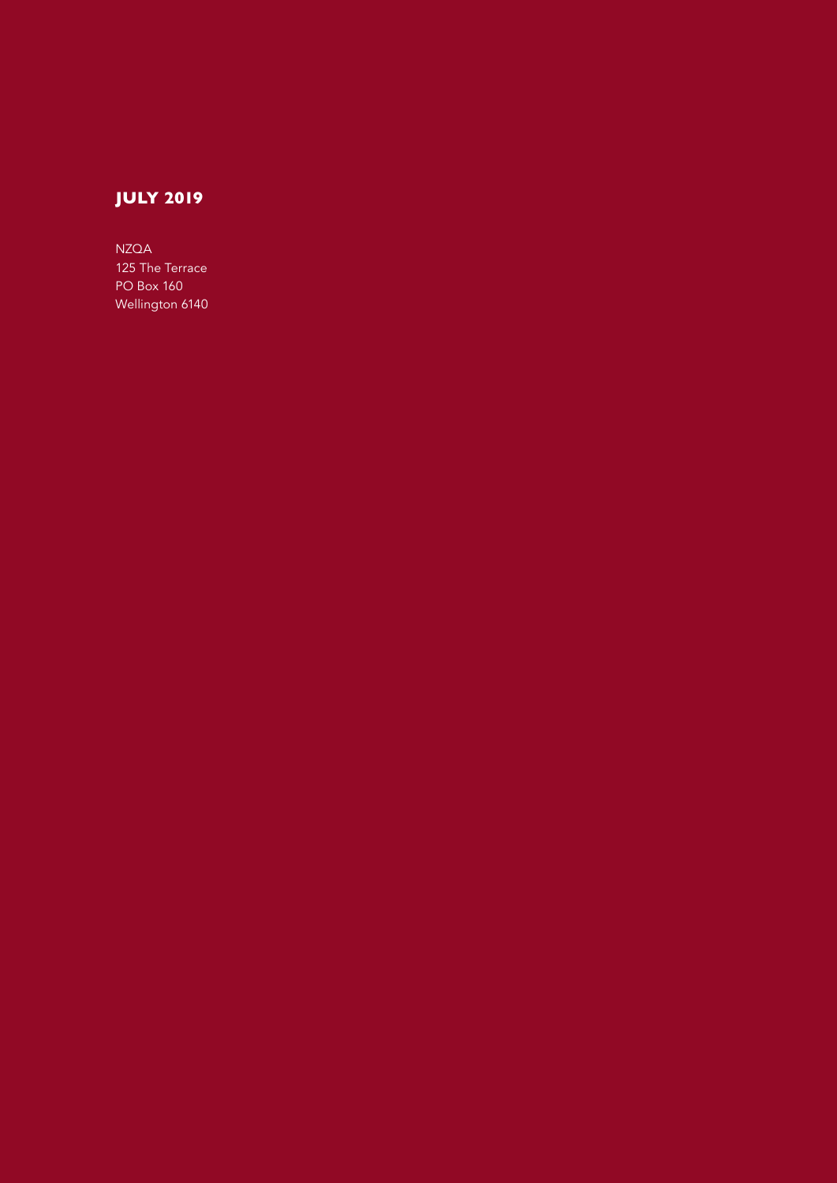**JULY 2019**

NZQA
125 The Terrace
PO Box 160
Wellington 6140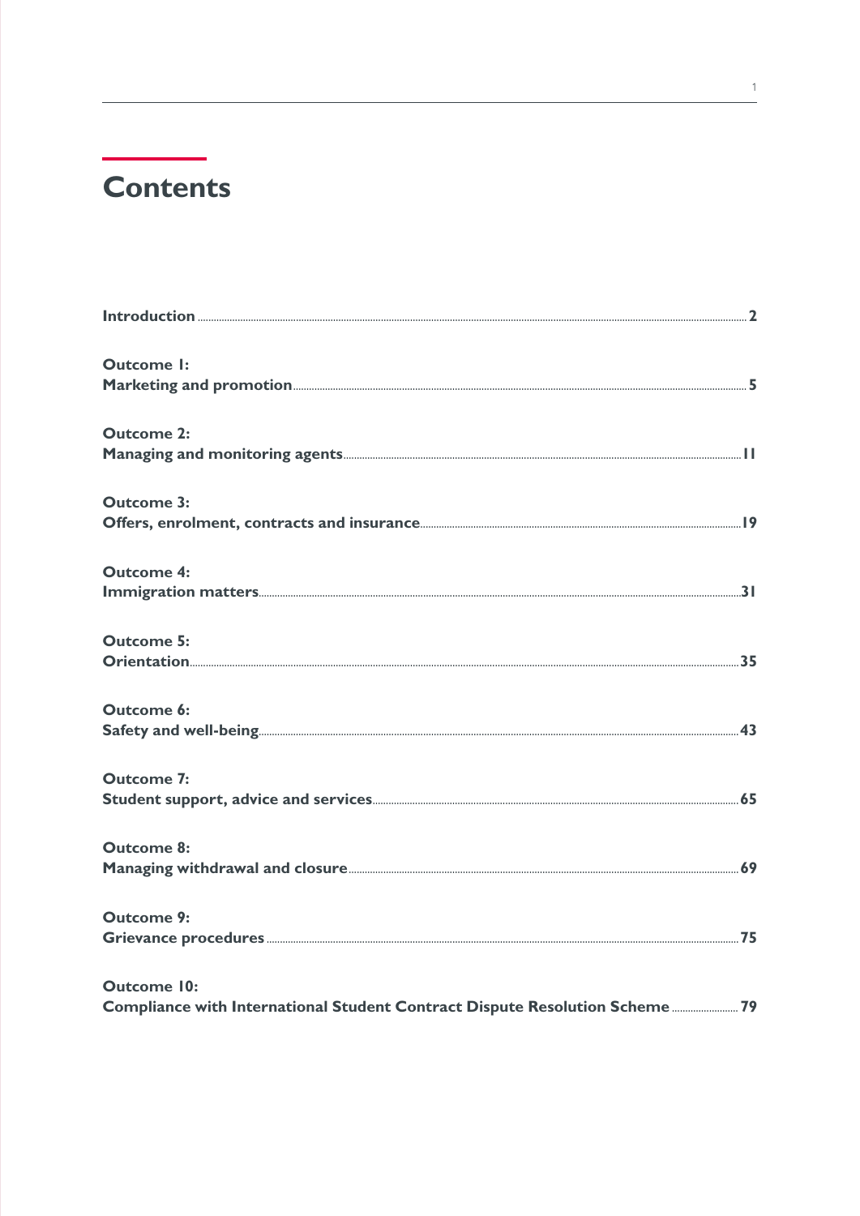# Contents

**Introduction** ... **2**

**Outcome 1:**
**Marketing and promotion** ... **5**

**Outcome 2:**
**Managing and monitoring agents** ... **11**

**Outcome 3:**
**Offers, enrolment, contracts and insurance** ... **19**

**Outcome 4:**
**Immigration matters** ... **31**

**Outcome 5:**
**Orientation** ... **35**

**Outcome 6:**
**Safety and well-being** ... **43**

**Outcome 7:**
**Student support, advice and services** ... **65**

**Outcome 8:**
**Managing withdrawal and closure** ... **69**

**Outcome 9:**
**Grievance procedures** ... **75**

**Outcome 10:**
**Compliance with International Student Contract Dispute Resolution Scheme** ... **79**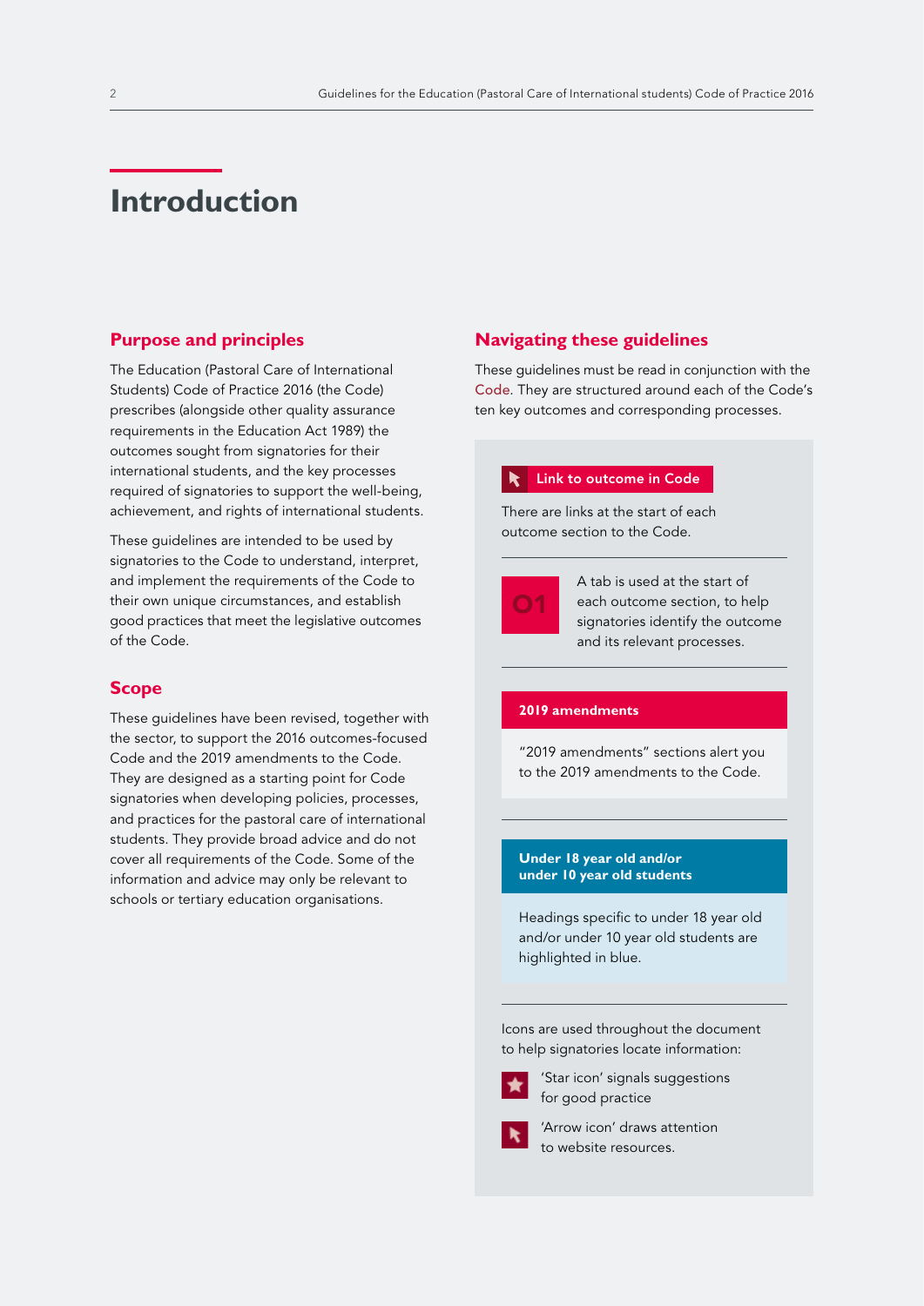# Introduction

## Purpose and principles

The Education (Pastoral Care of International Students) Code of Practice 2016 (the Code) prescribes (alongside other quality assurance requirements in the Education Act 1989) the outcomes sought from signatories for their international students, and the key processes required of signatories to support the well-being, achievement, and rights of international students.

These guidelines are intended to be used by signatories to the Code to understand, interpret, and implement the requirements of the Code to their own unique circumstances, and establish good practices that meet the legislative outcomes of the Code.

## Scope

These guidelines have been revised, together with the sector, to support the 2016 outcomes-focused Code and the 2019 amendments to the Code. They are designed as a starting point for Code signatories when developing policies, processes, and practices for the pastoral care of international students. They provide broad advice and do not cover all requirements of the Code. Some of the information and advice may only be relevant to schools or tertiary education organisations.

## Navigating these guidelines

These guidelines must be read in conjunction with the Code. They are structured around each of the Code's ten key outcomes and corresponding processes.

**Link to outcome in Code**

There are links at the start of each outcome section to the Code.

**01** — A tab is used at the start of each outcome section, to help signatories identify the outcome and its relevant processes.

**2019 amendments**

"2019 amendments" sections alert you to the 2019 amendments to the Code.

**Under 18 year old and/or under 10 year old students**

Headings specific to under 18 year old and/or under 10 year old students are highlighted in blue.

Icons are used throughout the document to help signatories locate information:

- 'Star icon' signals suggestions for good practice
- 'Arrow icon' draws attention to website resources.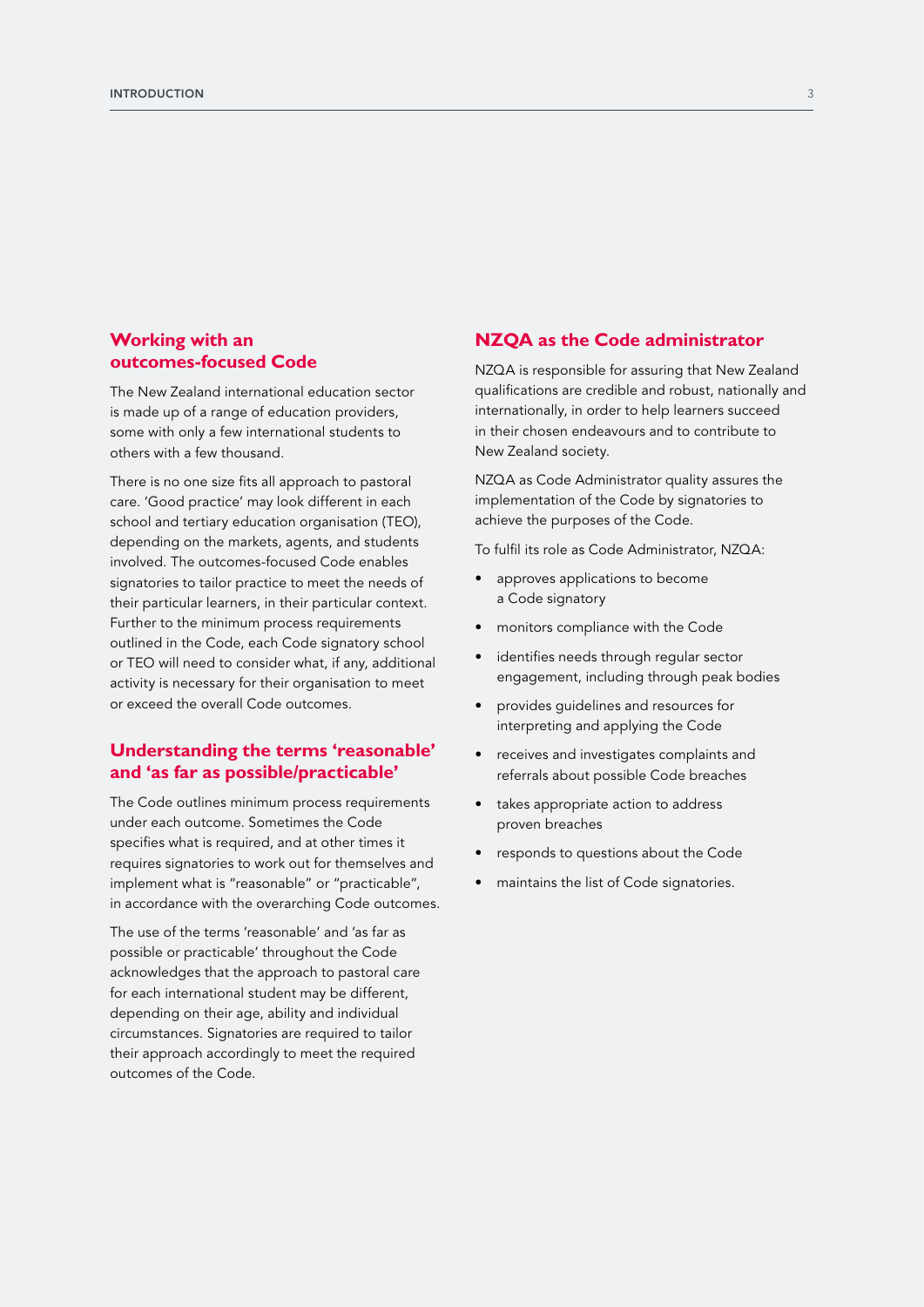## Working with an outcomes-focused Code

The New Zealand international education sector is made up of a range of education providers, some with only a few international students to others with a few thousand.

There is no one size fits all approach to pastoral care. 'Good practice' may look different in each school and tertiary education organisation (TEO), depending on the markets, agents, and students involved. The outcomes-focused Code enables signatories to tailor practice to meet the needs of their particular learners, in their particular context. Further to the minimum process requirements outlined in the Code, each Code signatory school or TEO will need to consider what, if any, additional activity is necessary for their organisation to meet or exceed the overall Code outcomes.

## Understanding the terms 'reasonable' and 'as far as possible/practicable'

The Code outlines minimum process requirements under each outcome. Sometimes the Code specifies what is required, and at other times it requires signatories to work out for themselves and implement what is "reasonable" or "practicable", in accordance with the overarching Code outcomes.

The use of the terms 'reasonable' and 'as far as possible or practicable' throughout the Code acknowledges that the approach to pastoral care for each international student may be different, depending on their age, ability and individual circumstances. Signatories are required to tailor their approach accordingly to meet the required outcomes of the Code.

## NZQA as the Code administrator

NZQA is responsible for assuring that New Zealand qualifications are credible and robust, nationally and internationally, in order to help learners succeed in their chosen endeavours and to contribute to New Zealand society.

NZQA as Code Administrator quality assures the implementation of the Code by signatories to achieve the purposes of the Code.

To fulfil its role as Code Administrator, NZQA:

- approves applications to become a Code signatory
- monitors compliance with the Code
- identifies needs through regular sector engagement, including through peak bodies
- provides guidelines and resources for interpreting and applying the Code
- receives and investigates complaints and referrals about possible Code breaches
- takes appropriate action to address proven breaches
- responds to questions about the Code
- maintains the list of Code signatories.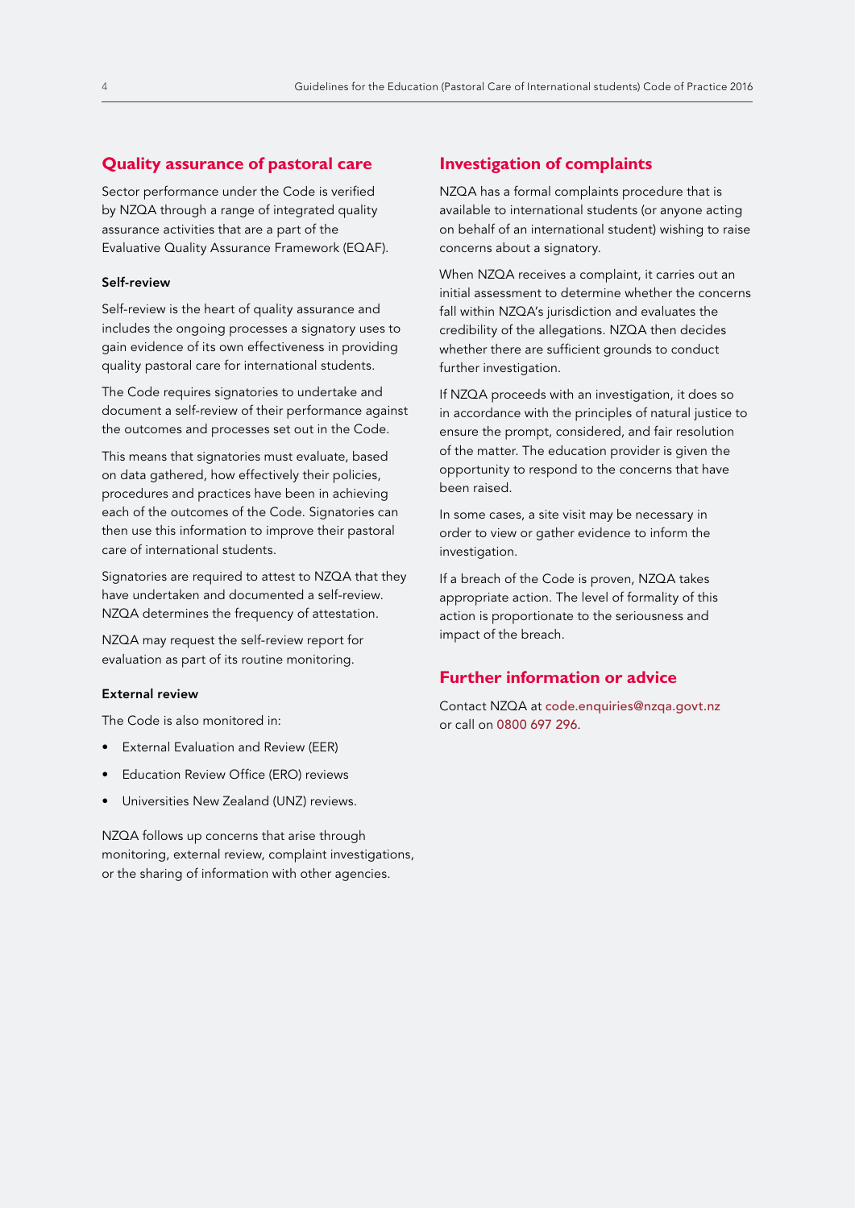## Quality assurance of pastoral care

Sector performance under the Code is verified by NZQA through a range of integrated quality assurance activities that are a part of the Evaluative Quality Assurance Framework (EQAF).

### Self-review

Self-review is the heart of quality assurance and includes the ongoing processes a signatory uses to gain evidence of its own effectiveness in providing quality pastoral care for international students.

The Code requires signatories to undertake and document a self-review of their performance against the outcomes and processes set out in the Code.

This means that signatories must evaluate, based on data gathered, how effectively their policies, procedures and practices have been in achieving each of the outcomes of the Code. Signatories can then use this information to improve their pastoral care of international students.

Signatories are required to attest to NZQA that they have undertaken and documented a self-review. NZQA determines the frequency of attestation.

NZQA may request the self-review report for evaluation as part of its routine monitoring.

### External review

The Code is also monitored in:

- External Evaluation and Review (EER)
- Education Review Office (ERO) reviews
- Universities New Zealand (UNZ) reviews.

NZQA follows up concerns that arise through monitoring, external review, complaint investigations, or the sharing of information with other agencies.

## Investigation of complaints

NZQA has a formal complaints procedure that is available to international students (or anyone acting on behalf of an international student) wishing to raise concerns about a signatory.

When NZQA receives a complaint, it carries out an initial assessment to determine whether the concerns fall within NZQA's jurisdiction and evaluates the credibility of the allegations. NZQA then decides whether there are sufficient grounds to conduct further investigation.

If NZQA proceeds with an investigation, it does so in accordance with the principles of natural justice to ensure the prompt, considered, and fair resolution of the matter. The education provider is given the opportunity to respond to the concerns that have been raised.

In some cases, a site visit may be necessary in order to view or gather evidence to inform the investigation.

If a breach of the Code is proven, NZQA takes appropriate action. The level of formality of this action is proportionate to the seriousness and impact of the breach.

## Further information or advice

Contact NZQA at code.enquiries@nzqa.govt.nz or call on 0800 697 296.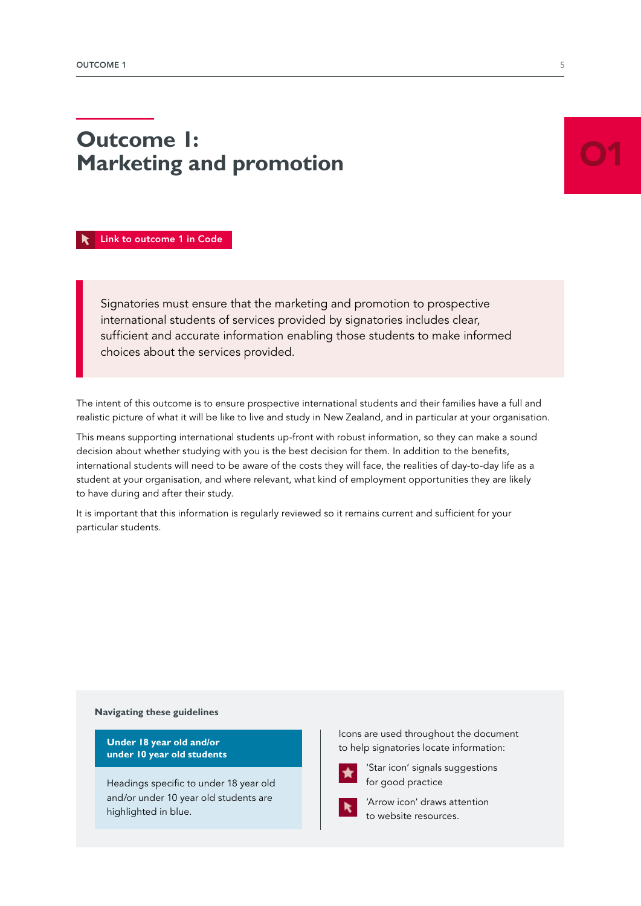# Outcome 1: Marketing and promotion

01

Link to outcome 1 in Code

> Signatories must ensure that the marketing and promotion to prospective international students of services provided by signatories includes clear, sufficient and accurate information enabling those students to make informed choices about the services provided.

The intent of this outcome is to ensure prospective international students and their families have a full and realistic picture of what it will be like to live and study in New Zealand, and in particular at your organisation.

This means supporting international students up-front with robust information, so they can make a sound decision about whether studying with you is the best decision for them. In addition to the benefits, international students will need to be aware of the costs they will face, the realities of day-to-day life as a student at your organisation, and where relevant, what kind of employment opportunities they are likely to have during and after their study.

It is important that this information is regularly reviewed so it remains current and sufficient for your particular students.

**Navigating these guidelines**

**Under 18 year old and/or under 10 year old students**

Headings specific to under 18 year old and/or under 10 year old students are highlighted in blue.

Icons are used throughout the document to help signatories locate information:

- 'Star icon' signals suggestions for good practice
- 'Arrow icon' draws attention to website resources.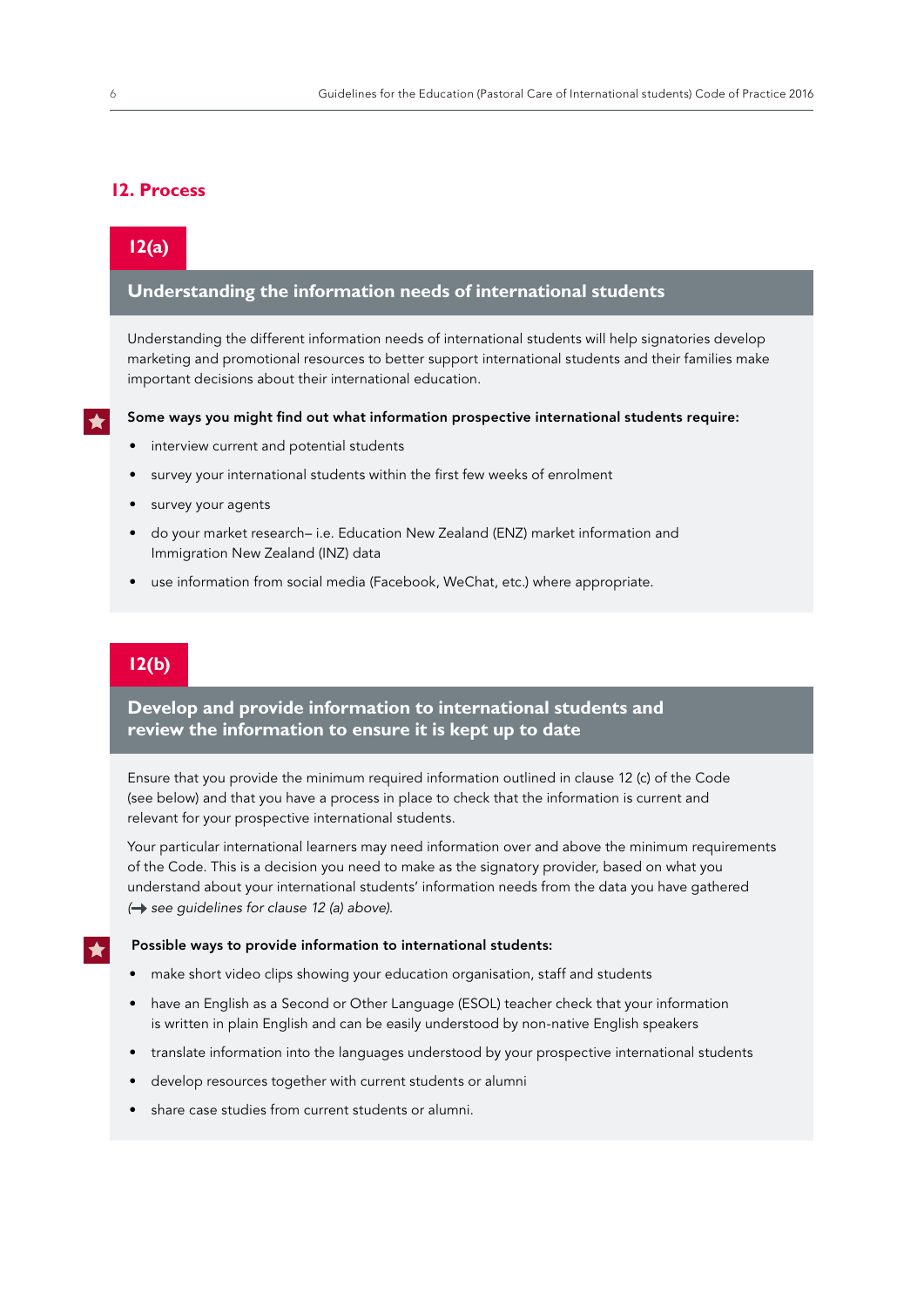## 12. Process

### 12(a)

### Understanding the information needs of international students

Understanding the different information needs of international students will help signatories develop marketing and promotional resources to better support international students and their families make important decisions about their international education.

**Some ways you might find out what information prospective international students require:**

- interview current and potential students
- survey your international students within the first few weeks of enrolment
- survey your agents
- do your market research– i.e. Education New Zealand (ENZ) market information and Immigration New Zealand (INZ) data
- use information from social media (Facebook, WeChat, etc.) where appropriate.

### 12(b)

### Develop and provide information to international students and review the information to ensure it is kept up to date

Ensure that you provide the minimum required information outlined in clause 12 (c) of the Code (see below) and that you have a process in place to check that the information is current and relevant for your prospective international students.

Your particular international learners may need information over and above the minimum requirements of the Code. This is a decision you need to make as the signatory provider, based on what you understand about your international students' information needs from the data you have gathered (→ *see guidelines for clause 12 (a) above).*

**Possible ways to provide information to international students:**

- make short video clips showing your education organisation, staff and students
- have an English as a Second or Other Language (ESOL) teacher check that your information is written in plain English and can be easily understood by non-native English speakers
- translate information into the languages understood by your prospective international students
- develop resources together with current students or alumni
- share case studies from current students or alumni.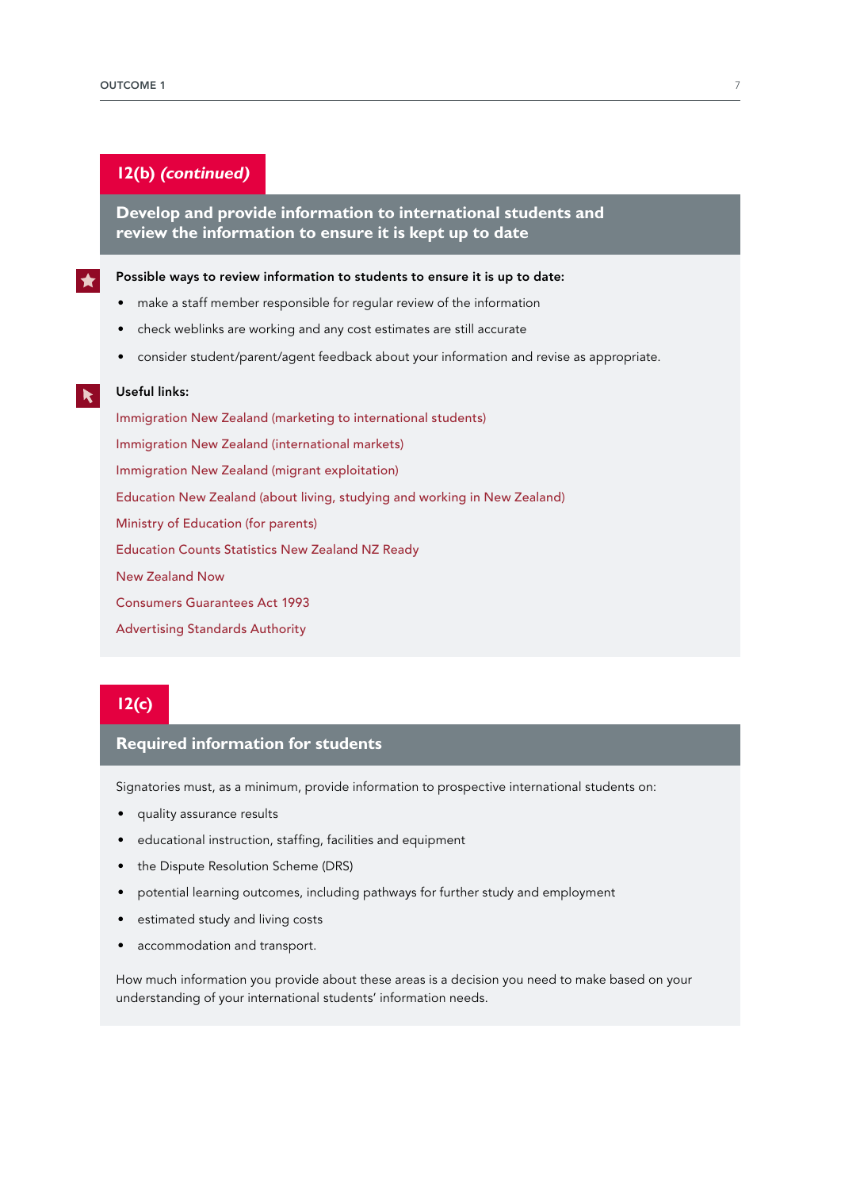## 12(b) *(continued)*

### Develop and provide information to international students and review the information to ensure it is kept up to date

**Possible ways to review information to students to ensure it is up to date:**

- make a staff member responsible for regular review of the information
- check weblinks are working and any cost estimates are still accurate
- consider student/parent/agent feedback about your information and revise as appropriate.

**Useful links:**

Immigration New Zealand (marketing to international students)

Immigration New Zealand (international markets)

Immigration New Zealand (migrant exploitation)

Education New Zealand (about living, studying and working in New Zealand)

Ministry of Education (for parents)

Education Counts Statistics New Zealand NZ Ready

New Zealand Now

Consumers Guarantees Act 1993

Advertising Standards Authority

## 12(c)

### Required information for students

Signatories must, as a minimum, provide information to prospective international students on:

- quality assurance results
- educational instruction, staffing, facilities and equipment
- the Dispute Resolution Scheme (DRS)
- potential learning outcomes, including pathways for further study and employment
- estimated study and living costs
- accommodation and transport.

How much information you provide about these areas is a decision you need to make based on your understanding of your international students' information needs.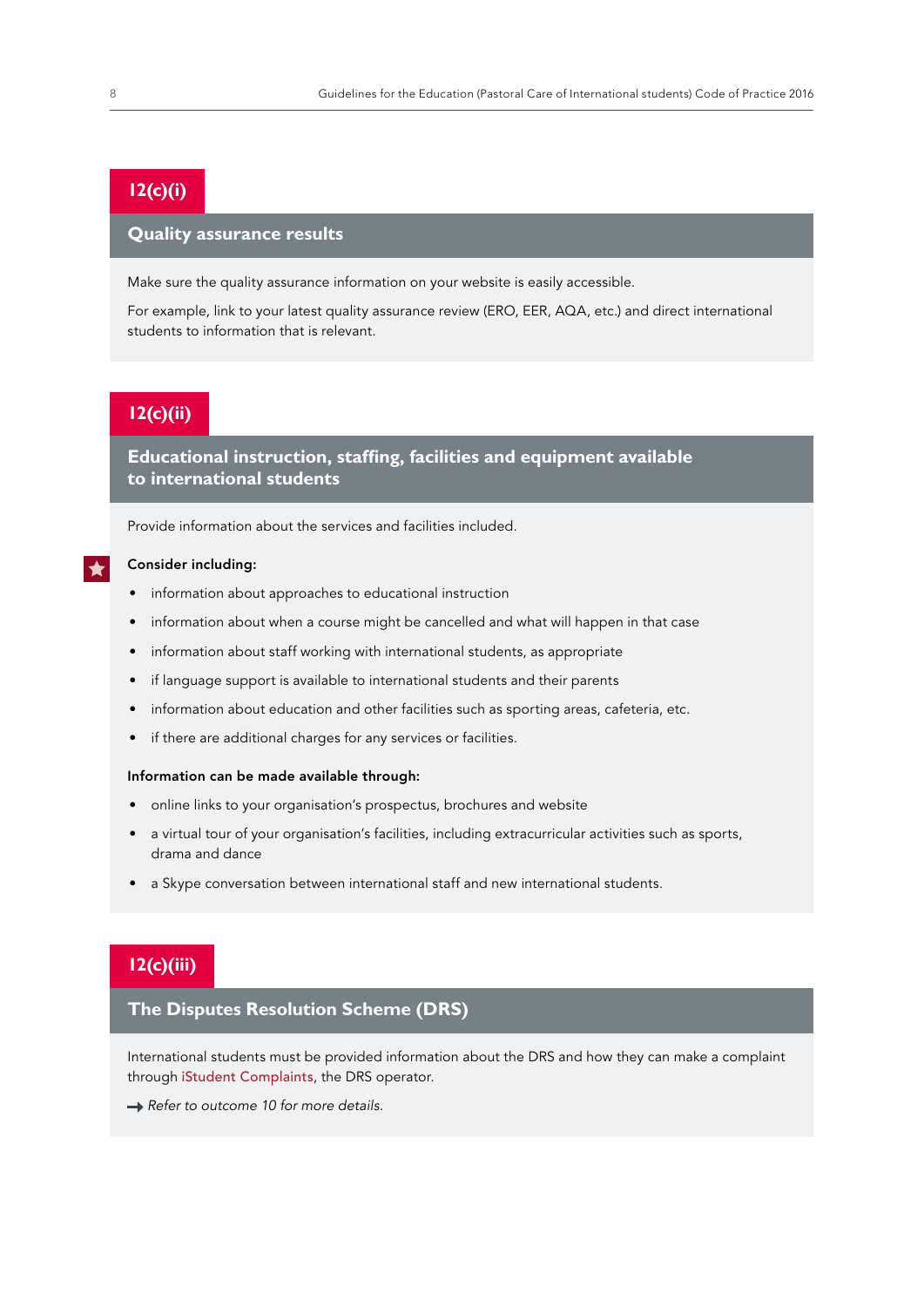## 12(c)(i)

### Quality assurance results

Make sure the quality assurance information on your website is easily accessible.

For example, link to your latest quality assurance review (ERO, EER, AQA, etc.) and direct international students to information that is relevant.

## 12(c)(ii)

### Educational instruction, staffing, facilities and equipment available to international students

Provide information about the services and facilities included.

**Consider including:**

- information about approaches to educational instruction
- information about when a course might be cancelled and what will happen in that case
- information about staff working with international students, as appropriate
- if language support is available to international students and their parents
- information about education and other facilities such as sporting areas, cafeteria, etc.
- if there are additional charges for any services or facilities.

**Information can be made available through:**

- online links to your organisation's prospectus, brochures and website
- a virtual tour of your organisation's facilities, including extracurricular activities such as sports, drama and dance
- a Skype conversation between international staff and new international students.

## 12(c)(iii)

### The Disputes Resolution Scheme (DRS)

International students must be provided information about the DRS and how they can make a complaint through iStudent Complaints, the DRS operator.

→ *Refer to outcome 10 for more details.*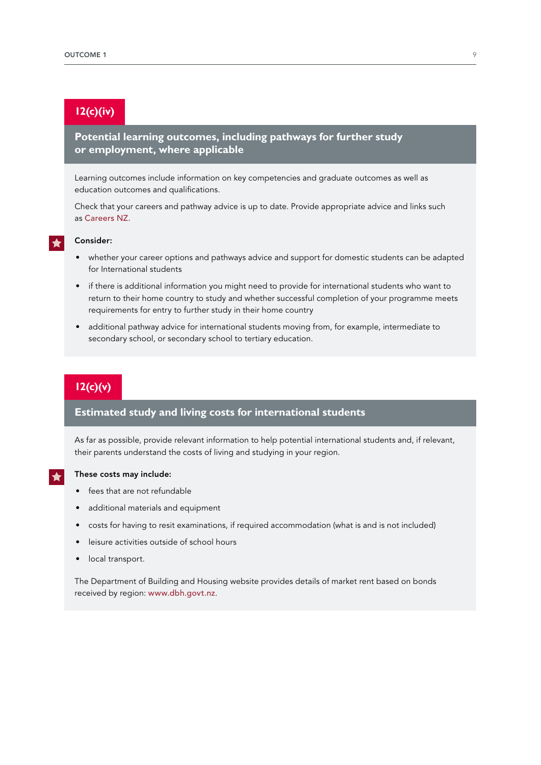## 12(c)(iv)

### Potential learning outcomes, including pathways for further study or employment, where applicable

Learning outcomes include information on key competencies and graduate outcomes as well as education outcomes and qualifications.

Check that your careers and pathway advice is up to date. Provide appropriate advice and links such as Careers NZ.

**Consider:**

- whether your career options and pathways advice and support for domestic students can be adapted for International students
- if there is additional information you might need to provide for international students who want to return to their home country to study and whether successful completion of your programme meets requirements for entry to further study in their home country
- additional pathway advice for international students moving from, for example, intermediate to secondary school, or secondary school to tertiary education.

## 12(c)(v)

### Estimated study and living costs for international students

As far as possible, provide relevant information to help potential international students and, if relevant, their parents understand the costs of living and studying in your region.

**These costs may include:**

- fees that are not refundable
- additional materials and equipment
- costs for having to resit examinations, if required accommodation (what is and is not included)
- leisure activities outside of school hours
- local transport.

The Department of Building and Housing website provides details of market rent based on bonds received by region: www.dbh.govt.nz.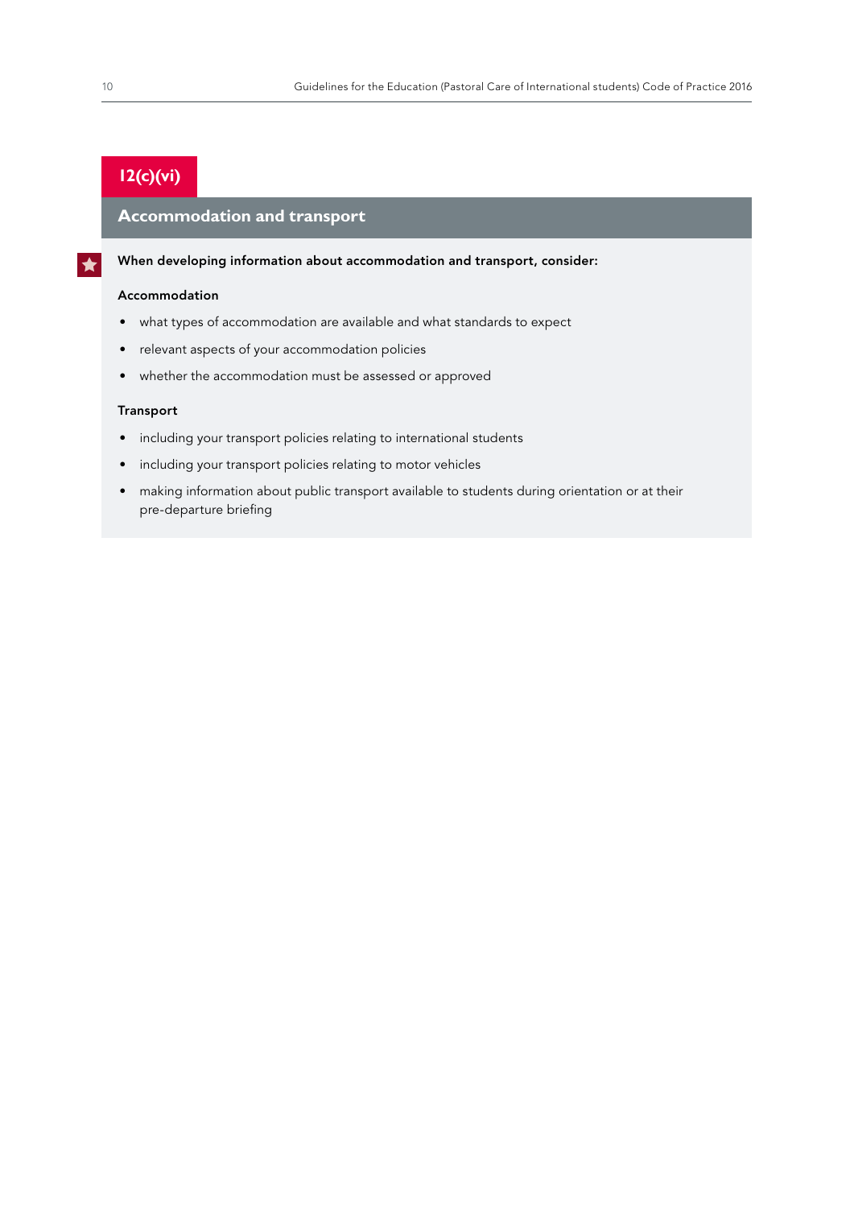## 12(c)(vi)

### Accommodation and transport

**When developing information about accommodation and transport, consider:**

**Accommodation**

- what types of accommodation are available and what standards to expect
- relevant aspects of your accommodation policies
- whether the accommodation must be assessed or approved

**Transport**

- including your transport policies relating to international students
- including your transport policies relating to motor vehicles
- making information about public transport available to students during orientation or at their pre-departure briefing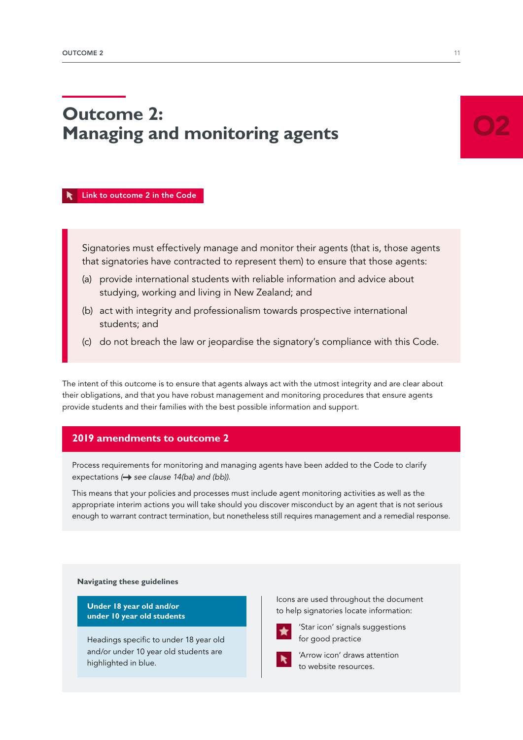# Outcome 2: Managing and monitoring agents

02

Link to outcome 2 in the Code

> Signatories must effectively manage and monitor their agents (that is, those agents that signatories have contracted to represent them) to ensure that those agents:
>
> (a) provide international students with reliable information and advice about studying, working and living in New Zealand; and
>
> (b) act with integrity and professionalism towards prospective international students; and
>
> (c) do not breach the law or jeopardise the signatory's compliance with this Code.

The intent of this outcome is to ensure that agents always act with the utmost integrity and are clear about their obligations, and that you have robust management and monitoring procedures that ensure agents provide students and their families with the best possible information and support.

## 2019 amendments to outcome 2

Process requirements for monitoring and managing agents have been added to the Code to clarify expectations (→ *see clause 14(ba) and (bb)).*

This means that your policies and processes must include agent monitoring activities as well as the appropriate interim actions you will take should you discover misconduct by an agent that is not serious enough to warrant contract termination, but nonetheless still requires management and a remedial response.

**Navigating these guidelines**

**Under 18 year old and/or under 10 year old students**

Headings specific to under 18 year old and/or under 10 year old students are highlighted in blue.

Icons are used throughout the document to help signatories locate information:

'Star icon' signals suggestions for good practice

'Arrow icon' draws attention to website resources.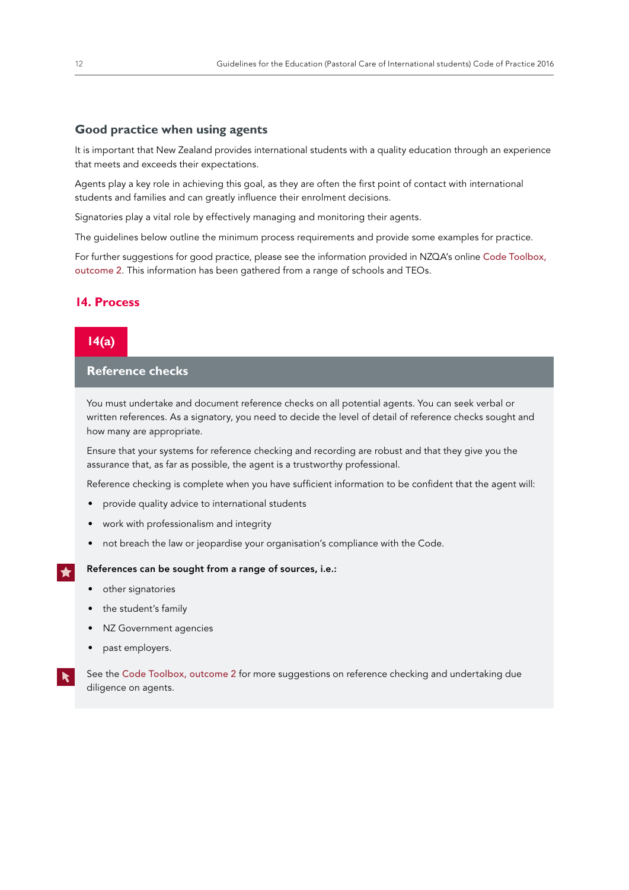## Good practice when using agents

It is important that New Zealand provides international students with a quality education through an experience that meets and exceeds their expectations.

Agents play a key role in achieving this goal, as they are often the first point of contact with international students and families and can greatly influence their enrolment decisions.

Signatories play a vital role by effectively managing and monitoring their agents.

The guidelines below outline the minimum process requirements and provide some examples for practice.

For further suggestions for good practice, please see the information provided in NZQA's online Code Toolbox, outcome 2. This information has been gathered from a range of schools and TEOs.

## 14. Process

### 14(a)

### Reference checks

You must undertake and document reference checks on all potential agents. You can seek verbal or written references. As a signatory, you need to decide the level of detail of reference checks sought and how many are appropriate.

Ensure that your systems for reference checking and recording are robust and that they give you the assurance that, as far as possible, the agent is a trustworthy professional.

Reference checking is complete when you have sufficient information to be confident that the agent will:

- provide quality advice to international students
- work with professionalism and integrity
- not breach the law or jeopardise your organisation's compliance with the Code.

**References can be sought from a range of sources, i.e.:**

- other signatories
- the student's family
- NZ Government agencies
- past employers.

See the Code Toolbox, outcome 2 for more suggestions on reference checking and undertaking due diligence on agents.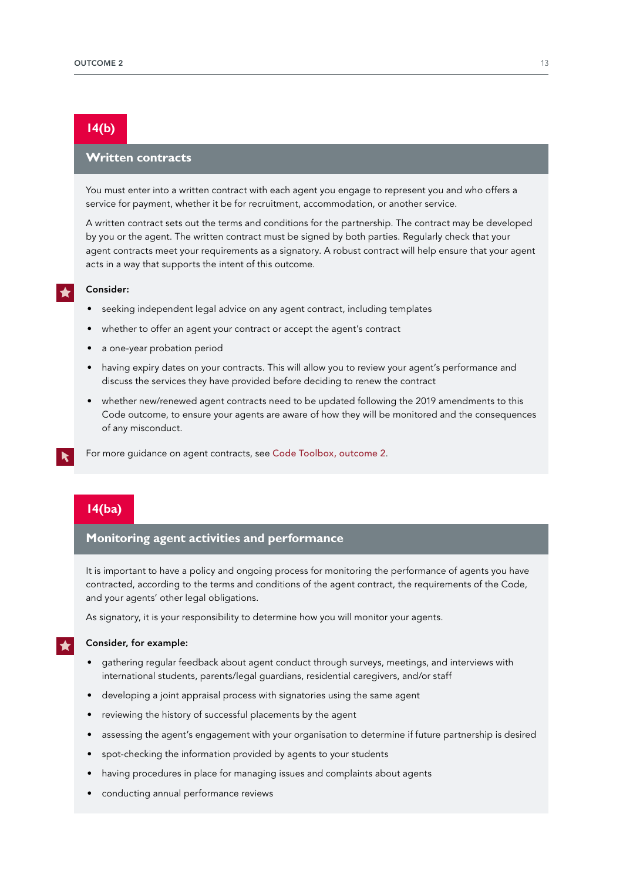## 14(b)

### Written contracts

You must enter into a written contract with each agent you engage to represent you and who offers a service for payment, whether it be for recruitment, accommodation, or another service.

A written contract sets out the terms and conditions for the partnership. The contract may be developed by you or the agent. The written contract must be signed by both parties. Regularly check that your agent contracts meet your requirements as a signatory. A robust contract will help ensure that your agent acts in a way that supports the intent of this outcome.

**Consider:**

- seeking independent legal advice on any agent contract, including templates
- whether to offer an agent your contract or accept the agent's contract
- a one-year probation period
- having expiry dates on your contracts. This will allow you to review your agent's performance and discuss the services they have provided before deciding to renew the contract
- whether new/renewed agent contracts need to be updated following the 2019 amendments to this Code outcome, to ensure your agents are aware of how they will be monitored and the consequences of any misconduct.

For more guidance on agent contracts, see Code Toolbox, outcome 2.

## 14(ba)

### Monitoring agent activities and performance

It is important to have a policy and ongoing process for monitoring the performance of agents you have contracted, according to the terms and conditions of the agent contract, the requirements of the Code, and your agents' other legal obligations.

As signatory, it is your responsibility to determine how you will monitor your agents.

**Consider, for example:**

- gathering regular feedback about agent conduct through surveys, meetings, and interviews with international students, parents/legal guardians, residential caregivers, and/or staff
- developing a joint appraisal process with signatories using the same agent
- reviewing the history of successful placements by the agent
- assessing the agent's engagement with your organisation to determine if future partnership is desired
- spot-checking the information provided by agents to your students
- having procedures in place for managing issues and complaints about agents
- conducting annual performance reviews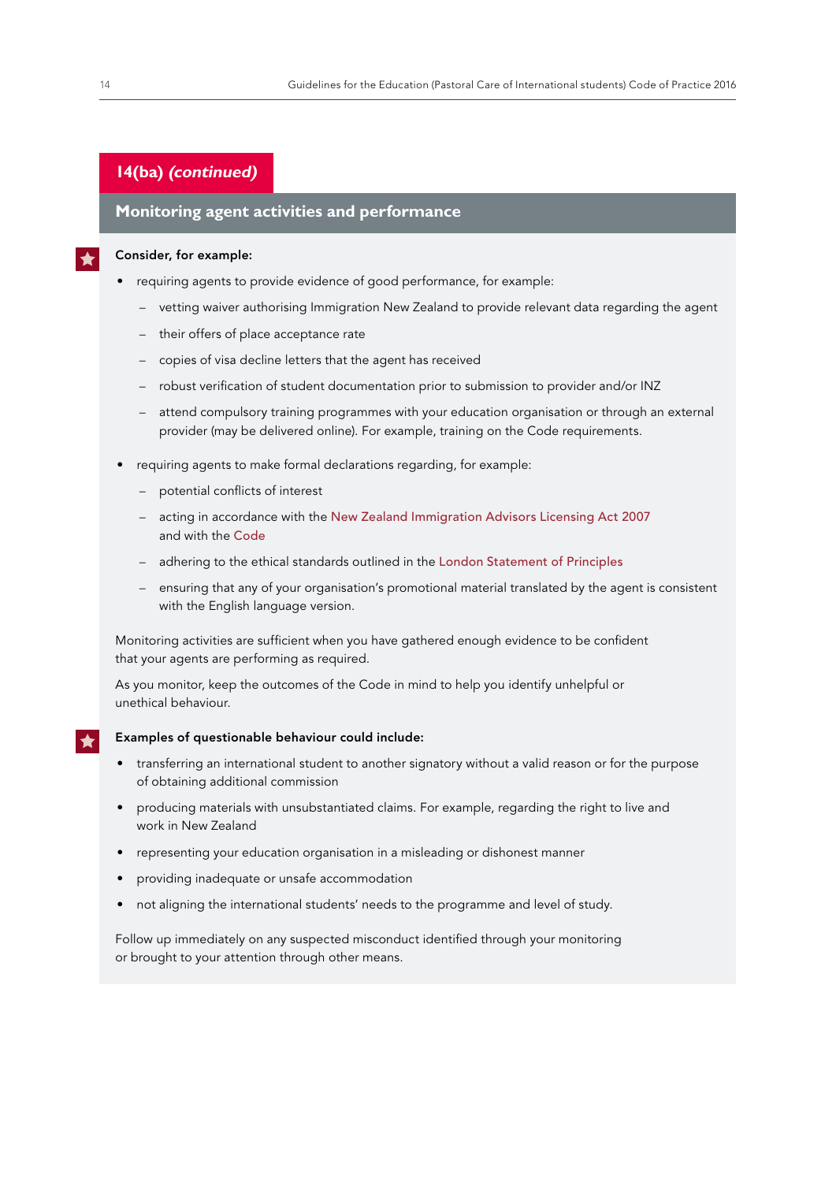## 14(ba) *(continued)*

### Monitoring agent activities and performance

**Consider, for example:**

- requiring agents to provide evidence of good performance, for example:
  - vetting waiver authorising Immigration New Zealand to provide relevant data regarding the agent
  - their offers of place acceptance rate
  - copies of visa decline letters that the agent has received
  - robust verification of student documentation prior to submission to provider and/or INZ
  - attend compulsory training programmes with your education organisation or through an external provider (may be delivered online). For example, training on the Code requirements.
- requiring agents to make formal declarations regarding, for example:
  - potential conflicts of interest
  - acting in accordance with the New Zealand Immigration Advisors Licensing Act 2007 and with the Code
  - adhering to the ethical standards outlined in the London Statement of Principles
  - ensuring that any of your organisation's promotional material translated by the agent is consistent with the English language version.

Monitoring activities are sufficient when you have gathered enough evidence to be confident that your agents are performing as required.

As you monitor, keep the outcomes of the Code in mind to help you identify unhelpful or unethical behaviour.

**Examples of questionable behaviour could include:**

- transferring an international student to another signatory without a valid reason or for the purpose of obtaining additional commission
- producing materials with unsubstantiated claims. For example, regarding the right to live and work in New Zealand
- representing your education organisation in a misleading or dishonest manner
- providing inadequate or unsafe accommodation
- not aligning the international students' needs to the programme and level of study.

Follow up immediately on any suspected misconduct identified through your monitoring or brought to your attention through other means.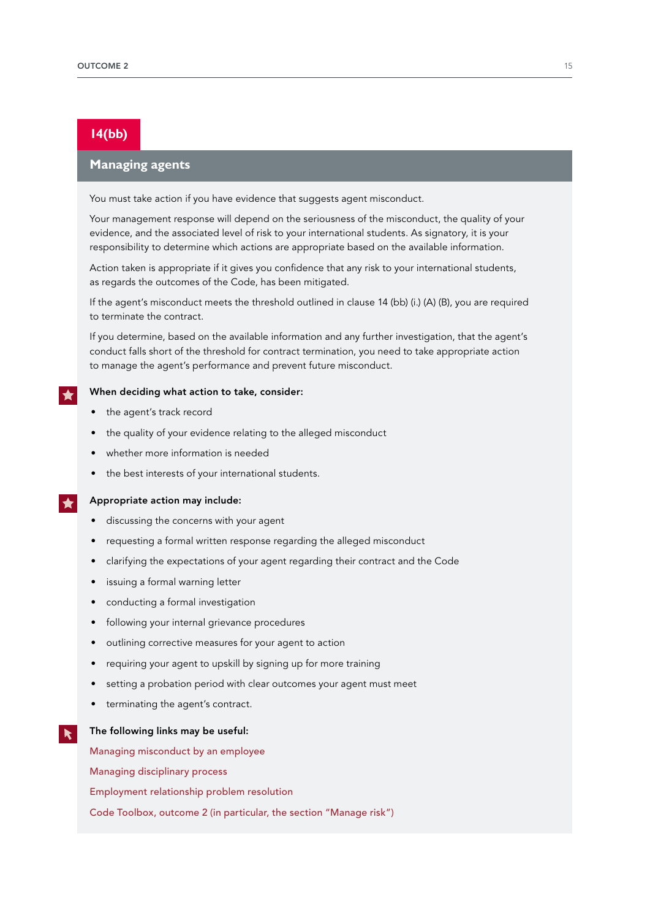## 14(bb)

### Managing agents

You must take action if you have evidence that suggests agent misconduct.

Your management response will depend on the seriousness of the misconduct, the quality of your evidence, and the associated level of risk to your international students. As signatory, it is your responsibility to determine which actions are appropriate based on the available information.

Action taken is appropriate if it gives you confidence that any risk to your international students, as regards the outcomes of the Code, has been mitigated.

If the agent's misconduct meets the threshold outlined in clause 14 (bb) (i.) (A) (B), you are required to terminate the contract.

If you determine, based on the available information and any further investigation, that the agent's conduct falls short of the threshold for contract termination, you need to take appropriate action to manage the agent's performance and prevent future misconduct.

**When deciding what action to take, consider:**

- the agent's track record
- the quality of your evidence relating to the alleged misconduct
- whether more information is needed
- the best interests of your international students.

**Appropriate action may include:**

- discussing the concerns with your agent
- requesting a formal written response regarding the alleged misconduct
- clarifying the expectations of your agent regarding their contract and the Code
- issuing a formal warning letter
- conducting a formal investigation
- following your internal grievance procedures
- outlining corrective measures for your agent to action
- requiring your agent to upskill by signing up for more training
- setting a probation period with clear outcomes your agent must meet
- terminating the agent's contract.

**The following links may be useful:**

Managing misconduct by an employee

Managing disciplinary process

Employment relationship problem resolution

Code Toolbox, outcome 2 (in particular, the section "Manage risk")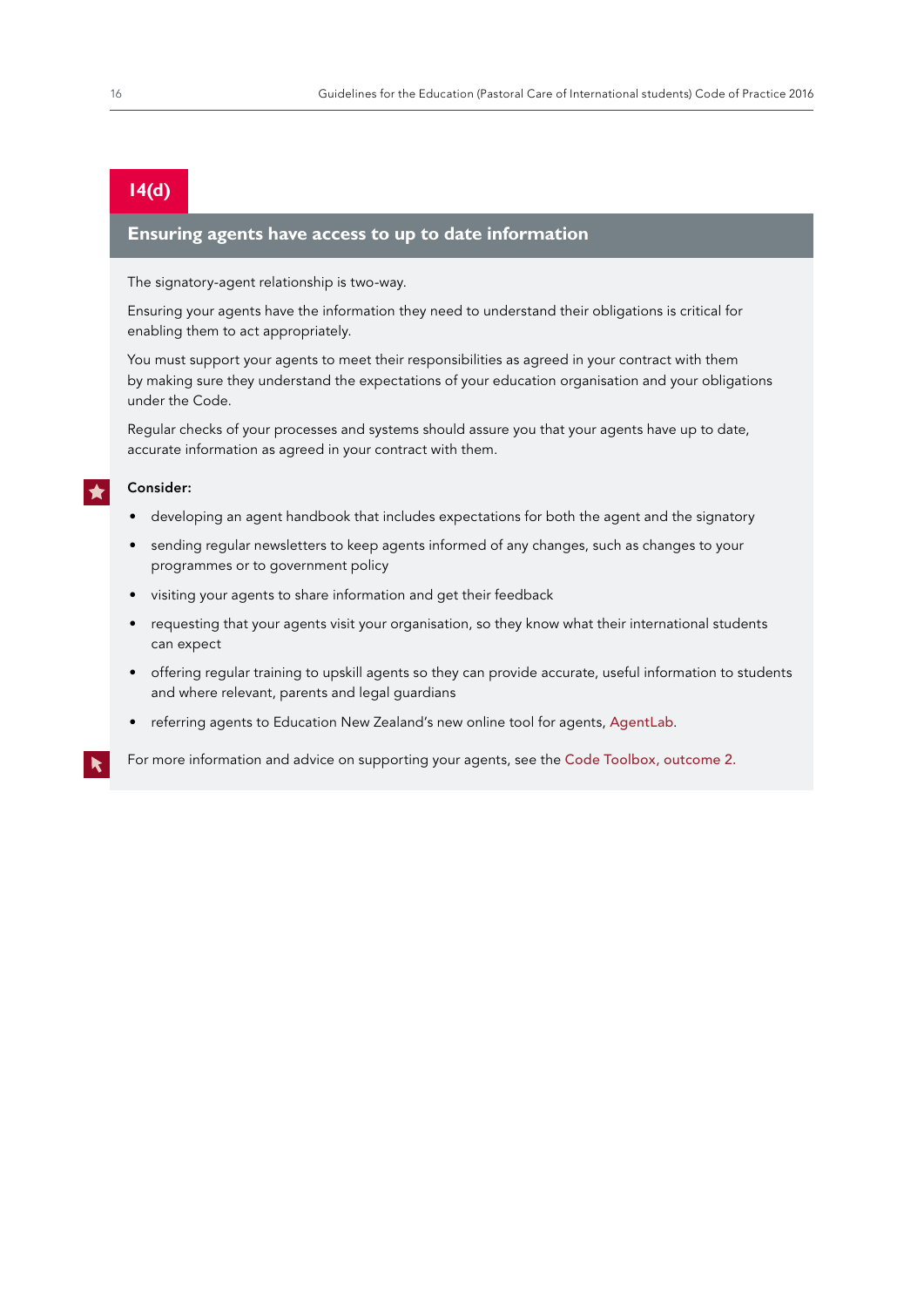## 14(d)

### Ensuring agents have access to up to date information

The signatory-agent relationship is two-way.

Ensuring your agents have the information they need to understand their obligations is critical for enabling them to act appropriately.

You must support your agents to meet their responsibilities as agreed in your contract with them by making sure they understand the expectations of your education organisation and your obligations under the Code.

Regular checks of your processes and systems should assure you that your agents have up to date, accurate information as agreed in your contract with them.

**Consider:**

- developing an agent handbook that includes expectations for both the agent and the signatory
- sending regular newsletters to keep agents informed of any changes, such as changes to your programmes or to government policy
- visiting your agents to share information and get their feedback
- requesting that your agents visit your organisation, so they know what their international students can expect
- offering regular training to upskill agents so they can provide accurate, useful information to students and where relevant, parents and legal guardians
- referring agents to Education New Zealand's new online tool for agents, AgentLab.

For more information and advice on supporting your agents, see the Code Toolbox, outcome 2.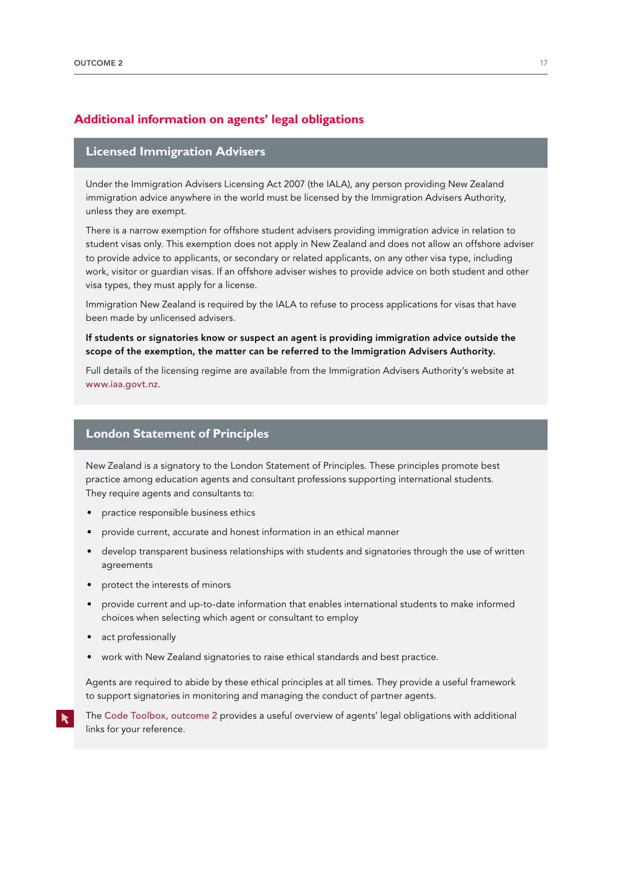## Additional information on agents' legal obligations

### Licensed Immigration Advisers

Under the Immigration Advisers Licensing Act 2007 (the IALA), any person providing New Zealand immigration advice anywhere in the world must be licensed by the Immigration Advisers Authority, unless they are exempt.

There is a narrow exemption for offshore student advisers providing immigration advice in relation to student visas only. This exemption does not apply in New Zealand and does not allow an offshore adviser to provide advice to applicants, or secondary or related applicants, on any other visa type, including work, visitor or guardian visas. If an offshore adviser wishes to provide advice on both student and other visa types, they must apply for a license.

Immigration New Zealand is required by the IALA to refuse to process applications for visas that have been made by unlicensed advisers.

**If students or signatories know or suspect an agent is providing immigration advice outside the scope of the exemption, the matter can be referred to the Immigration Advisers Authority.**

Full details of the licensing regime are available from the Immigration Advisers Authority's website at www.iaa.govt.nz.

### London Statement of Principles

New Zealand is a signatory to the London Statement of Principles. These principles promote best practice among education agents and consultant professions supporting international students. They require agents and consultants to:

- practice responsible business ethics
- provide current, accurate and honest information in an ethical manner
- develop transparent business relationships with students and signatories through the use of written agreements
- protect the interests of minors
- provide current and up-to-date information that enables international students to make informed choices when selecting which agent or consultant to employ
- act professionally
- work with New Zealand signatories to raise ethical standards and best practice.

Agents are required to abide by these ethical principles at all times. They provide a useful framework to support signatories in monitoring and managing the conduct of partner agents.

The Code Toolbox, outcome 2 provides a useful overview of agents' legal obligations with additional links for your reference.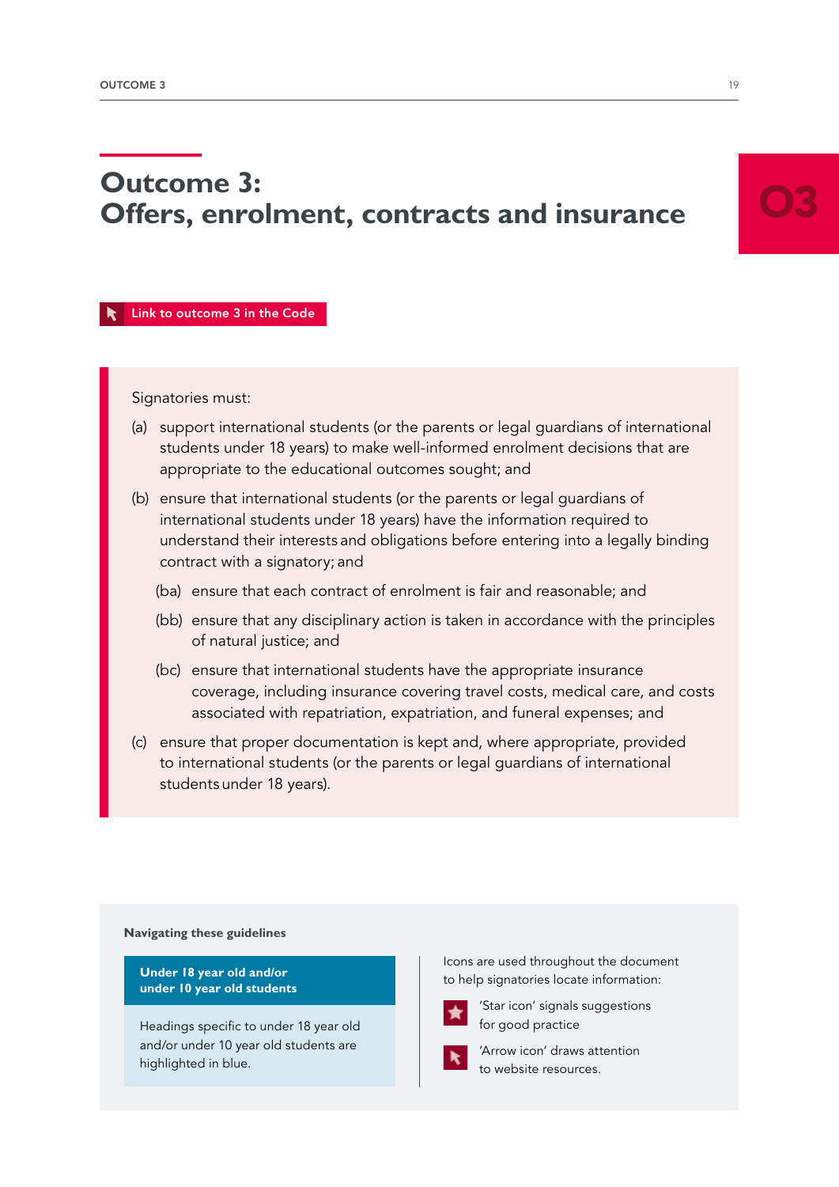# Outcome 3: Offers, enrolment, contracts and insurance

03

Link to outcome 3 in the Code

Signatories must:

(a) support international students (or the parents or legal guardians of international students under 18 years) to make well-informed enrolment decisions that are appropriate to the educational outcomes sought; and

(b) ensure that international students (or the parents or legal guardians of international students under 18 years) have the information required to understand their interests and obligations before entering into a legally binding contract with a signatory; and

  (ba) ensure that each contract of enrolment is fair and reasonable; and

  (bb) ensure that any disciplinary action is taken in accordance with the principles of natural justice; and

  (bc) ensure that international students have the appropriate insurance coverage, including insurance covering travel costs, medical care, and costs associated with repatriation, expatriation, and funeral expenses; and

(c) ensure that proper documentation is kept and, where appropriate, provided to international students (or the parents or legal guardians of international students under 18 years).

**Navigating these guidelines**

**Under 18 year old and/or under 10 year old students**

Headings specific to under 18 year old and/or under 10 year old students are highlighted in blue.

Icons are used throughout the document to help signatories locate information:

'Star icon' signals suggestions for good practice

'Arrow icon' draws attention to website resources.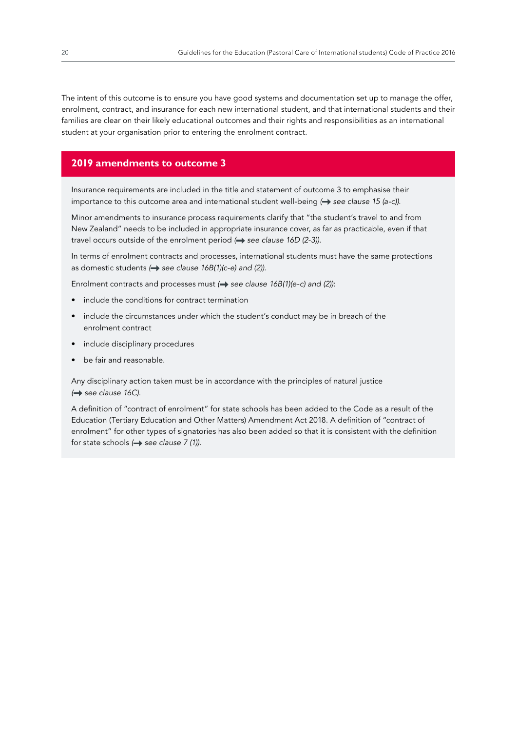The intent of this outcome is to ensure you have good systems and documentation set up to manage the offer, enrolment, contract, and insurance for each new international student, and that international students and their families are clear on their likely educational outcomes and their rights and responsibilities as an international student at your organisation prior to entering the enrolment contract.

## 2019 amendments to outcome 3

Insurance requirements are included in the title and statement of outcome 3 to emphasise their importance to this outcome area and international student well-being (→ *see clause 15 (a-c)).*

Minor amendments to insurance process requirements clarify that "the student's travel to and from New Zealand" needs to be included in appropriate insurance cover, as far as practicable, even if that travel occurs outside of the enrolment period (→ *see clause 16D (2-3)).*

In terms of enrolment contracts and processes, international students must have the same protections as domestic students (→ *see clause 16B(1)(c-e) and (2)).*

Enrolment contracts and processes must (→ *see clause 16B(1)(e-c) and (2))*:

- include the conditions for contract termination
- include the circumstances under which the student's conduct may be in breach of the enrolment contract
- include disciplinary procedures
- be fair and reasonable.

Any disciplinary action taken must be in accordance with the principles of natural justice (→ *see clause 16C).*

A definition of "contract of enrolment" for state schools has been added to the Code as a result of the Education (Tertiary Education and Other Matters) Amendment Act 2018. A definition of "contract of enrolment" for other types of signatories has also been added so that it is consistent with the definition for state schools (→ *see clause 7 (1)).*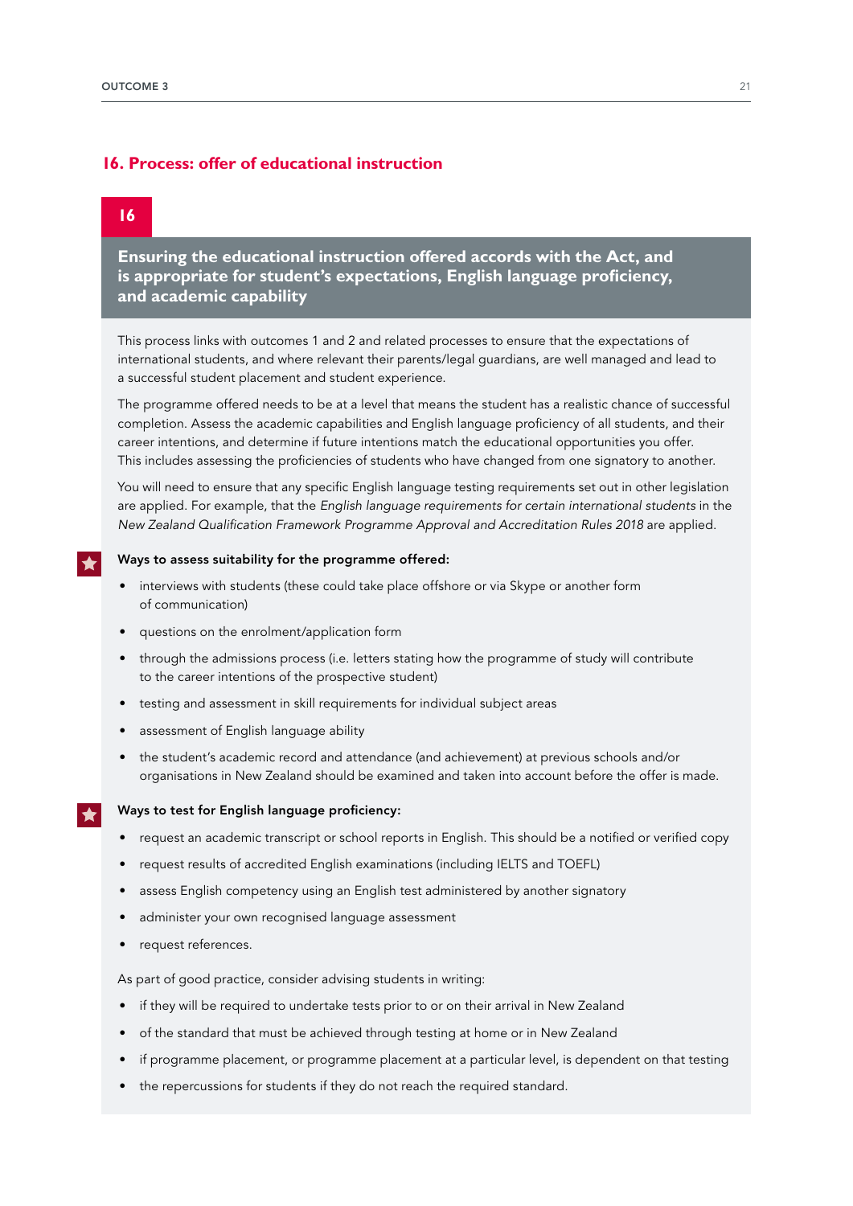## 16. Process: offer of educational instruction

**16**

### Ensuring the educational instruction offered accords with the Act, and is appropriate for student's expectations, English language proficiency, and academic capability

This process links with outcomes 1 and 2 and related processes to ensure that the expectations of international students, and where relevant their parents/legal guardians, are well managed and lead to a successful student placement and student experience.

The programme offered needs to be at a level that means the student has a realistic chance of successful completion. Assess the academic capabilities and English language proficiency of all students, and their career intentions, and determine if future intentions match the educational opportunities you offer. This includes assessing the proficiencies of students who have changed from one signatory to another.

You will need to ensure that any specific English language testing requirements set out in other legislation are applied. For example, that the *English language requirements for certain international students* in the *New Zealand Qualification Framework Programme Approval and Accreditation Rules 2018* are applied.

**Ways to assess suitability for the programme offered:**

- interviews with students (these could take place offshore or via Skype or another form of communication)
- questions on the enrolment/application form
- through the admissions process (i.e. letters stating how the programme of study will contribute to the career intentions of the prospective student)
- testing and assessment in skill requirements for individual subject areas
- assessment of English language ability
- the student's academic record and attendance (and achievement) at previous schools and/or organisations in New Zealand should be examined and taken into account before the offer is made.

**Ways to test for English language proficiency:**

- request an academic transcript or school reports in English. This should be a notified or verified copy
- request results of accredited English examinations (including IELTS and TOEFL)
- assess English competency using an English test administered by another signatory
- administer your own recognised language assessment
- request references.

As part of good practice, consider advising students in writing:

- if they will be required to undertake tests prior to or on their arrival in New Zealand
- of the standard that must be achieved through testing at home or in New Zealand
- if programme placement, or programme placement at a particular level, is dependent on that testing
- the repercussions for students if they do not reach the required standard.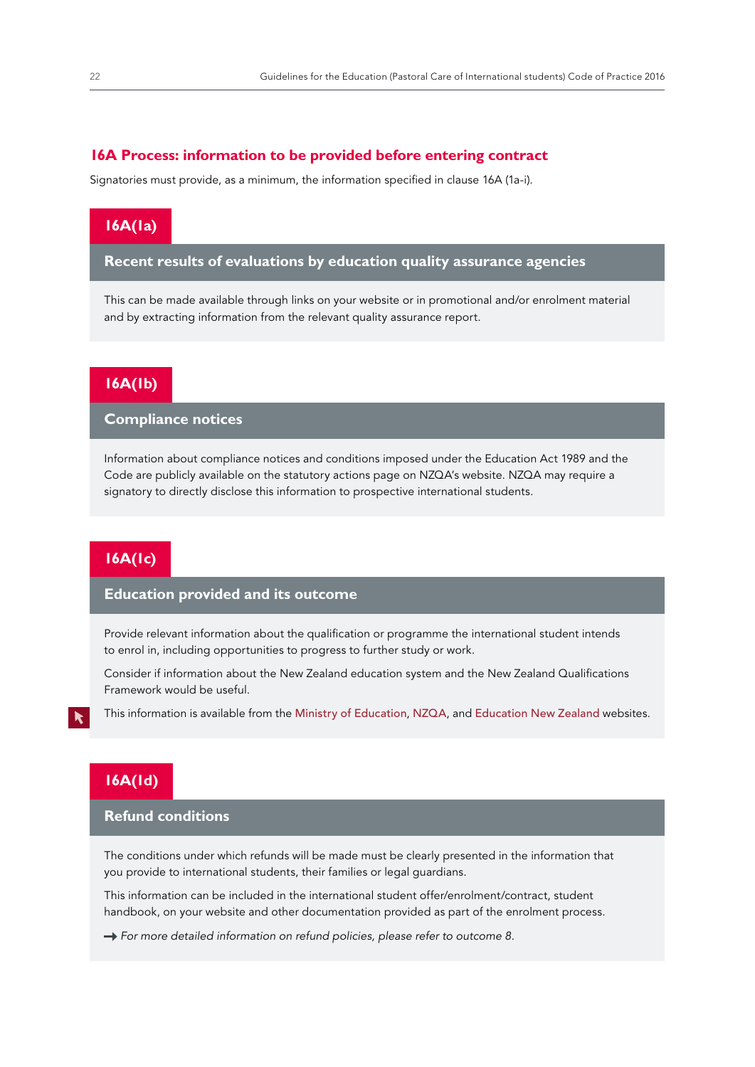## 16A Process: information to be provided before entering contract

Signatories must provide, as a minimum, the information specified in clause 16A (1a-i).

### 16A(1a)

#### Recent results of evaluations by education quality assurance agencies

This can be made available through links on your website or in promotional and/or enrolment material and by extracting information from the relevant quality assurance report.

### 16A(1b)

#### Compliance notices

Information about compliance notices and conditions imposed under the Education Act 1989 and the Code are publicly available on the statutory actions page on NZQA's website. NZQA may require a signatory to directly disclose this information to prospective international students.

### 16A(1c)

#### Education provided and its outcome

Provide relevant information about the qualification or programme the international student intends to enrol in, including opportunities to progress to further study or work.

Consider if information about the New Zealand education system and the New Zealand Qualifications Framework would be useful.

This information is available from the Ministry of Education, NZQA, and Education New Zealand websites.

### 16A(1d)

#### Refund conditions

The conditions under which refunds will be made must be clearly presented in the information that you provide to international students, their families or legal guardians.

This information can be included in the international student offer/enrolment/contract, student handbook, on your website and other documentation provided as part of the enrolment process.

→ *For more detailed information on refund policies, please refer to outcome 8.*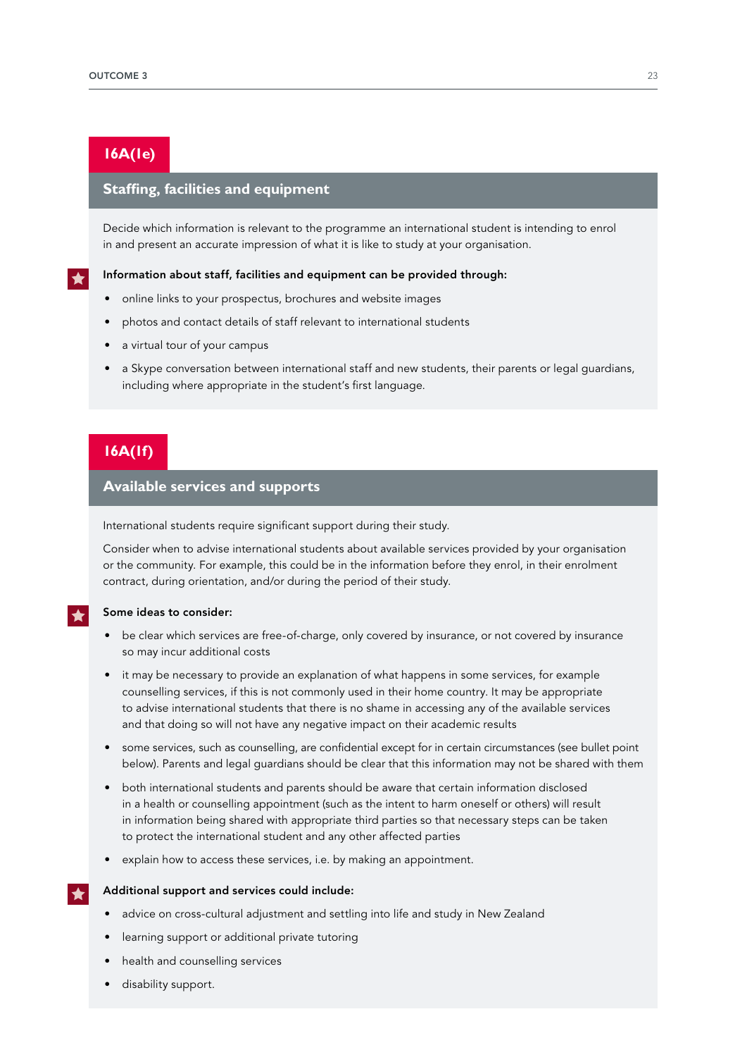## 16A(1e)

### Staffing, facilities and equipment

Decide which information is relevant to the programme an international student is intending to enrol in and present an accurate impression of what it is like to study at your organisation.

**Information about staff, facilities and equipment can be provided through:**

- online links to your prospectus, brochures and website images
- photos and contact details of staff relevant to international students
- a virtual tour of your campus
- a Skype conversation between international staff and new students, their parents or legal guardians, including where appropriate in the student's first language.

## 16A(1f)

### Available services and supports

International students require significant support during their study.

Consider when to advise international students about available services provided by your organisation or the community. For example, this could be in the information before they enrol, in their enrolment contract, during orientation, and/or during the period of their study.

**Some ideas to consider:**

- be clear which services are free-of-charge, only covered by insurance, or not covered by insurance so may incur additional costs
- it may be necessary to provide an explanation of what happens in some services, for example counselling services, if this is not commonly used in their home country. It may be appropriate to advise international students that there is no shame in accessing any of the available services and that doing so will not have any negative impact on their academic results
- some services, such as counselling, are confidential except for in certain circumstances (see bullet point below). Parents and legal guardians should be clear that this information may not be shared with them
- both international students and parents should be aware that certain information disclosed in a health or counselling appointment (such as the intent to harm oneself or others) will result in information being shared with appropriate third parties so that necessary steps can be taken to protect the international student and any other affected parties
- explain how to access these services, i.e. by making an appointment.

**Additional support and services could include:**

- advice on cross-cultural adjustment and settling into life and study in New Zealand
- learning support or additional private tutoring
- health and counselling services
- disability support.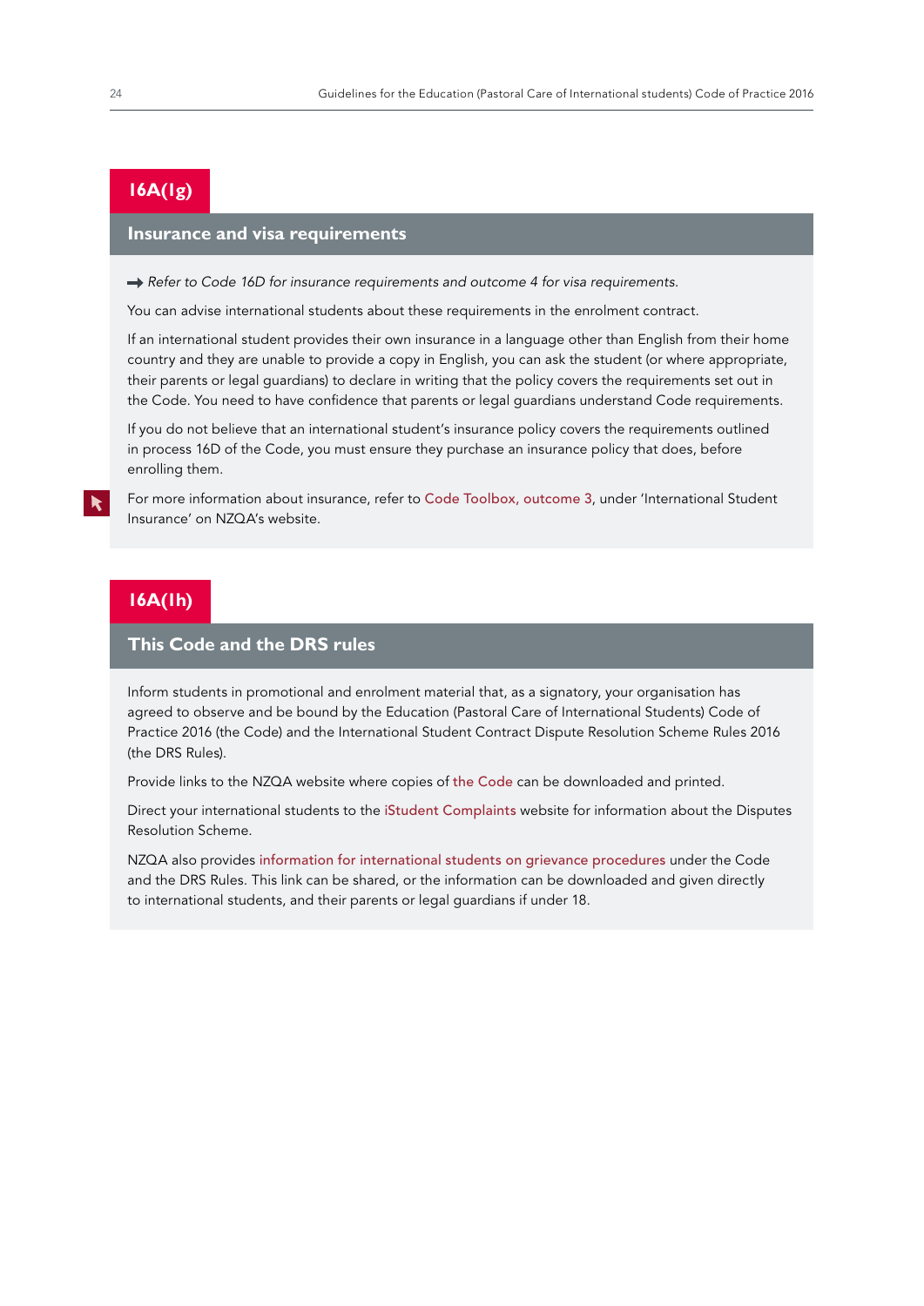## 16A(1g)

### Insurance and visa requirements

→ *Refer to Code 16D for insurance requirements and outcome 4 for visa requirements.*

You can advise international students about these requirements in the enrolment contract.

If an international student provides their own insurance in a language other than English from their home country and they are unable to provide a copy in English, you can ask the student (or where appropriate, their parents or legal guardians) to declare in writing that the policy covers the requirements set out in the Code. You need to have confidence that parents or legal guardians understand Code requirements.

If you do not believe that an international student's insurance policy covers the requirements outlined in process 16D of the Code, you must ensure they purchase an insurance policy that does, before enrolling them.

For more information about insurance, refer to Code Toolbox, outcome 3, under 'International Student Insurance' on NZQA's website.

## 16A(1h)

### This Code and the DRS rules

Inform students in promotional and enrolment material that, as a signatory, your organisation has agreed to observe and be bound by the Education (Pastoral Care of International Students) Code of Practice 2016 (the Code) and the International Student Contract Dispute Resolution Scheme Rules 2016 (the DRS Rules).

Provide links to the NZQA website where copies of the Code can be downloaded and printed.

Direct your international students to the iStudent Complaints website for information about the Disputes Resolution Scheme.

NZQA also provides information for international students on grievance procedures under the Code and the DRS Rules. This link can be shared, or the information can be downloaded and given directly to international students, and their parents or legal guardians if under 18.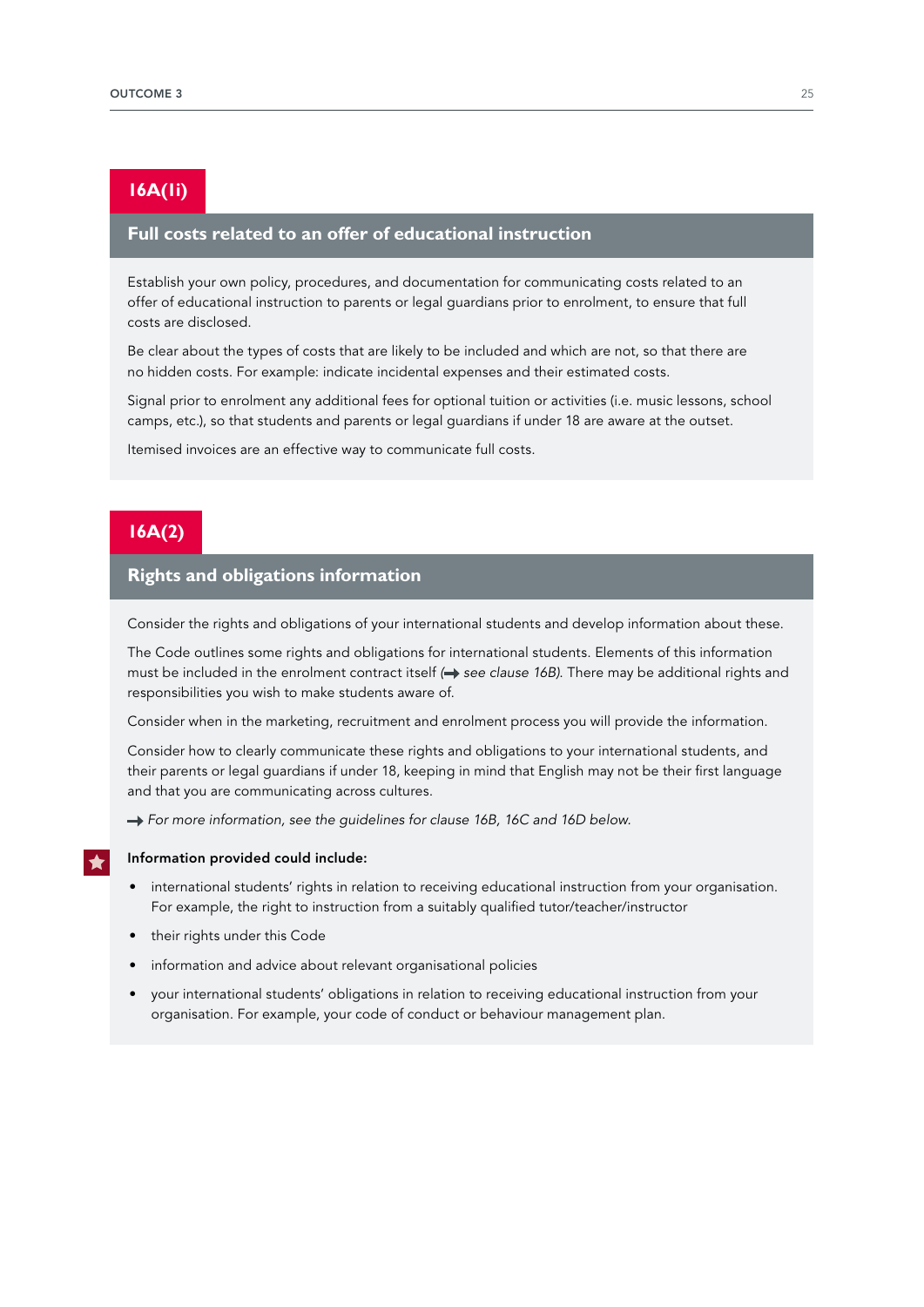## 16A(1i)

### Full costs related to an offer of educational instruction

Establish your own policy, procedures, and documentation for communicating costs related to an offer of educational instruction to parents or legal guardians prior to enrolment, to ensure that full costs are disclosed.

Be clear about the types of costs that are likely to be included and which are not, so that there are no hidden costs. For example: indicate incidental expenses and their estimated costs.

Signal prior to enrolment any additional fees for optional tuition or activities (i.e. music lessons, school camps, etc.), so that students and parents or legal guardians if under 18 are aware at the outset.

Itemised invoices are an effective way to communicate full costs.

## 16A(2)

### Rights and obligations information

Consider the rights and obligations of your international students and develop information about these.

The Code outlines some rights and obligations for international students. Elements of this information must be included in the enrolment contract itself (→ *see clause 16B).* There may be additional rights and responsibilities you wish to make students aware of.

Consider when in the marketing, recruitment and enrolment process you will provide the information.

Consider how to clearly communicate these rights and obligations to your international students, and their parents or legal guardians if under 18, keeping in mind that English may not be their first language and that you are communicating across cultures.

→ *For more information, see the guidelines for clause 16B, 16C and 16D below.*

**Information provided could include:**

- international students' rights in relation to receiving educational instruction from your organisation. For example, the right to instruction from a suitably qualified tutor/teacher/instructor
- their rights under this Code
- information and advice about relevant organisational policies
- your international students' obligations in relation to receiving educational instruction from your organisation. For example, your code of conduct or behaviour management plan.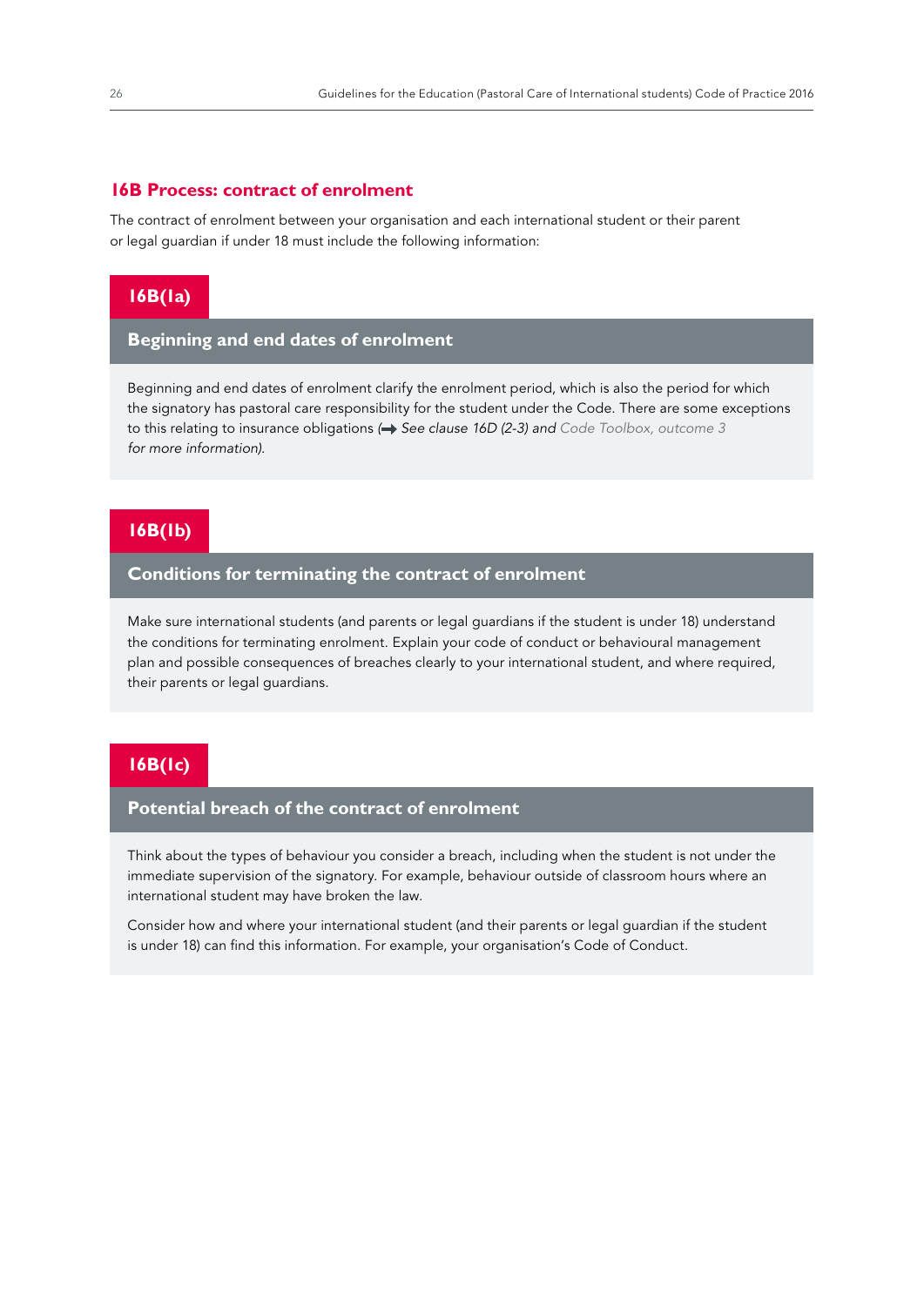## 16B Process: contract of enrolment

The contract of enrolment between your organisation and each international student or their parent or legal guardian if under 18 must include the following information:

### 16B(1a)

#### Beginning and end dates of enrolment

Beginning and end dates of enrolment clarify the enrolment period, which is also the period for which the signatory has pastoral care responsibility for the student under the Code. There are some exceptions to this relating to insurance obligations (→ *See clause 16D (2-3) and Code Toolbox, outcome 3 for more information*).

### 16B(1b)

#### Conditions for terminating the contract of enrolment

Make sure international students (and parents or legal guardians if the student is under 18) understand the conditions for terminating enrolment. Explain your code of conduct or behavioural management plan and possible consequences of breaches clearly to your international student, and where required, their parents or legal guardians.

### 16B(1c)

#### Potential breach of the contract of enrolment

Think about the types of behaviour you consider a breach, including when the student is not under the immediate supervision of the signatory. For example, behaviour outside of classroom hours where an international student may have broken the law.

Consider how and where your international student (and their parents or legal guardian if the student is under 18) can find this information. For example, your organisation's Code of Conduct.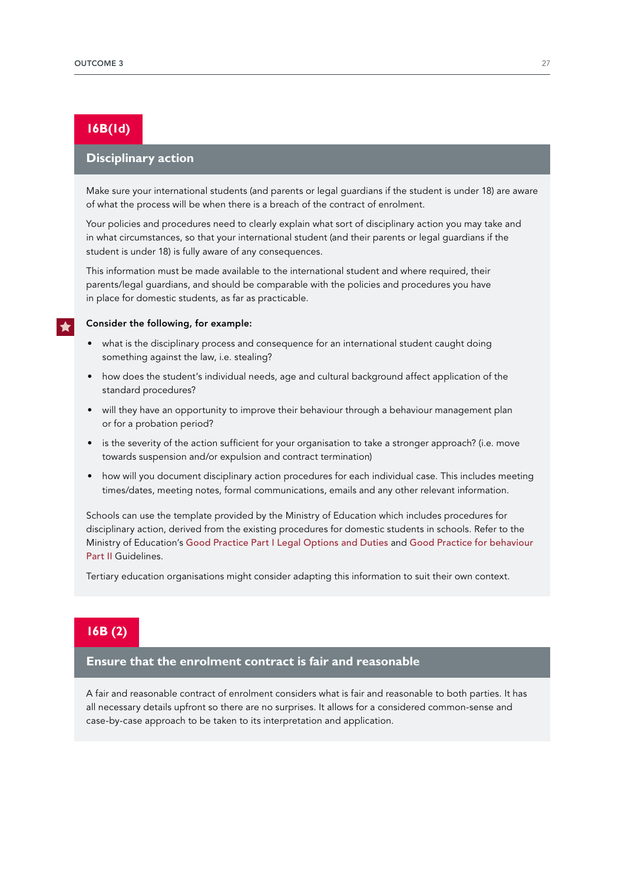## 16B(1d)

### Disciplinary action

Make sure your international students (and parents or legal guardians if the student is under 18) are aware of what the process will be when there is a breach of the contract of enrolment.

Your policies and procedures need to clearly explain what sort of disciplinary action you may take and in what circumstances, so that your international student (and their parents or legal guardians if the student is under 18) is fully aware of any consequences.

This information must be made available to the international student and where required, their parents/legal guardians, and should be comparable with the policies and procedures you have in place for domestic students, as far as practicable.

**Consider the following, for example:**

- what is the disciplinary process and consequence for an international student caught doing something against the law, i.e. stealing?
- how does the student's individual needs, age and cultural background affect application of the standard procedures?
- will they have an opportunity to improve their behaviour through a behaviour management plan or for a probation period?
- is the severity of the action sufficient for your organisation to take a stronger approach? (i.e. move towards suspension and/or expulsion and contract termination)
- how will you document disciplinary action procedures for each individual case. This includes meeting times/dates, meeting notes, formal communications, emails and any other relevant information.

Schools can use the template provided by the Ministry of Education which includes procedures for disciplinary action, derived from the existing procedures for domestic students in schools. Refer to the Ministry of Education's Good Practice Part I Legal Options and Duties and Good Practice for behaviour Part II Guidelines.

Tertiary education organisations might consider adapting this information to suit their own context.

## 16B (2)

### Ensure that the enrolment contract is fair and reasonable

A fair and reasonable contract of enrolment considers what is fair and reasonable to both parties. It has all necessary details upfront so there are no surprises. It allows for a considered common-sense and case-by-case approach to be taken to its interpretation and application.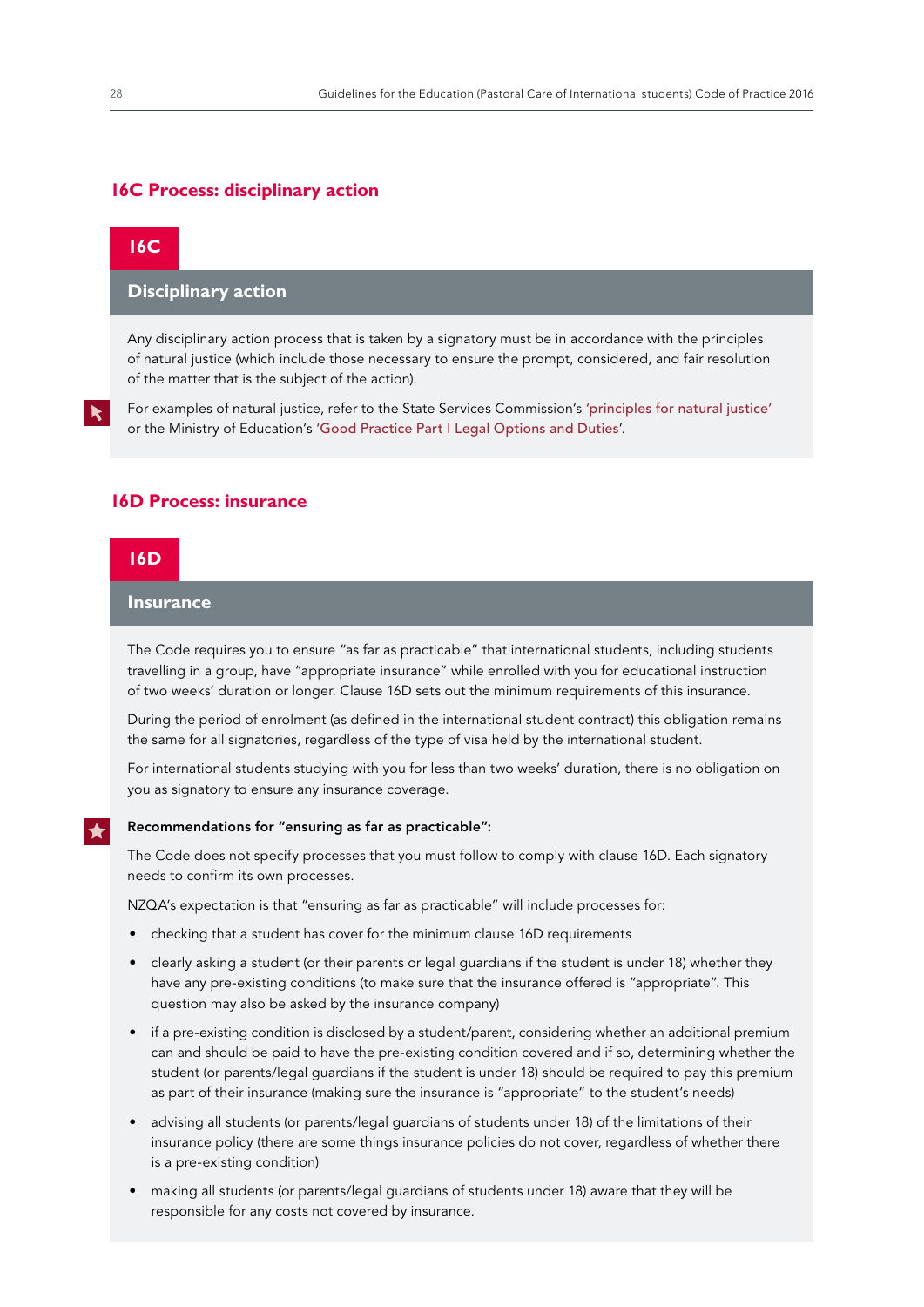## 16C Process: disciplinary action

### 16C

### Disciplinary action

Any disciplinary action process that is taken by a signatory must be in accordance with the principles of natural justice (which include those necessary to ensure the prompt, considered, and fair resolution of the matter that is the subject of the action).

For examples of natural justice, refer to the State Services Commission's 'principles for natural justice' or the Ministry of Education's 'Good Practice Part I Legal Options and Duties'.

## 16D Process: insurance

### 16D

### Insurance

The Code requires you to ensure "as far as practicable" that international students, including students travelling in a group, have "appropriate insurance" while enrolled with you for educational instruction of two weeks' duration or longer. Clause 16D sets out the minimum requirements of this insurance.

During the period of enrolment (as defined in the international student contract) this obligation remains the same for all signatories, regardless of the type of visa held by the international student.

For international students studying with you for less than two weeks' duration, there is no obligation on you as signatory to ensure any insurance coverage.

**Recommendations for "ensuring as far as practicable":**

The Code does not specify processes that you must follow to comply with clause 16D. Each signatory needs to confirm its own processes.

NZQA's expectation is that "ensuring as far as practicable" will include processes for:

- checking that a student has cover for the minimum clause 16D requirements
- clearly asking a student (or their parents or legal guardians if the student is under 18) whether they have any pre-existing conditions (to make sure that the insurance offered is "appropriate". This question may also be asked by the insurance company)
- if a pre-existing condition is disclosed by a student/parent, considering whether an additional premium can and should be paid to have the pre-existing condition covered and if so, determining whether the student (or parents/legal guardians if the student is under 18) should be required to pay this premium as part of their insurance (making sure the insurance is "appropriate" to the student's needs)
- advising all students (or parents/legal guardians of students under 18) of the limitations of their insurance policy (there are some things insurance policies do not cover, regardless of whether there is a pre-existing condition)
- making all students (or parents/legal guardians of students under 18) aware that they will be responsible for any costs not covered by insurance.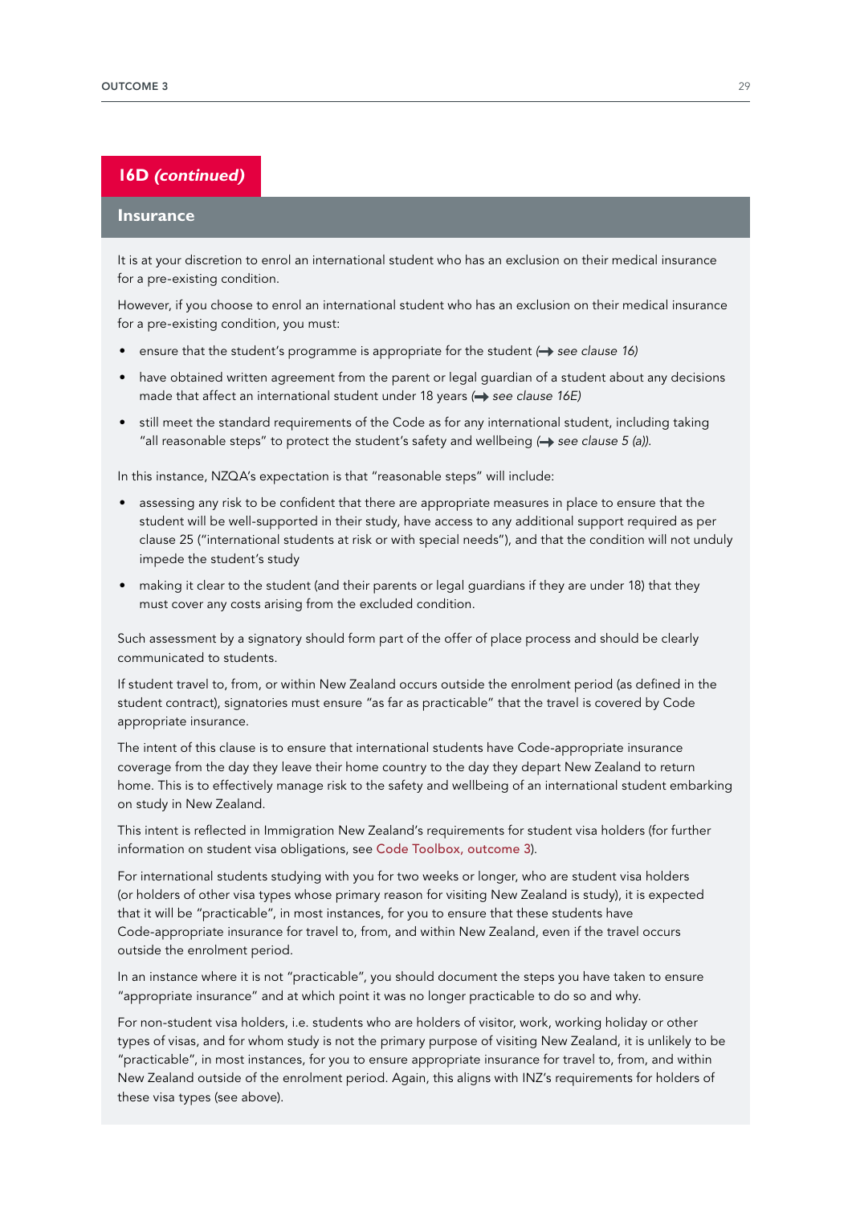## 16D *(continued)*

### Insurance

It is at your discretion to enrol an international student who has an exclusion on their medical insurance for a pre-existing condition.

However, if you choose to enrol an international student who has an exclusion on their medical insurance for a pre-existing condition, you must:

- ensure that the student's programme is appropriate for the student (→ *see clause 16)*
- have obtained written agreement from the parent or legal guardian of a student about any decisions made that affect an international student under 18 years (→ *see clause 16E)*
- still meet the standard requirements of the Code as for any international student, including taking "all reasonable steps" to protect the student's safety and wellbeing (→ *see clause 5 (a))*.

In this instance, NZQA's expectation is that "reasonable steps" will include:

- assessing any risk to be confident that there are appropriate measures in place to ensure that the student will be well-supported in their study, have access to any additional support required as per clause 25 ("international students at risk or with special needs"), and that the condition will not unduly impede the student's study
- making it clear to the student (and their parents or legal guardians if they are under 18) that they must cover any costs arising from the excluded condition.

Such assessment by a signatory should form part of the offer of place process and should be clearly communicated to students.

If student travel to, from, or within New Zealand occurs outside the enrolment period (as defined in the student contract), signatories must ensure "as far as practicable" that the travel is covered by Code appropriate insurance.

The intent of this clause is to ensure that international students have Code-appropriate insurance coverage from the day they leave their home country to the day they depart New Zealand to return home. This is to effectively manage risk to the safety and wellbeing of an international student embarking on study in New Zealand.

This intent is reflected in Immigration New Zealand's requirements for student visa holders (for further information on student visa obligations, see Code Toolbox, outcome 3).

For international students studying with you for two weeks or longer, who are student visa holders (or holders of other visa types whose primary reason for visiting New Zealand is study), it is expected that it will be "practicable", in most instances, for you to ensure that these students have Code-appropriate insurance for travel to, from, and within New Zealand, even if the travel occurs outside the enrolment period.

In an instance where it is not "practicable", you should document the steps you have taken to ensure "appropriate insurance" and at which point it was no longer practicable to do so and why.

For non-student visa holders, i.e. students who are holders of visitor, work, working holiday or other types of visas, and for whom study is not the primary purpose of visiting New Zealand, it is unlikely to be "practicable", in most instances, for you to ensure appropriate insurance for travel to, from, and within New Zealand outside of the enrolment period. Again, this aligns with INZ's requirements for holders of these visa types (see above).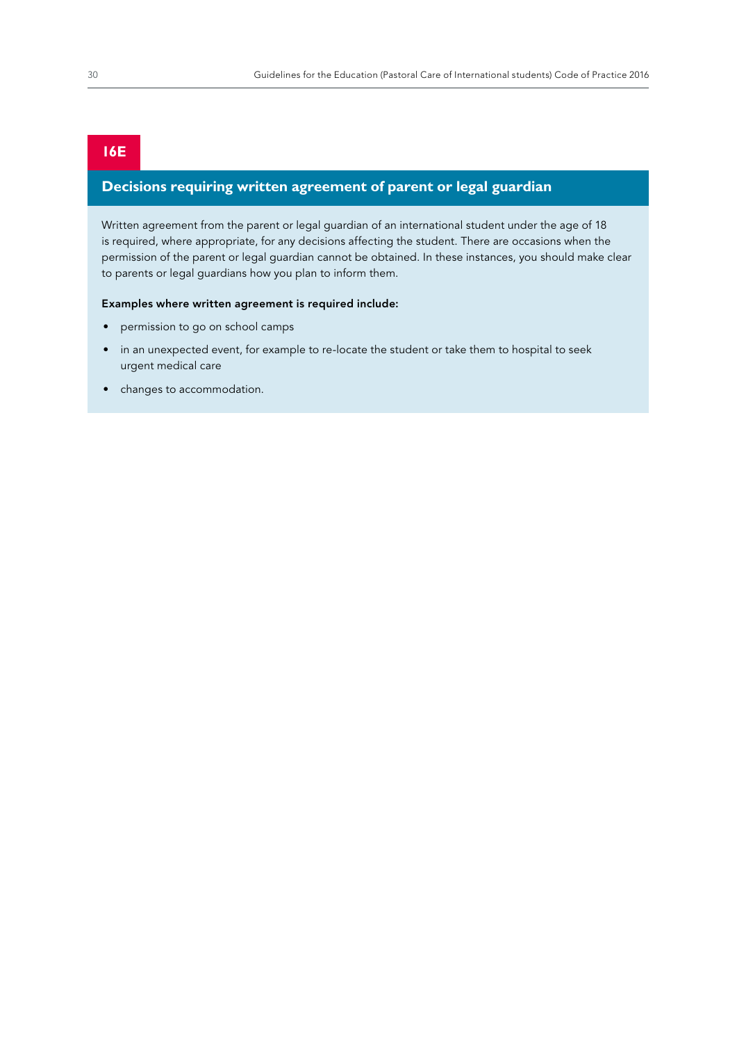## 16E

### Decisions requiring written agreement of parent or legal guardian

Written agreement from the parent or legal guardian of an international student under the age of 18 is required, where appropriate, for any decisions affecting the student. There are occasions when the permission of the parent or legal guardian cannot be obtained. In these instances, you should make clear to parents or legal guardians how you plan to inform them.

**Examples where written agreement is required include:**

- permission to go on school camps
- in an unexpected event, for example to re-locate the student or take them to hospital to seek urgent medical care
- changes to accommodation.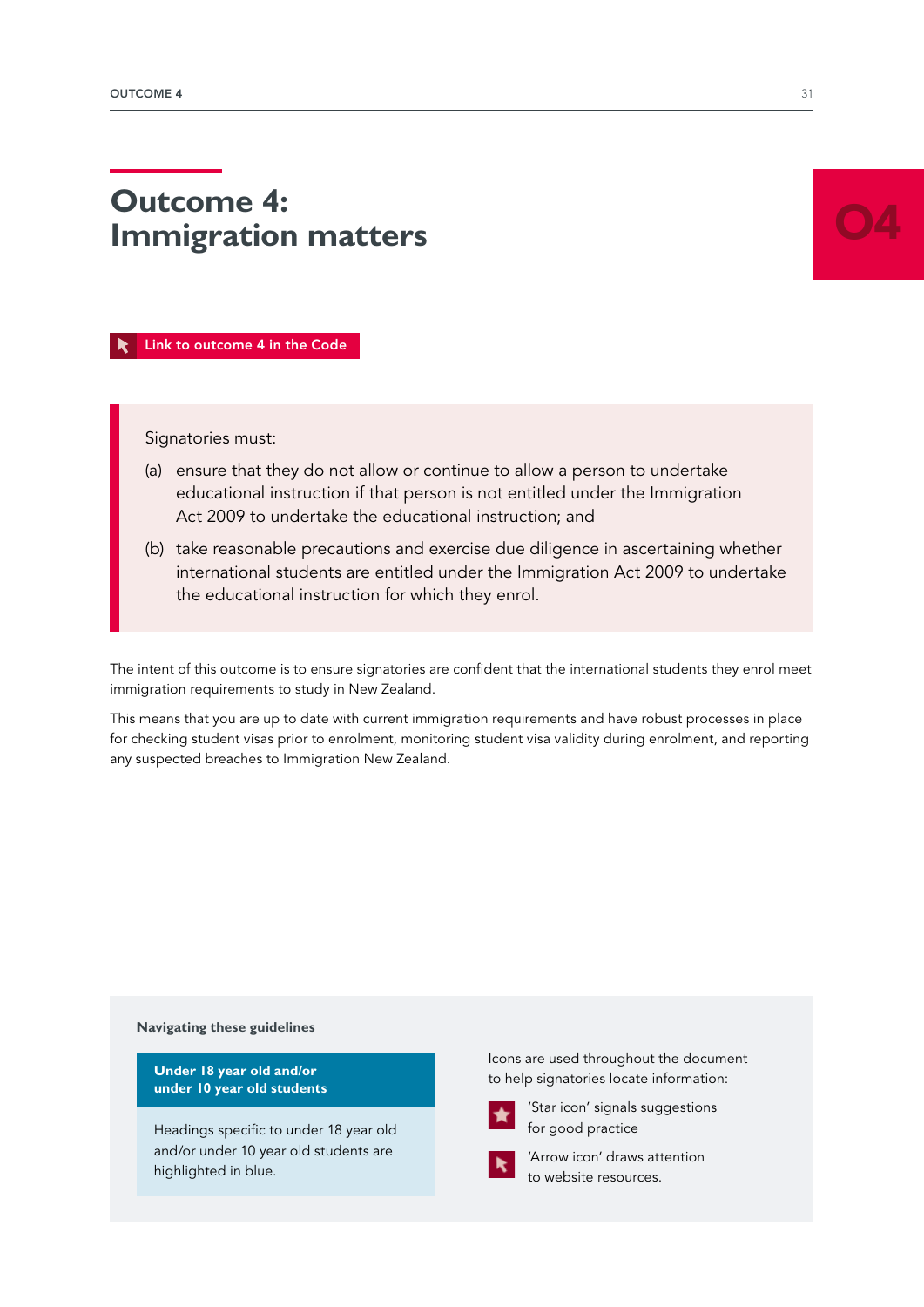# Outcome 4: Immigration matters

04

Link to outcome 4 in the Code

Signatories must:

(a) ensure that they do not allow or continue to allow a person to undertake educational instruction if that person is not entitled under the Immigration Act 2009 to undertake the educational instruction; and

(b) take reasonable precautions and exercise due diligence in ascertaining whether international students are entitled under the Immigration Act 2009 to undertake the educational instruction for which they enrol.

The intent of this outcome is to ensure signatories are confident that the international students they enrol meet immigration requirements to study in New Zealand.

This means that you are up to date with current immigration requirements and have robust processes in place for checking student visas prior to enrolment, monitoring student visa validity during enrolment, and reporting any suspected breaches to Immigration New Zealand.

**Navigating these guidelines**

**Under 18 year old and/or under 10 year old students**

Headings specific to under 18 year old and/or under 10 year old students are highlighted in blue.

Icons are used throughout the document to help signatories locate information:

'Star icon' signals suggestions for good practice

'Arrow icon' draws attention to website resources.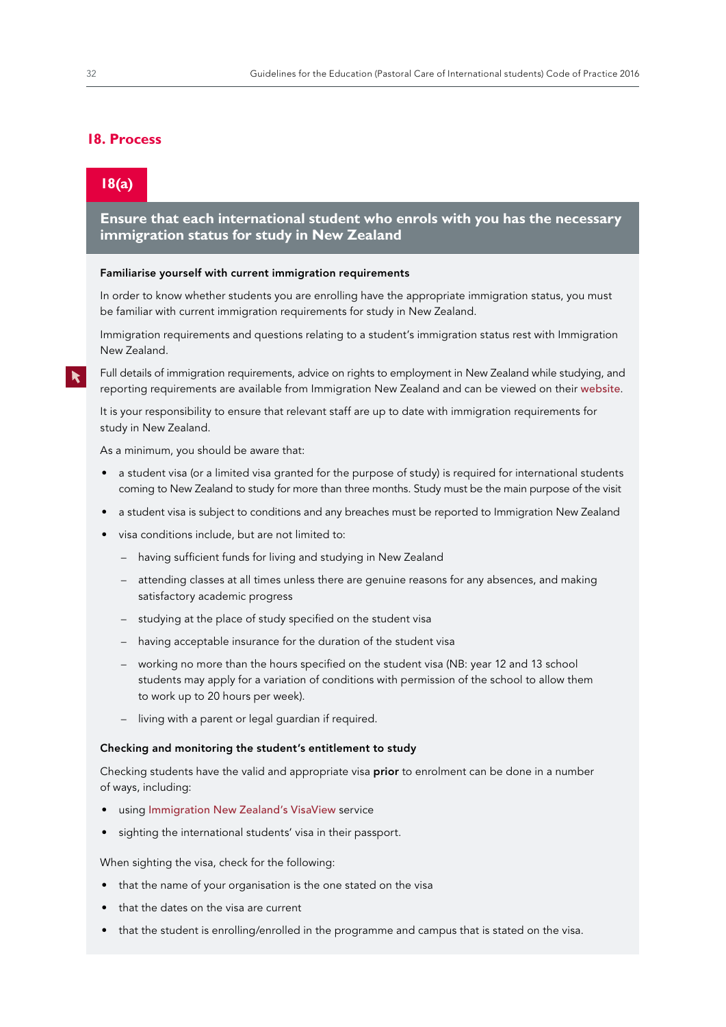## 18. Process

### 18(a)

### Ensure that each international student who enrols with you has the necessary immigration status for study in New Zealand

**Familiarise yourself with current immigration requirements**

In order to know whether students you are enrolling have the appropriate immigration status, you must be familiar with current immigration requirements for study in New Zealand.

Immigration requirements and questions relating to a student's immigration status rest with Immigration New Zealand.

Full details of immigration requirements, advice on rights to employment in New Zealand while studying, and reporting requirements are available from Immigration New Zealand and can be viewed on their website.

It is your responsibility to ensure that relevant staff are up to date with immigration requirements for study in New Zealand.

As a minimum, you should be aware that:

- a student visa (or a limited visa granted for the purpose of study) is required for international students coming to New Zealand to study for more than three months. Study must be the main purpose of the visit
- a student visa is subject to conditions and any breaches must be reported to Immigration New Zealand
- visa conditions include, but are not limited to:
  - having sufficient funds for living and studying in New Zealand
  - attending classes at all times unless there are genuine reasons for any absences, and making satisfactory academic progress
  - studying at the place of study specified on the student visa
  - having acceptable insurance for the duration of the student visa
  - working no more than the hours specified on the student visa (NB: year 12 and 13 school students may apply for a variation of conditions with permission of the school to allow them to work up to 20 hours per week).
  - living with a parent or legal guardian if required.

**Checking and monitoring the student's entitlement to study**

Checking students have the valid and appropriate visa **prior** to enrolment can be done in a number of ways, including:

- using Immigration New Zealand's VisaView service
- sighting the international students' visa in their passport.

When sighting the visa, check for the following:

- that the name of your organisation is the one stated on the visa
- that the dates on the visa are current
- that the student is enrolling/enrolled in the programme and campus that is stated on the visa.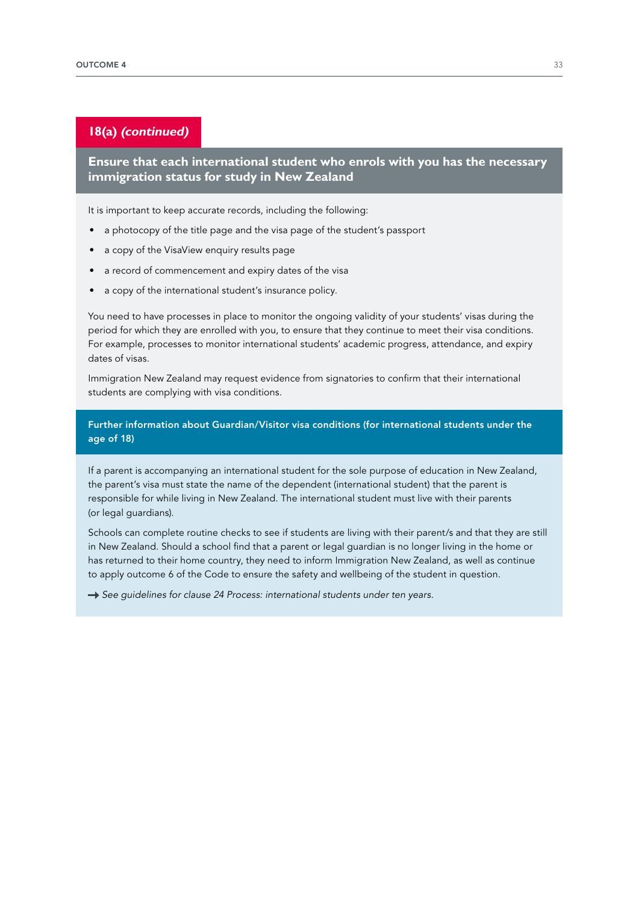## 18(a) *(continued)*

### Ensure that each international student who enrols with you has the necessary immigration status for study in New Zealand

It is important to keep accurate records, including the following:

- a photocopy of the title page and the visa page of the student's passport
- a copy of the VisaView enquiry results page
- a record of commencement and expiry dates of the visa
- a copy of the international student's insurance policy.

You need to have processes in place to monitor the ongoing validity of your students' visas during the period for which they are enrolled with you, to ensure that they continue to meet their visa conditions. For example, processes to monitor international students' academic progress, attendance, and expiry dates of visas.

Immigration New Zealand may request evidence from signatories to confirm that their international students are complying with visa conditions.

#### Further information about Guardian/Visitor visa conditions (for international students under the age of 18)

If a parent is accompanying an international student for the sole purpose of education in New Zealand, the parent's visa must state the name of the dependent (international student) that the parent is responsible for while living in New Zealand. The international student must live with their parents (or legal guardians).

Schools can complete routine checks to see if students are living with their parent/s and that they are still in New Zealand. Should a school find that a parent or legal guardian is no longer living in the home or has returned to their home country, they need to inform Immigration New Zealand, as well as continue to apply outcome 6 of the Code to ensure the safety and wellbeing of the student in question.

→ *See guidelines for clause 24 Process: international students under ten years.*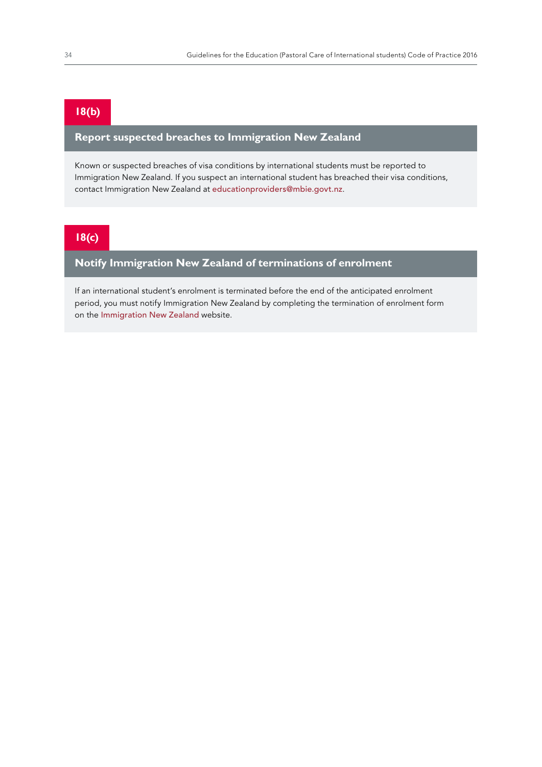## 18(b)

### Report suspected breaches to Immigration New Zealand

Known or suspected breaches of visa conditions by international students must be reported to Immigration New Zealand. If you suspect an international student has breached their visa conditions, contact Immigration New Zealand at educationproviders@mbie.govt.nz.

## 18(c)

### Notify Immigration New Zealand of terminations of enrolment

If an international student's enrolment is terminated before the end of the anticipated enrolment period, you must notify Immigration New Zealand by completing the termination of enrolment form on the Immigration New Zealand website.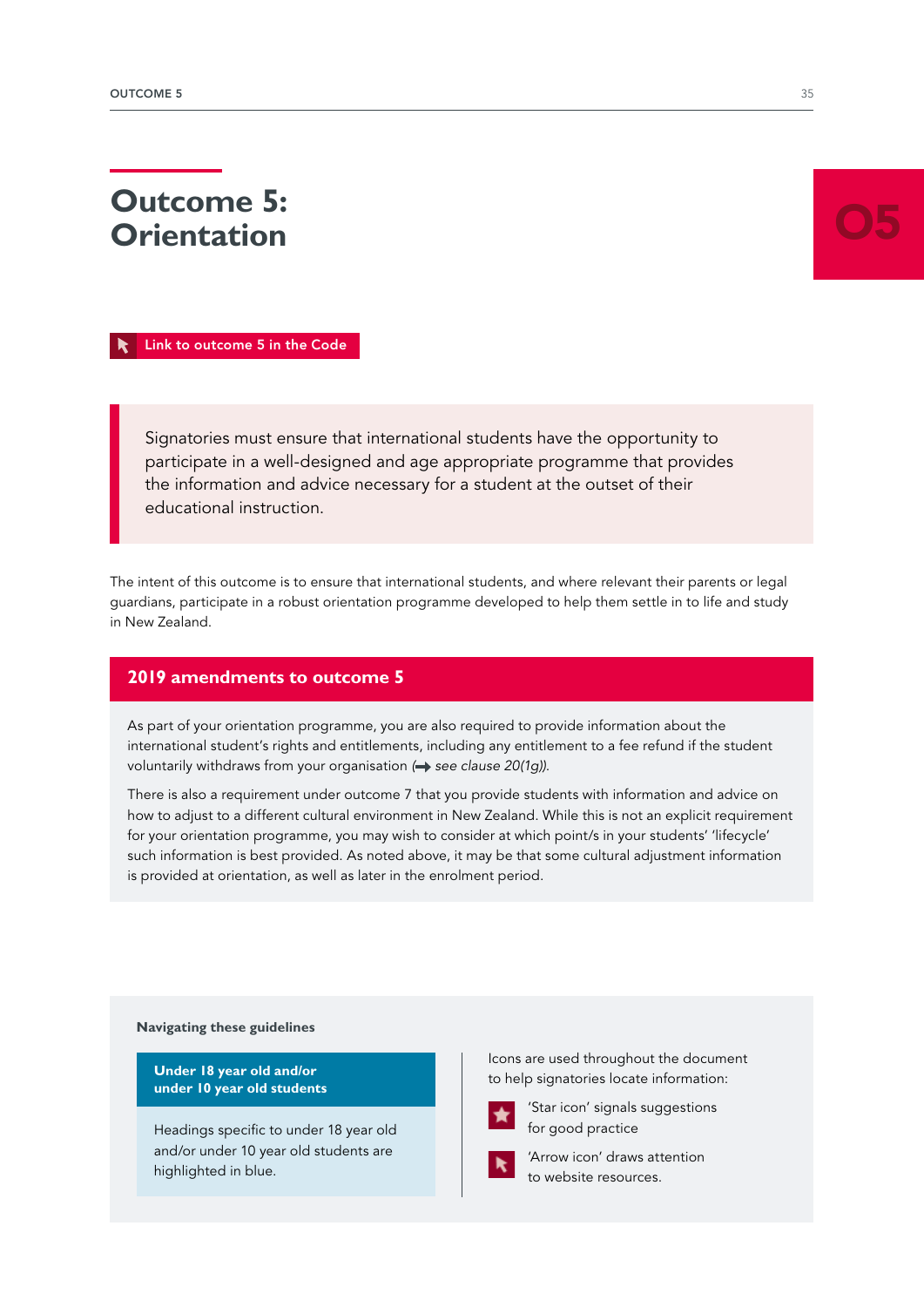# Outcome 5: Orientation

05

Link to outcome 5 in the Code

> Signatories must ensure that international students have the opportunity to participate in a well-designed and age appropriate programme that provides the information and advice necessary for a student at the outset of their educational instruction.

The intent of this outcome is to ensure that international students, and where relevant their parents or legal guardians, participate in a robust orientation programme developed to help them settle in to life and study in New Zealand.

## 2019 amendments to outcome 5

As part of your orientation programme, you are also required to provide information about the international student's rights and entitlements, including any entitlement to a fee refund if the student voluntarily withdraws from your organisation (➡ *see clause 20(1g)).*

There is also a requirement under outcome 7 that you provide students with information and advice on how to adjust to a different cultural environment in New Zealand. While this is not an explicit requirement for your orientation programme, you may wish to consider at which point/s in your students' 'lifecycle' such information is best provided. As noted above, it may be that some cultural adjustment information is provided at orientation, as well as later in the enrolment period.

**Navigating these guidelines**

**Under 18 year old and/or under 10 year old students**

Headings specific to under 18 year old and/or under 10 year old students are highlighted in blue.

Icons are used throughout the document to help signatories locate information:

'Star icon' signals suggestions for good practice

'Arrow icon' draws attention to website resources.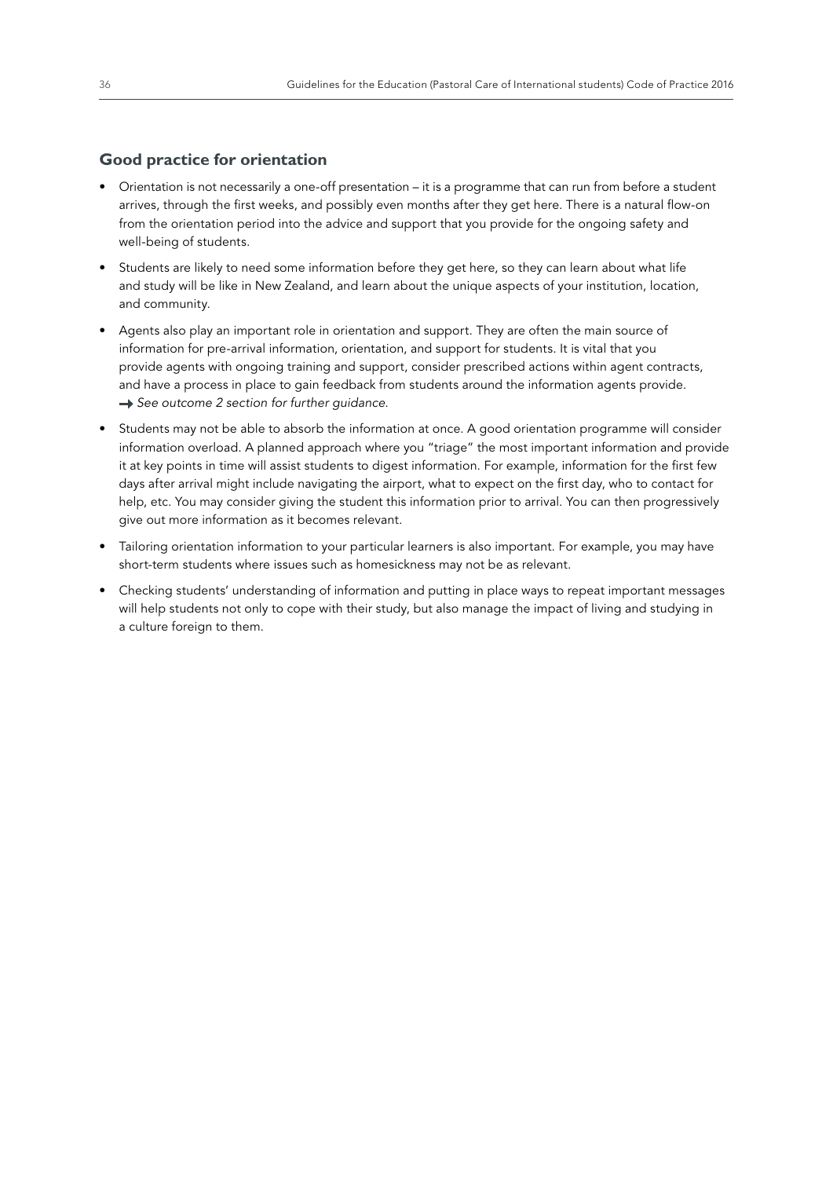## Good practice for orientation

- Orientation is not necessarily a one-off presentation – it is a programme that can run from before a student arrives, through the first weeks, and possibly even months after they get here. There is a natural flow-on from the orientation period into the advice and support that you provide for the ongoing safety and well-being of students.
- Students are likely to need some information before they get here, so they can learn about what life and study will be like in New Zealand, and learn about the unique aspects of your institution, location, and community.
- Agents also play an important role in orientation and support. They are often the main source of information for pre-arrival information, orientation, and support for students. It is vital that you provide agents with ongoing training and support, consider prescribed actions within agent contracts, and have a process in place to gain feedback from students around the information agents provide.
  → *See outcome 2 section for further guidance.*
- Students may not be able to absorb the information at once. A good orientation programme will consider information overload. A planned approach where you "triage" the most important information and provide it at key points in time will assist students to digest information. For example, information for the first few days after arrival might include navigating the airport, what to expect on the first day, who to contact for help, etc. You may consider giving the student this information prior to arrival. You can then progressively give out more information as it becomes relevant.
- Tailoring orientation information to your particular learners is also important. For example, you may have short-term students where issues such as homesickness may not be as relevant.
- Checking students' understanding of information and putting in place ways to repeat important messages will help students not only to cope with their study, but also manage the impact of living and studying in a culture foreign to them.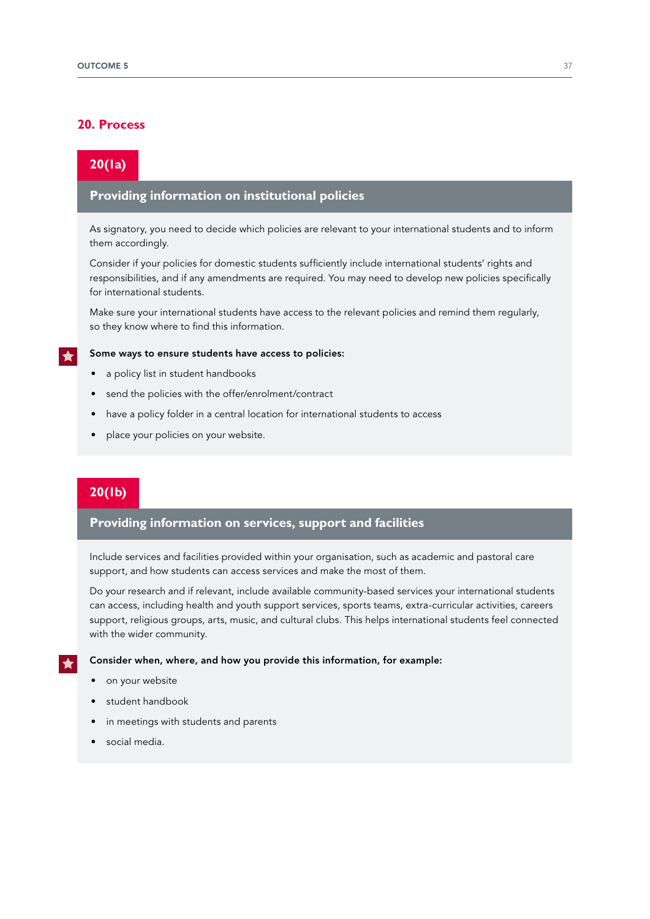## 20. Process

### 20(1a)

### Providing information on institutional policies

As signatory, you need to decide which policies are relevant to your international students and to inform them accordingly.

Consider if your policies for domestic students sufficiently include international students' rights and responsibilities, and if any amendments are required. You may need to develop new policies specifically for international students.

Make sure your international students have access to the relevant policies and remind them regularly, so they know where to find this information.

**Some ways to ensure students have access to policies:**

- a policy list in student handbooks
- send the policies with the offer/enrolment/contract
- have a policy folder in a central location for international students to access
- place your policies on your website.

### 20(1b)

### Providing information on services, support and facilities

Include services and facilities provided within your organisation, such as academic and pastoral care support, and how students can access services and make the most of them.

Do your research and if relevant, include available community-based services your international students can access, including health and youth support services, sports teams, extra-curricular activities, careers support, religious groups, arts, music, and cultural clubs. This helps international students feel connected with the wider community.

**Consider when, where, and how you provide this information, for example:**

- on your website
- student handbook
- in meetings with students and parents
- social media.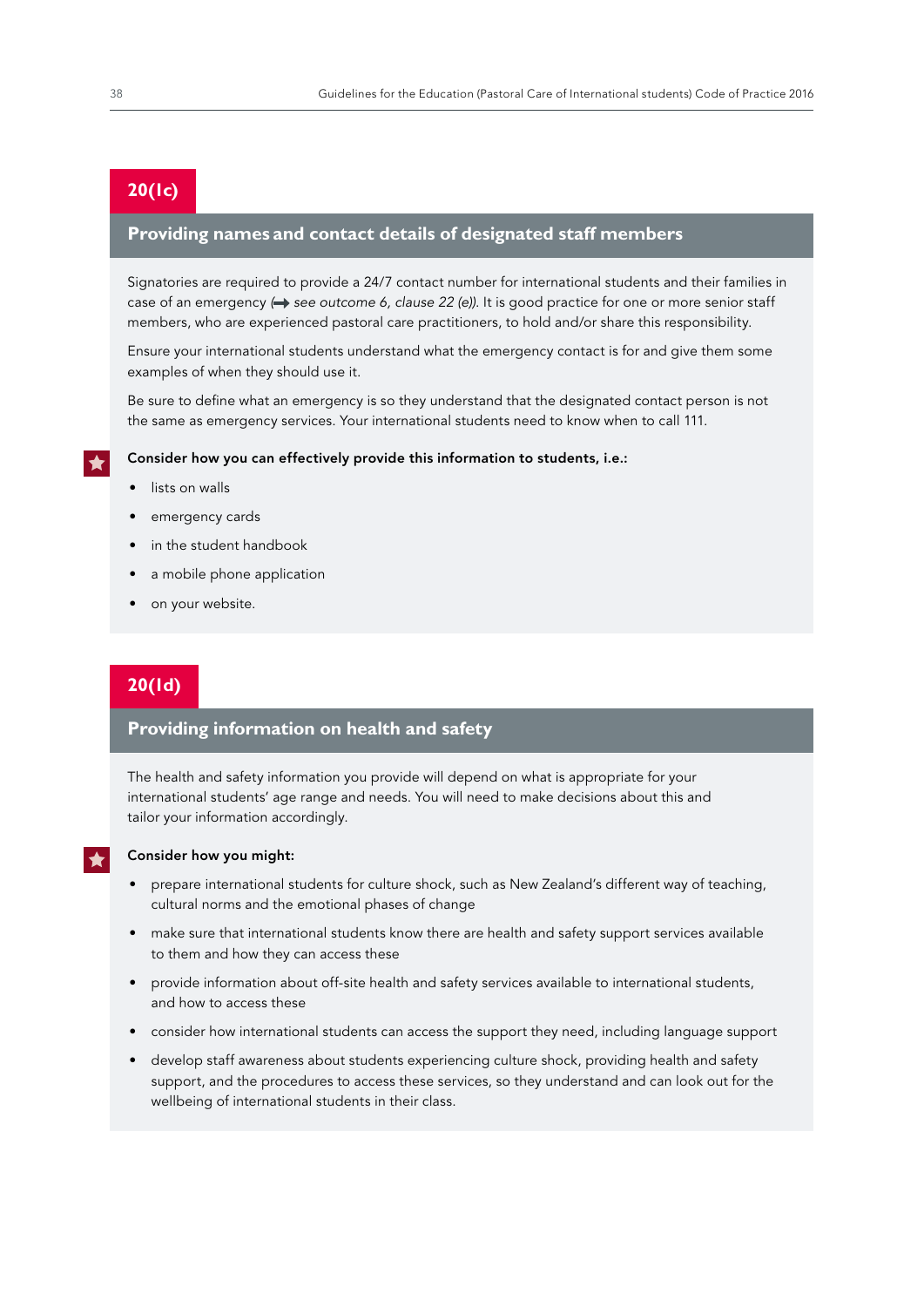## 20(1c)

### Providing names and contact details of designated staff members

Signatories are required to provide a 24/7 contact number for international students and their families in case of an emergency (➡ *see outcome 6, clause 22 (e)*). It is good practice for one or more senior staff members, who are experienced pastoral care practitioners, to hold and/or share this responsibility.

Ensure your international students understand what the emergency contact is for and give them some examples of when they should use it.

Be sure to define what an emergency is so they understand that the designated contact person is not the same as emergency services. Your international students need to know when to call 111.

**Consider how you can effectively provide this information to students, i.e.:**

- lists on walls
- emergency cards
- in the student handbook
- a mobile phone application
- on your website.

## 20(1d)

### Providing information on health and safety

The health and safety information you provide will depend on what is appropriate for your international students' age range and needs. You will need to make decisions about this and tailor your information accordingly.

**Consider how you might:**

- prepare international students for culture shock, such as New Zealand's different way of teaching, cultural norms and the emotional phases of change
- make sure that international students know there are health and safety support services available to them and how they can access these
- provide information about off-site health and safety services available to international students, and how to access these
- consider how international students can access the support they need, including language support
- develop staff awareness about students experiencing culture shock, providing health and safety support, and the procedures to access these services, so they understand and can look out for the wellbeing of international students in their class.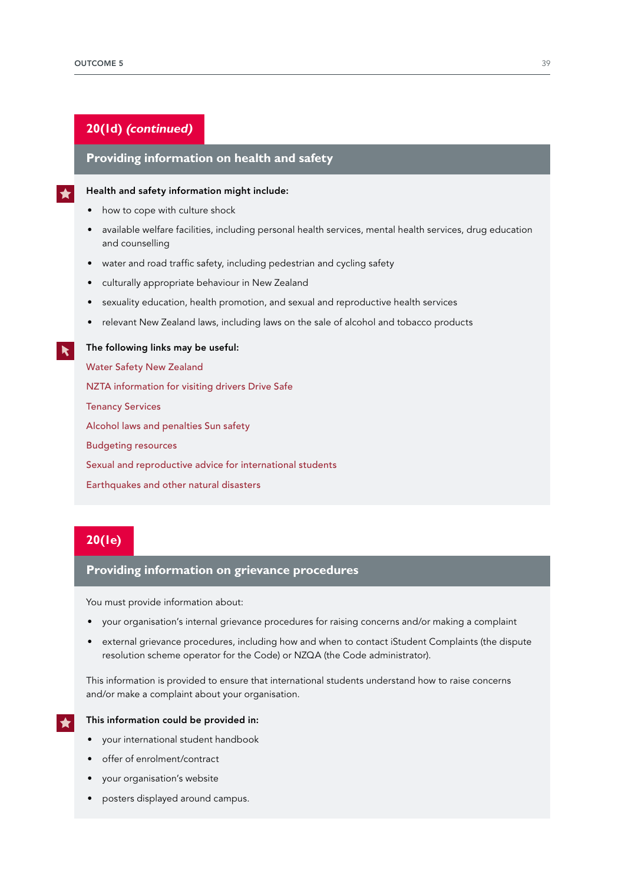## 20(1d) *(continued)*

### Providing information on health and safety

**Health and safety information might include:**

- how to cope with culture shock
- available welfare facilities, including personal health services, mental health services, drug education and counselling
- water and road traffic safety, including pedestrian and cycling safety
- culturally appropriate behaviour in New Zealand
- sexuality education, health promotion, and sexual and reproductive health services
- relevant New Zealand laws, including laws on the sale of alcohol and tobacco products

**The following links may be useful:**

Water Safety New Zealand

NZTA information for visiting drivers Drive Safe

Tenancy Services

Alcohol laws and penalties Sun safety

Budgeting resources

Sexual and reproductive advice for international students

Earthquakes and other natural disasters

## 20(1e)

### Providing information on grievance procedures

You must provide information about:

- your organisation's internal grievance procedures for raising concerns and/or making a complaint
- external grievance procedures, including how and when to contact iStudent Complaints (the dispute resolution scheme operator for the Code) or NZQA (the Code administrator).

This information is provided to ensure that international students understand how to raise concerns and/or make a complaint about your organisation.

**This information could be provided in:**

- your international student handbook
- offer of enrolment/contract
- your organisation's website
- posters displayed around campus.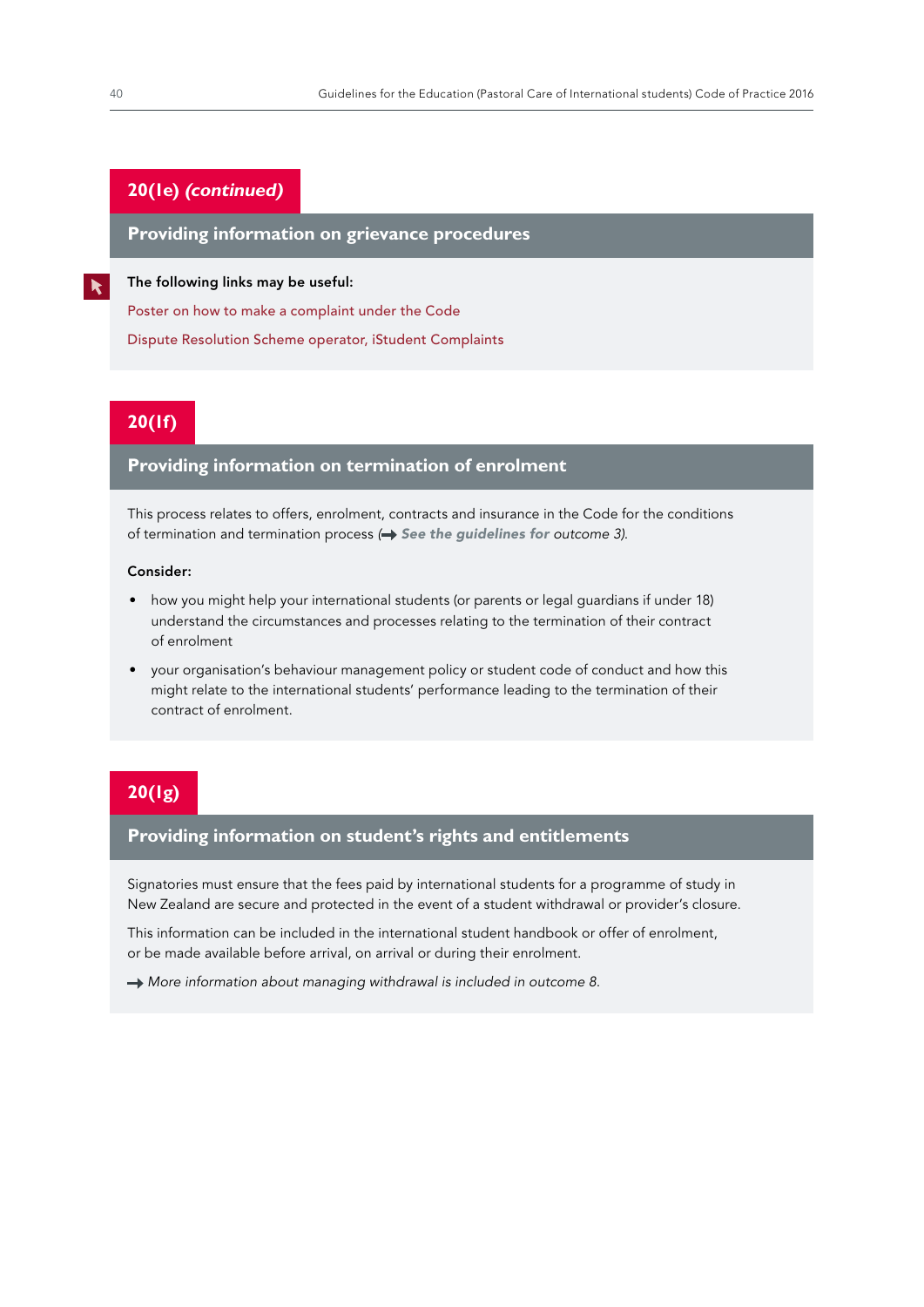## 20(1e) *(continued)*

### Providing information on grievance procedures

**The following links may be useful:**

Poster on how to make a complaint under the Code

Dispute Resolution Scheme operator, iStudent Complaints

## 20(1f)

### Providing information on termination of enrolment

This process relates to offers, enrolment, contracts and insurance in the Code for the conditions of termination and termination process (→ ***See the guidelines for*** *outcome 3).*

**Consider:**

- how you might help your international students (or parents or legal guardians if under 18) understand the circumstances and processes relating to the termination of their contract of enrolment
- your organisation's behaviour management policy or student code of conduct and how this might relate to the international students' performance leading to the termination of their contract of enrolment.

## 20(1g)

### Providing information on student's rights and entitlements

Signatories must ensure that the fees paid by international students for a programme of study in New Zealand are secure and protected in the event of a student withdrawal or provider's closure.

This information can be included in the international student handbook or offer of enrolment, or be made available before arrival, on arrival or during their enrolment.

→ *More information about managing withdrawal is included in outcome 8.*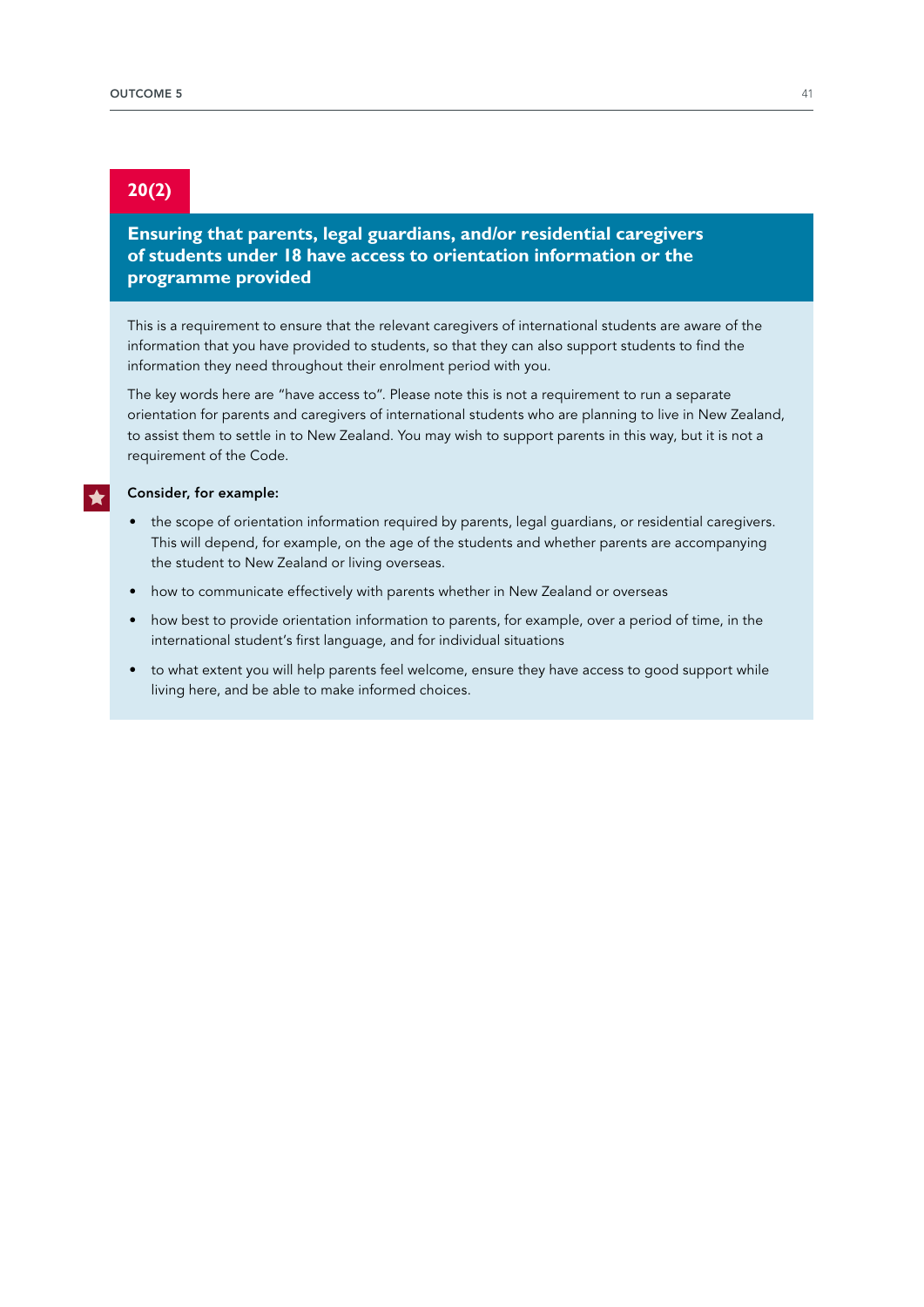## 20(2)

### Ensuring that parents, legal guardians, and/or residential caregivers of students under 18 have access to orientation information or the programme provided

This is a requirement to ensure that the relevant caregivers of international students are aware of the information that you have provided to students, so that they can also support students to find the information they need throughout their enrolment period with you.

The key words here are "have access to". Please note this is not a requirement to run a separate orientation for parents and caregivers of international students who are planning to live in New Zealand, to assist them to settle in to New Zealand. You may wish to support parents in this way, but it is not a requirement of the Code.

**Consider, for example:**

- the scope of orientation information required by parents, legal guardians, or residential caregivers. This will depend, for example, on the age of the students and whether parents are accompanying the student to New Zealand or living overseas.
- how to communicate effectively with parents whether in New Zealand or overseas
- how best to provide orientation information to parents, for example, over a period of time, in the international student's first language, and for individual situations
- to what extent you will help parents feel welcome, ensure they have access to good support while living here, and be able to make informed choices.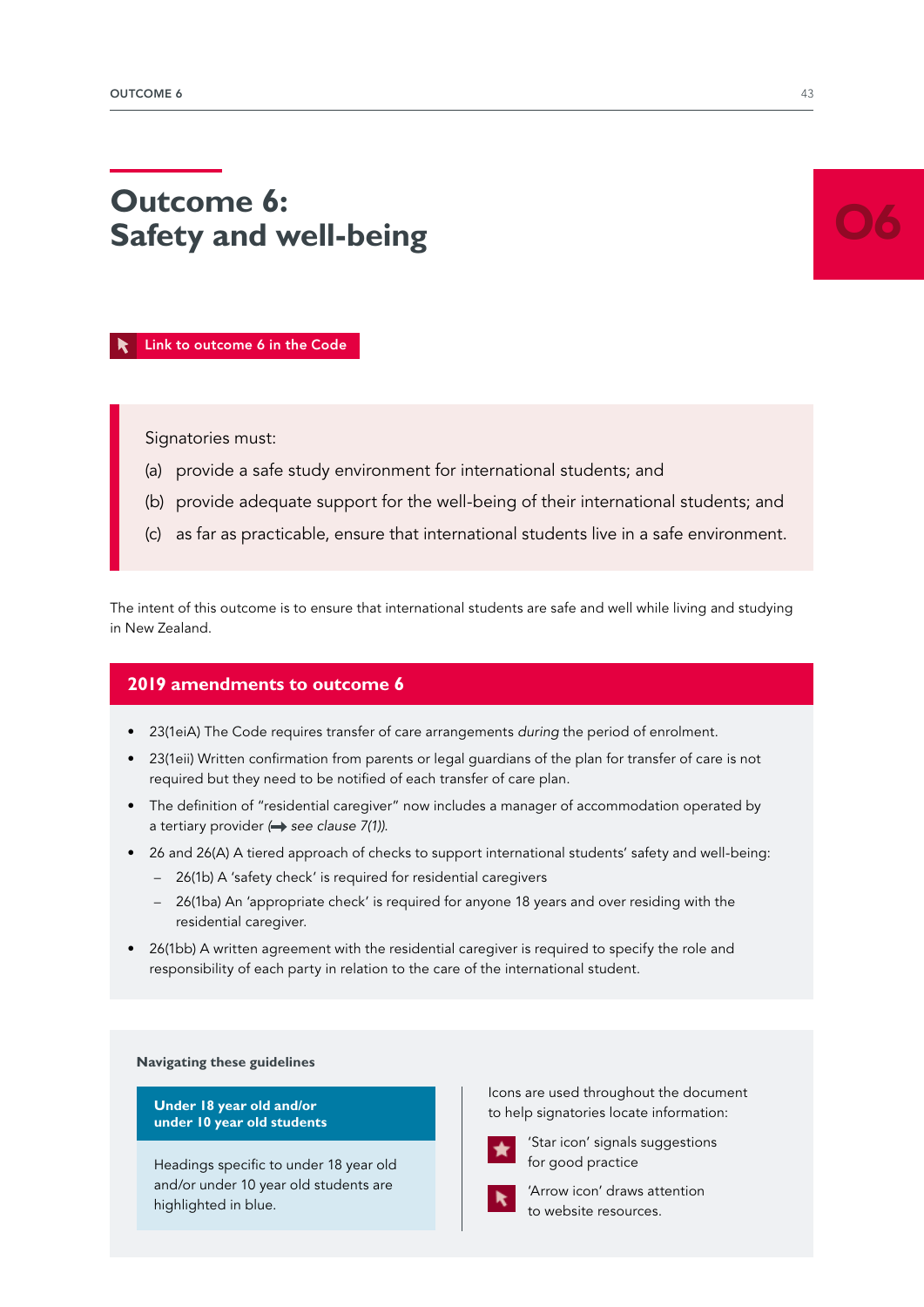# Outcome 6: Safety and well-being

06

Link to outcome 6 in the Code

Signatories must:

(a) provide a safe study environment for international students; and

(b) provide adequate support for the well-being of their international students; and

(c) as far as practicable, ensure that international students live in a safe environment.

The intent of this outcome is to ensure that international students are safe and well while living and studying in New Zealand.

## 2019 amendments to outcome 6

- 23(1eiA) The Code requires transfer of care arrangements *during* the period of enrolment.
- 23(1eii) Written confirmation from parents or legal guardians of the plan for transfer of care is not required but they need to be notified of each transfer of care plan.
- The definition of "residential caregiver" now includes a manager of accommodation operated by a tertiary provider (➡ *see clause 7(1)).*
- 26 and 26(A) A tiered approach of checks to support international students' safety and well-being:
  - 26(1b) A 'safety check' is required for residential caregivers
  - 26(1ba) An 'appropriate check' is required for anyone 18 years and over residing with the residential caregiver.
- 26(1bb) A written agreement with the residential caregiver is required to specify the role and responsibility of each party in relation to the care of the international student.

**Navigating these guidelines**

**Under 18 year old and/or under 10 year old students**

Headings specific to under 18 year old and/or under 10 year old students are highlighted in blue.

Icons are used throughout the document to help signatories locate information:

'Star icon' signals suggestions for good practice

'Arrow icon' draws attention to website resources.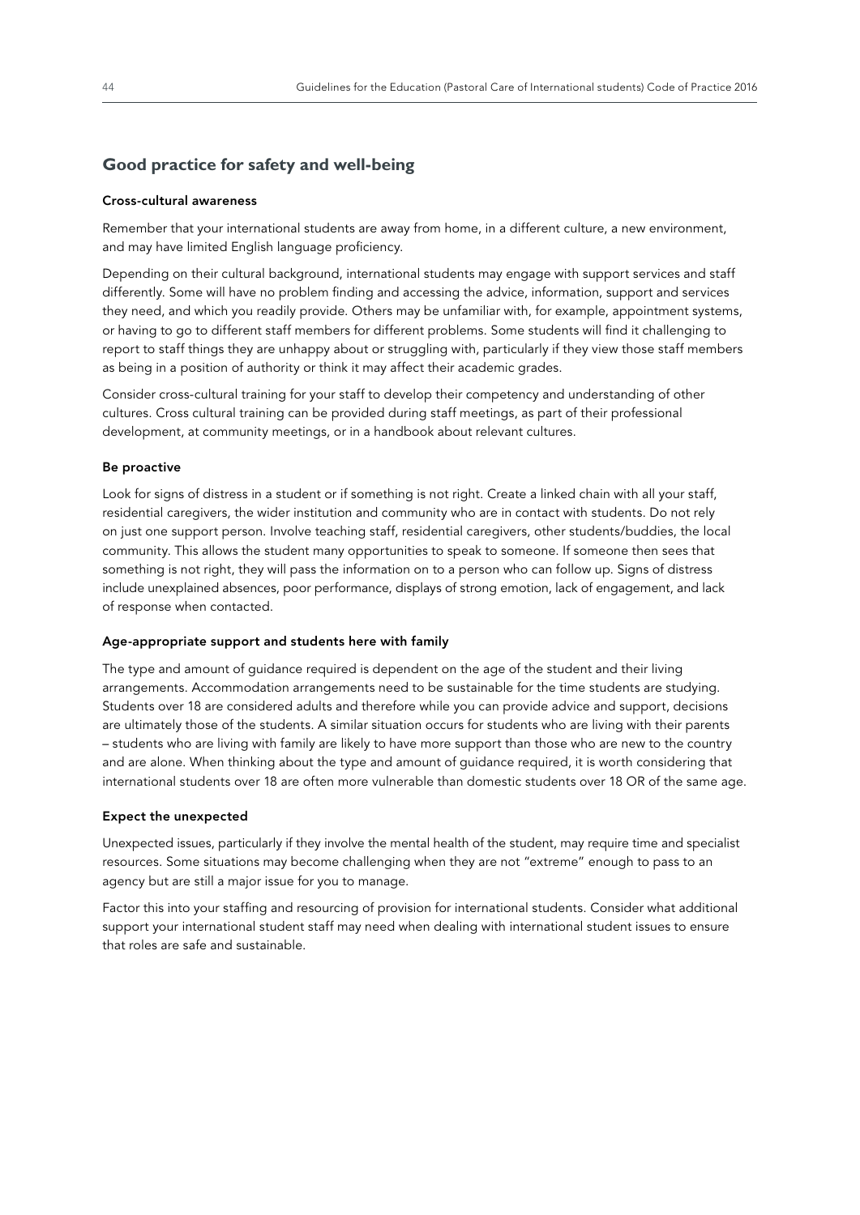## Good practice for safety and well-being

### Cross-cultural awareness

Remember that your international students are away from home, in a different culture, a new environment, and may have limited English language proficiency.

Depending on their cultural background, international students may engage with support services and staff differently. Some will have no problem finding and accessing the advice, information, support and services they need, and which you readily provide. Others may be unfamiliar with, for example, appointment systems, or having to go to different staff members for different problems. Some students will find it challenging to report to staff things they are unhappy about or struggling with, particularly if they view those staff members as being in a position of authority or think it may affect their academic grades.

Consider cross-cultural training for your staff to develop their competency and understanding of other cultures. Cross cultural training can be provided during staff meetings, as part of their professional development, at community meetings, or in a handbook about relevant cultures.

### Be proactive

Look for signs of distress in a student or if something is not right. Create a linked chain with all your staff, residential caregivers, the wider institution and community who are in contact with students. Do not rely on just one support person. Involve teaching staff, residential caregivers, other students/buddies, the local community. This allows the student many opportunities to speak to someone. If someone then sees that something is not right, they will pass the information on to a person who can follow up. Signs of distress include unexplained absences, poor performance, displays of strong emotion, lack of engagement, and lack of response when contacted.

### Age-appropriate support and students here with family

The type and amount of guidance required is dependent on the age of the student and their living arrangements. Accommodation arrangements need to be sustainable for the time students are studying. Students over 18 are considered adults and therefore while you can provide advice and support, decisions are ultimately those of the students. A similar situation occurs for students who are living with their parents – students who are living with family are likely to have more support than those who are new to the country and are alone. When thinking about the type and amount of guidance required, it is worth considering that international students over 18 are often more vulnerable than domestic students over 18 OR of the same age.

### Expect the unexpected

Unexpected issues, particularly if they involve the mental health of the student, may require time and specialist resources. Some situations may become challenging when they are not "extreme" enough to pass to an agency but are still a major issue for you to manage.

Factor this into your staffing and resourcing of provision for international students. Consider what additional support your international student staff may need when dealing with international student issues to ensure that roles are safe and sustainable.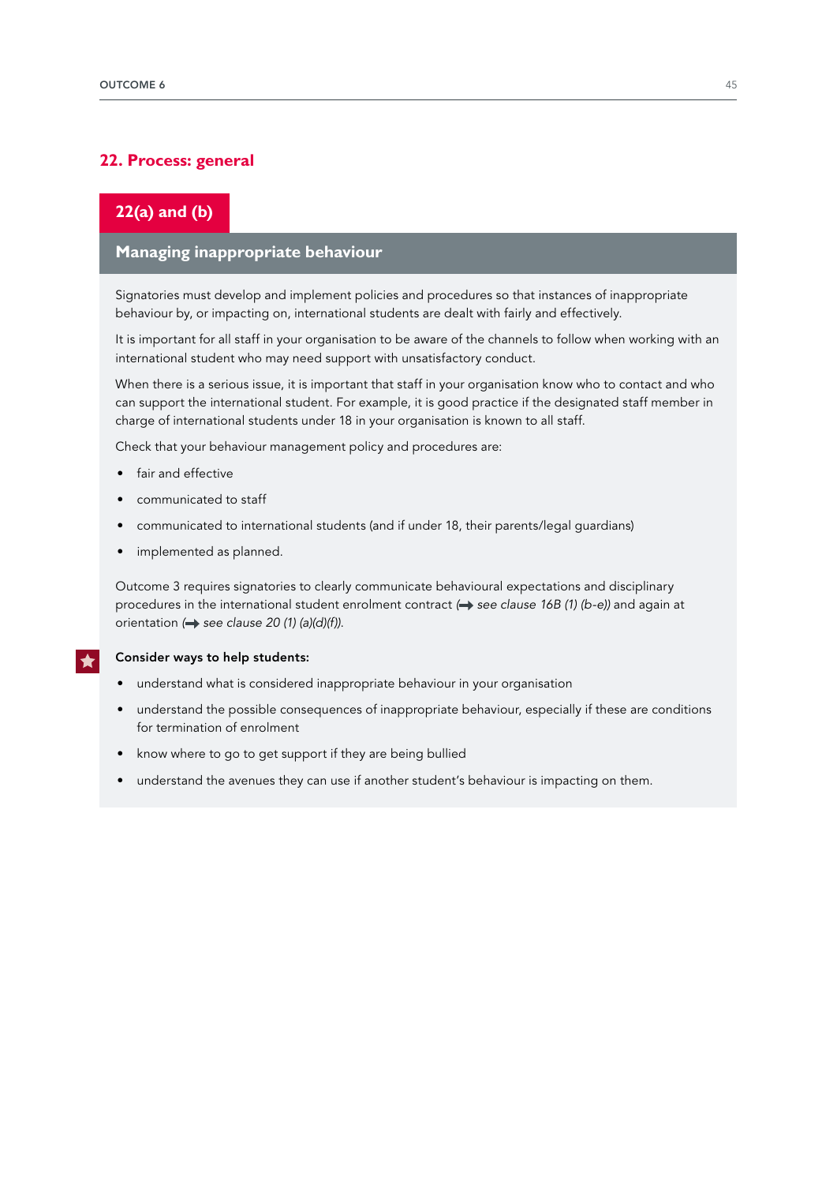## 22. Process: general

### 22(a) and (b)

### Managing inappropriate behaviour

Signatories must develop and implement policies and procedures so that instances of inappropriate behaviour by, or impacting on, international students are dealt with fairly and effectively.

It is important for all staff in your organisation to be aware of the channels to follow when working with an international student who may need support with unsatisfactory conduct.

When there is a serious issue, it is important that staff in your organisation know who to contact and who can support the international student. For example, it is good practice if the designated staff member in charge of international students under 18 in your organisation is known to all staff.

Check that your behaviour management policy and procedures are:

- fair and effective
- communicated to staff
- communicated to international students (and if under 18, their parents/legal guardians)
- implemented as planned.

Outcome 3 requires signatories to clearly communicate behavioural expectations and disciplinary procedures in the international student enrolment contract (➡ *see clause 16B (1) (b-e)*) and again at orientation (➡ *see clause 20 (1) (a)(d)(f)*).

**Consider ways to help students:**

- understand what is considered inappropriate behaviour in your organisation
- understand the possible consequences of inappropriate behaviour, especially if these are conditions for termination of enrolment
- know where to go to get support if they are being bullied
- understand the avenues they can use if another student's behaviour is impacting on them.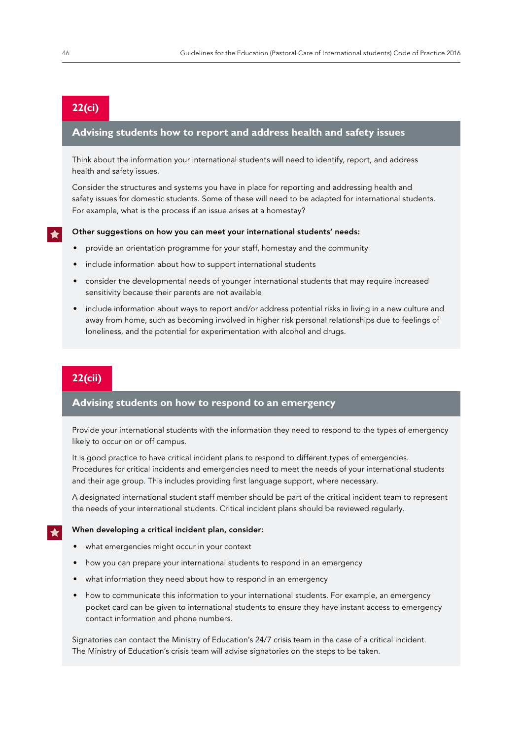## 22(ci)

### Advising students how to report and address health and safety issues

Think about the information your international students will need to identify, report, and address health and safety issues.

Consider the structures and systems you have in place for reporting and addressing health and safety issues for domestic students. Some of these will need to be adapted for international students. For example, what is the process if an issue arises at a homestay?

**Other suggestions on how you can meet your international students' needs:**

- provide an orientation programme for your staff, homestay and the community
- include information about how to support international students
- consider the developmental needs of younger international students that may require increased sensitivity because their parents are not available
- include information about ways to report and/or address potential risks in living in a new culture and away from home, such as becoming involved in higher risk personal relationships due to feelings of loneliness, and the potential for experimentation with alcohol and drugs.

## 22(cii)

### Advising students on how to respond to an emergency

Provide your international students with the information they need to respond to the types of emergency likely to occur on or off campus.

It is good practice to have critical incident plans to respond to different types of emergencies. Procedures for critical incidents and emergencies need to meet the needs of your international students and their age group. This includes providing first language support, where necessary.

A designated international student staff member should be part of the critical incident team to represent the needs of your international students. Critical incident plans should be reviewed regularly.

**When developing a critical incident plan, consider:**

- what emergencies might occur in your context
- how you can prepare your international students to respond in an emergency
- what information they need about how to respond in an emergency
- how to communicate this information to your international students. For example, an emergency pocket card can be given to international students to ensure they have instant access to emergency contact information and phone numbers.

Signatories can contact the Ministry of Education's 24/7 crisis team in the case of a critical incident. The Ministry of Education's crisis team will advise signatories on the steps to be taken.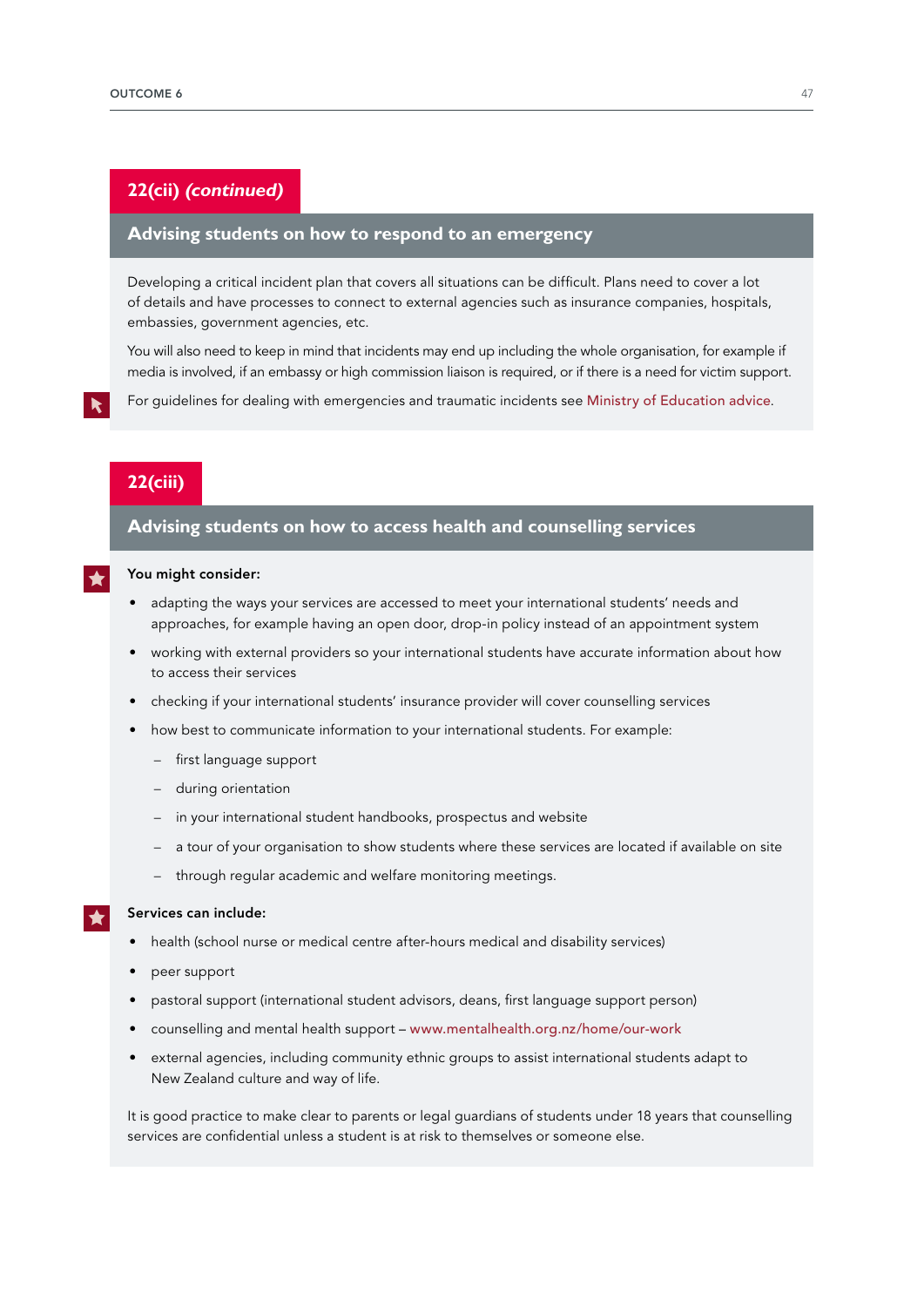## 22(cii) *(continued)*

### Advising students on how to respond to an emergency

Developing a critical incident plan that covers all situations can be difficult. Plans need to cover a lot of details and have processes to connect to external agencies such as insurance companies, hospitals, embassies, government agencies, etc.

You will also need to keep in mind that incidents may end up including the whole organisation, for example if media is involved, if an embassy or high commission liaison is required, or if there is a need for victim support.

For guidelines for dealing with emergencies and traumatic incidents see Ministry of Education advice.

## 22(ciii)

### Advising students on how to access health and counselling services

**You might consider:**

- adapting the ways your services are accessed to meet your international students' needs and approaches, for example having an open door, drop-in policy instead of an appointment system
- working with external providers so your international students have accurate information about how to access their services
- checking if your international students' insurance provider will cover counselling services
- how best to communicate information to your international students. For example:
  - first language support
  - during orientation
  - in your international student handbooks, prospectus and website
  - a tour of your organisation to show students where these services are located if available on site
  - through regular academic and welfare monitoring meetings.

**Services can include:**

- health (school nurse or medical centre after-hours medical and disability services)
- peer support
- pastoral support (international student advisors, deans, first language support person)
- counselling and mental health support – www.mentalhealth.org.nz/home/our-work
- external agencies, including community ethnic groups to assist international students adapt to New Zealand culture and way of life.

It is good practice to make clear to parents or legal guardians of students under 18 years that counselling services are confidential unless a student is at risk to themselves or someone else.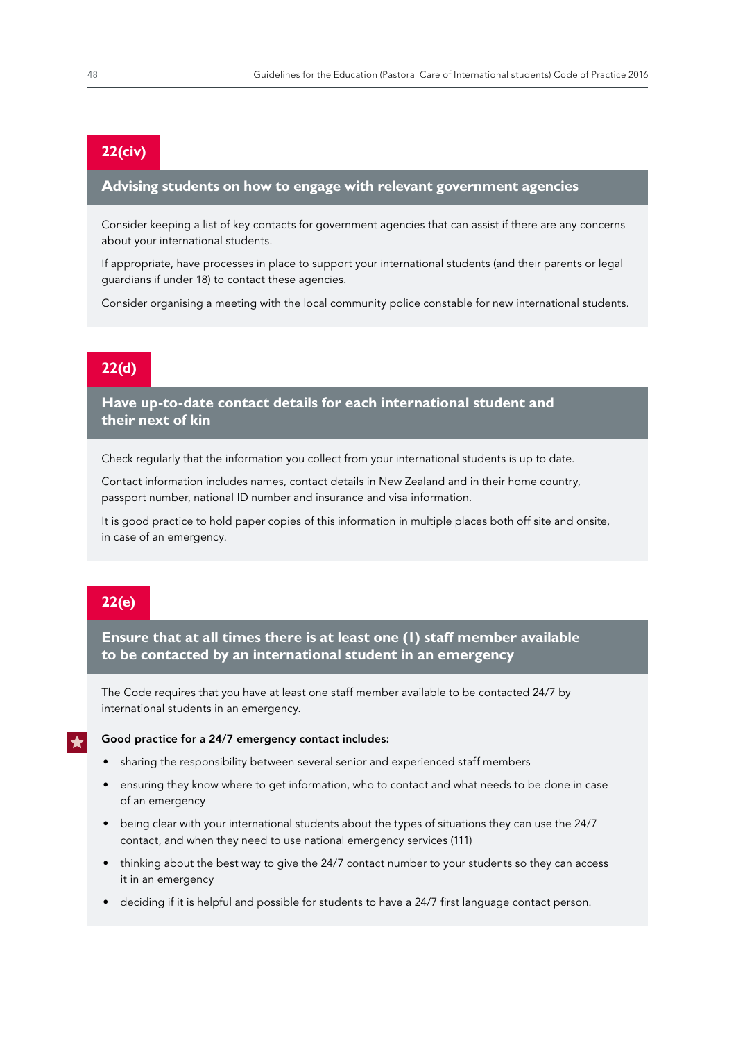## 22(civ)

### Advising students on how to engage with relevant government agencies

Consider keeping a list of key contacts for government agencies that can assist if there are any concerns about your international students.

If appropriate, have processes in place to support your international students (and their parents or legal guardians if under 18) to contact these agencies.

Consider organising a meeting with the local community police constable for new international students.

## 22(d)

### Have up-to-date contact details for each international student and their next of kin

Check regularly that the information you collect from your international students is up to date.

Contact information includes names, contact details in New Zealand and in their home country, passport number, national ID number and insurance and visa information.

It is good practice to hold paper copies of this information in multiple places both off site and onsite, in case of an emergency.

## 22(e)

### Ensure that at all times there is at least one (1) staff member available to be contacted by an international student in an emergency

The Code requires that you have at least one staff member available to be contacted 24/7 by international students in an emergency.

**Good practice for a 24/7 emergency contact includes:**

- sharing the responsibility between several senior and experienced staff members
- ensuring they know where to get information, who to contact and what needs to be done in case of an emergency
- being clear with your international students about the types of situations they can use the 24/7 contact, and when they need to use national emergency services (111)
- thinking about the best way to give the 24/7 contact number to your students so they can access it in an emergency
- deciding if it is helpful and possible for students to have a 24/7 first language contact person.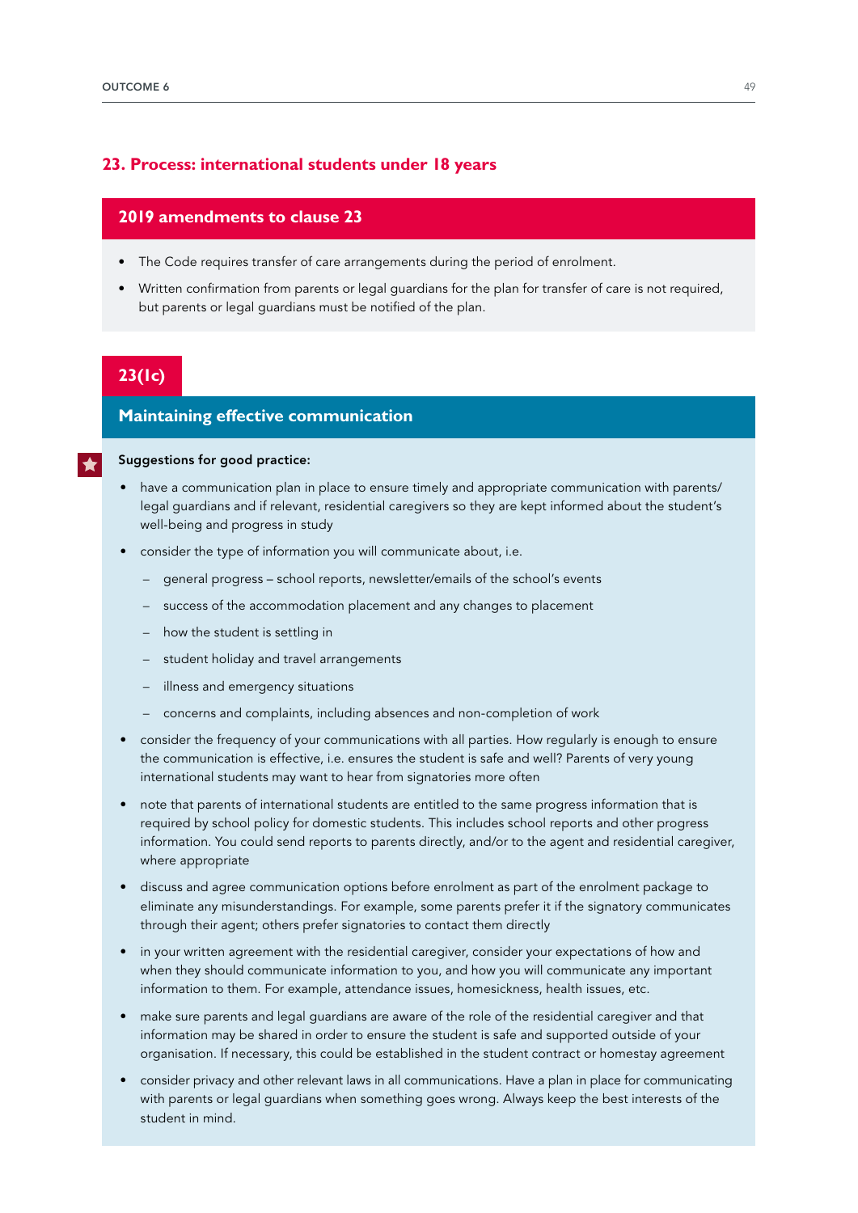## 23. Process: international students under 18 years

### 2019 amendments to clause 23

- The Code requires transfer of care arrangements during the period of enrolment.
- Written confirmation from parents or legal guardians for the plan for transfer of care is not required, but parents or legal guardians must be notified of the plan.

### 23(1c)

### Maintaining effective communication

**Suggestions for good practice:**

- have a communication plan in place to ensure timely and appropriate communication with parents/legal guardians and if relevant, residential caregivers so they are kept informed about the student's well-being and progress in study
- consider the type of information you will communicate about, i.e.
  - general progress – school reports, newsletter/emails of the school's events
  - success of the accommodation placement and any changes to placement
  - how the student is settling in
  - student holiday and travel arrangements
  - illness and emergency situations
  - concerns and complaints, including absences and non-completion of work
- consider the frequency of your communications with all parties. How regularly is enough to ensure the communication is effective, i.e. ensures the student is safe and well? Parents of very young international students may want to hear from signatories more often
- note that parents of international students are entitled to the same progress information that is required by school policy for domestic students. This includes school reports and other progress information. You could send reports to parents directly, and/or to the agent and residential caregiver, where appropriate
- discuss and agree communication options before enrolment as part of the enrolment package to eliminate any misunderstandings. For example, some parents prefer it if the signatory communicates through their agent; others prefer signatories to contact them directly
- in your written agreement with the residential caregiver, consider your expectations of how and when they should communicate information to you, and how you will communicate any important information to them. For example, attendance issues, homesickness, health issues, etc.
- make sure parents and legal guardians are aware of the role of the residential caregiver and that information may be shared in order to ensure the student is safe and supported outside of your organisation. If necessary, this could be established in the student contract or homestay agreement
- consider privacy and other relevant laws in all communications. Have a plan in place for communicating with parents or legal guardians when something goes wrong. Always keep the best interests of the student in mind.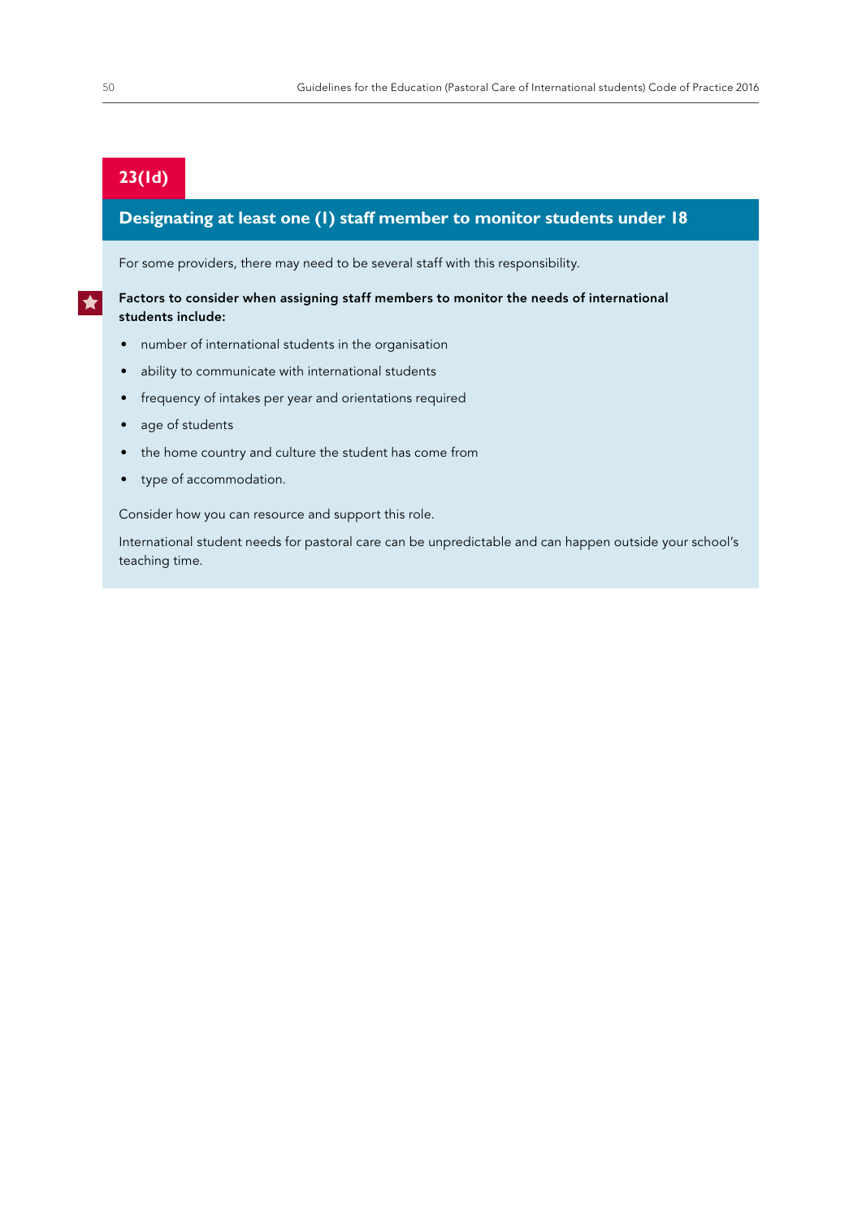## 23(1d)

### Designating at least one (1) staff member to monitor students under 18

For some providers, there may need to be several staff with this responsibility.

**Factors to consider when assigning staff members to monitor the needs of international students include:**

- number of international students in the organisation
- ability to communicate with international students
- frequency of intakes per year and orientations required
- age of students
- the home country and culture the student has come from
- type of accommodation.

Consider how you can resource and support this role.

International student needs for pastoral care can be unpredictable and can happen outside your school's teaching time.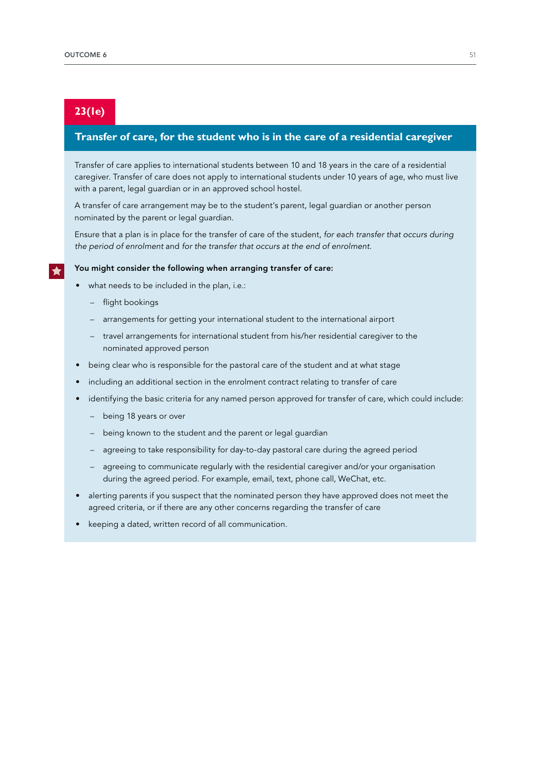## 23(1e)

### Transfer of care, for the student who is in the care of a residential caregiver

Transfer of care applies to international students between 10 and 18 years in the care of a residential caregiver. Transfer of care does not apply to international students under 10 years of age, who must live with a parent, legal guardian or in an approved school hostel.

A transfer of care arrangement may be to the student's parent, legal guardian or another person nominated by the parent or legal guardian.

Ensure that a plan is in place for the transfer of care of the student, *for each transfer that occurs during the period of enrolment* and *for the transfer that occurs at the end of enrolment*.

**You might consider the following when arranging transfer of care:**

- what needs to be included in the plan, i.e.:
  - flight bookings
  - arrangements for getting your international student to the international airport
  - travel arrangements for international student from his/her residential caregiver to the nominated approved person
- being clear who is responsible for the pastoral care of the student and at what stage
- including an additional section in the enrolment contract relating to transfer of care
- identifying the basic criteria for any named person approved for transfer of care, which could include:
  - being 18 years or over
  - being known to the student and the parent or legal guardian
  - agreeing to take responsibility for day-to-day pastoral care during the agreed period
  - agreeing to communicate regularly with the residential caregiver and/or your organisation during the agreed period. For example, email, text, phone call, WeChat, etc.
- alerting parents if you suspect that the nominated person they have approved does not meet the agreed criteria, or if there are any other concerns regarding the transfer of care
- keeping a dated, written record of all communication.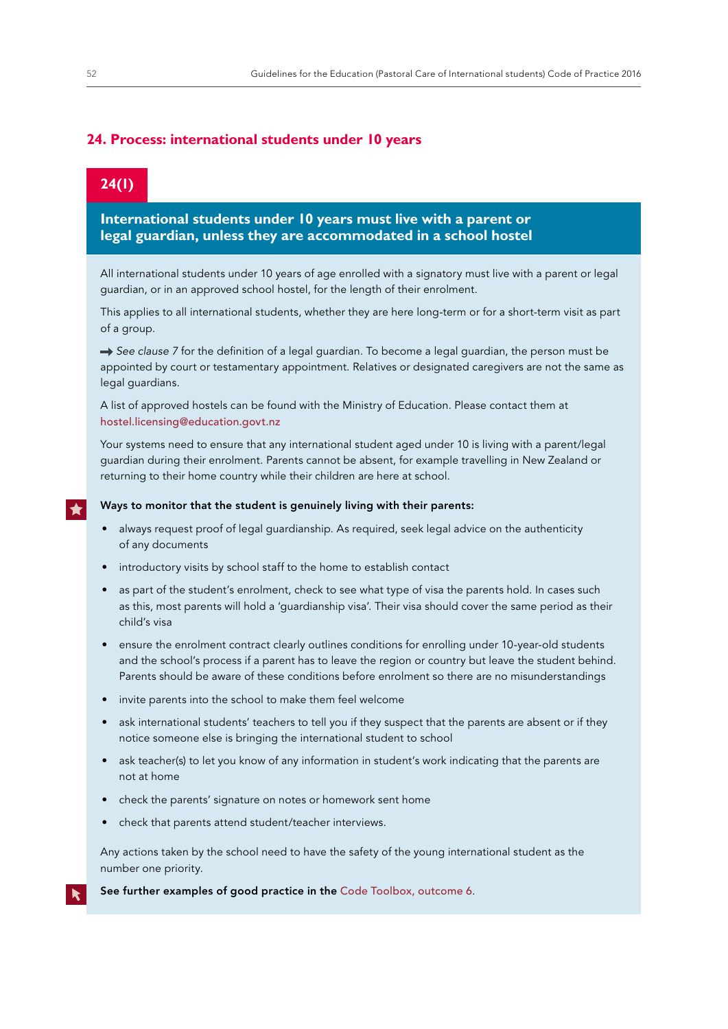## 24. Process: international students under 10 years

### 24(1)

### International students under 10 years must live with a parent or legal guardian, unless they are accommodated in a school hostel

All international students under 10 years of age enrolled with a signatory must live with a parent or legal guardian, or in an approved school hostel, for the length of their enrolment.

This applies to all international students, whether they are here long-term or for a short-term visit as part of a group.

→ *See clause 7* for the definition of a legal guardian. To become a legal guardian, the person must be appointed by court or testamentary appointment. Relatives or designated caregivers are not the same as legal guardians.

A list of approved hostels can be found with the Ministry of Education. Please contact them at hostel.licensing@education.govt.nz

Your systems need to ensure that any international student aged under 10 is living with a parent/legal guardian during their enrolment. Parents cannot be absent, for example travelling in New Zealand or returning to their home country while their children are here at school.

**Ways to monitor that the student is genuinely living with their parents:**

- always request proof of legal guardianship. As required, seek legal advice on the authenticity of any documents
- introductory visits by school staff to the home to establish contact
- as part of the student's enrolment, check to see what type of visa the parents hold. In cases such as this, most parents will hold a 'guardianship visa'. Their visa should cover the same period as their child's visa
- ensure the enrolment contract clearly outlines conditions for enrolling under 10-year-old students and the school's process if a parent has to leave the region or country but leave the student behind. Parents should be aware of these conditions before enrolment so there are no misunderstandings
- invite parents into the school to make them feel welcome
- ask international students' teachers to tell you if they suspect that the parents are absent or if they notice someone else is bringing the international student to school
- ask teacher(s) to let you know of any information in student's work indicating that the parents are not at home
- check the parents' signature on notes or homework sent home
- check that parents attend student/teacher interviews.

Any actions taken by the school need to have the safety of the young international student as the number one priority.

**See further examples of good practice in the** Code Toolbox, outcome 6.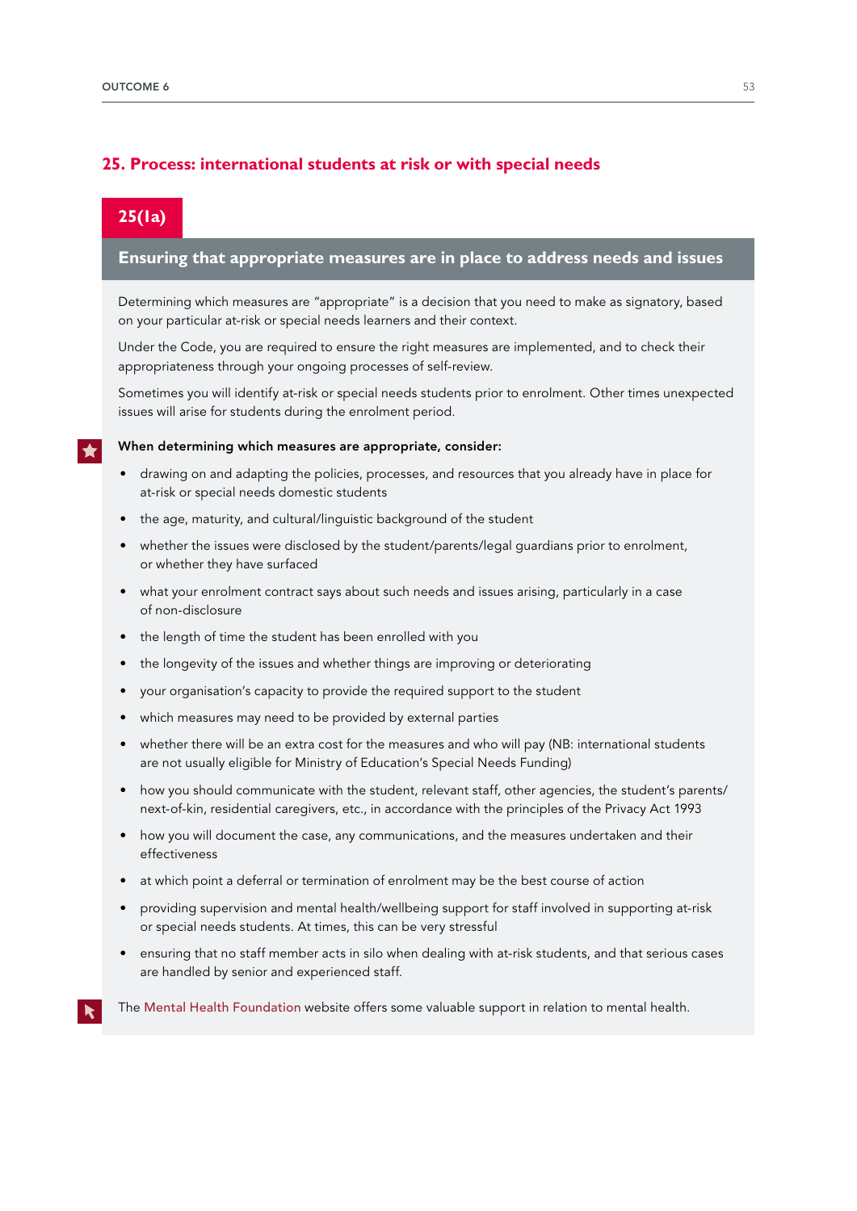## 25. Process: international students at risk or with special needs

### 25(1a)

### Ensuring that appropriate measures are in place to address needs and issues

Determining which measures are "appropriate" is a decision that you need to make as signatory, based on your particular at-risk or special needs learners and their context.

Under the Code, you are required to ensure the right measures are implemented, and to check their appropriateness through your ongoing processes of self-review.

Sometimes you will identify at-risk or special needs students prior to enrolment. Other times unexpected issues will arise for students during the enrolment period.

**When determining which measures are appropriate, consider:**

- drawing on and adapting the policies, processes, and resources that you already have in place for at-risk or special needs domestic students
- the age, maturity, and cultural/linguistic background of the student
- whether the issues were disclosed by the student/parents/legal guardians prior to enrolment, or whether they have surfaced
- what your enrolment contract says about such needs and issues arising, particularly in a case of non-disclosure
- the length of time the student has been enrolled with you
- the longevity of the issues and whether things are improving or deteriorating
- your organisation's capacity to provide the required support to the student
- which measures may need to be provided by external parties
- whether there will be an extra cost for the measures and who will pay (NB: international students are not usually eligible for Ministry of Education's Special Needs Funding)
- how you should communicate with the student, relevant staff, other agencies, the student's parents/next-of-kin, residential caregivers, etc., in accordance with the principles of the Privacy Act 1993
- how you will document the case, any communications, and the measures undertaken and their effectiveness
- at which point a deferral or termination of enrolment may be the best course of action
- providing supervision and mental health/wellbeing support for staff involved in supporting at-risk or special needs students. At times, this can be very stressful
- ensuring that no staff member acts in silo when dealing with at-risk students, and that serious cases are handled by senior and experienced staff.

The Mental Health Foundation website offers some valuable support in relation to mental health.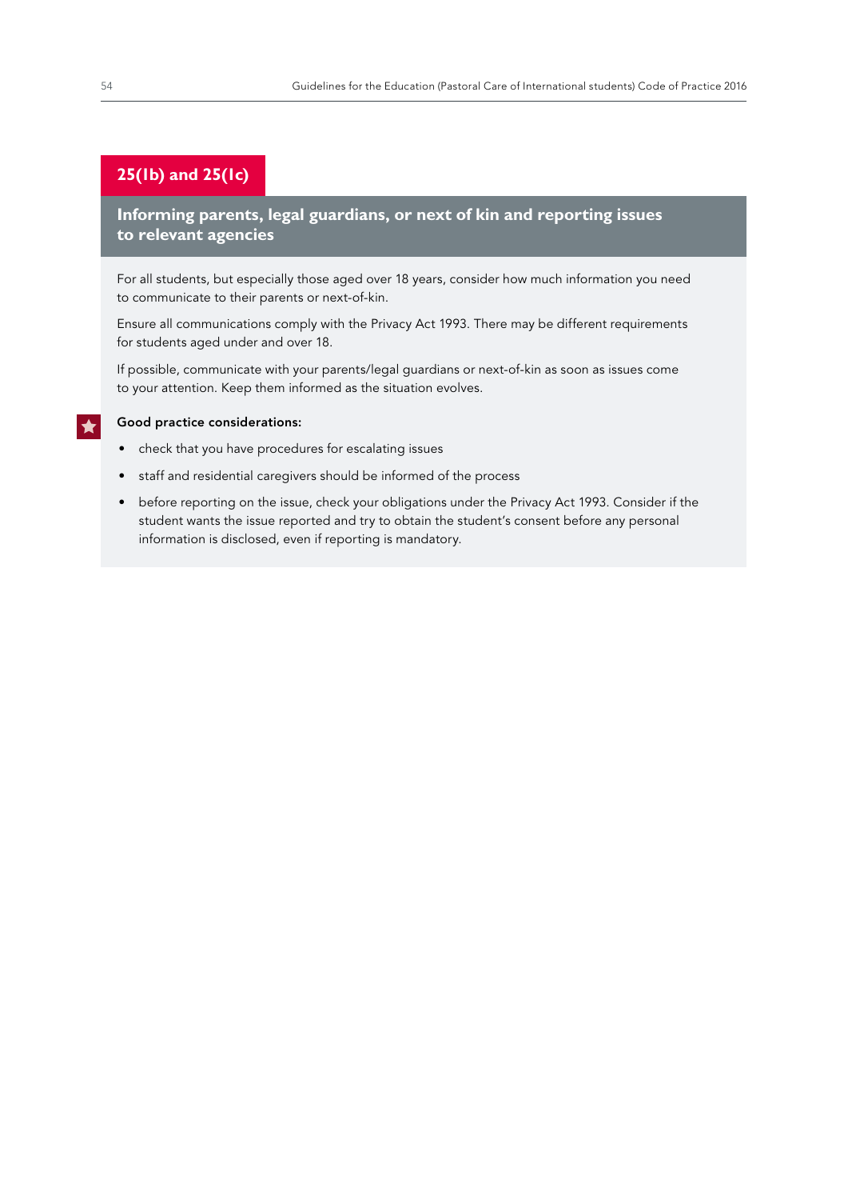## 25(1b) and 25(1c)

### Informing parents, legal guardians, or next of kin and reporting issues to relevant agencies

For all students, but especially those aged over 18 years, consider how much information you need to communicate to their parents or next-of-kin.

Ensure all communications comply with the Privacy Act 1993. There may be different requirements for students aged under and over 18.

If possible, communicate with your parents/legal guardians or next-of-kin as soon as issues come to your attention. Keep them informed as the situation evolves.

**Good practice considerations:**

- check that you have procedures for escalating issues
- staff and residential caregivers should be informed of the process
- before reporting on the issue, check your obligations under the Privacy Act 1993. Consider if the student wants the issue reported and try to obtain the student's consent before any personal information is disclosed, even if reporting is mandatory.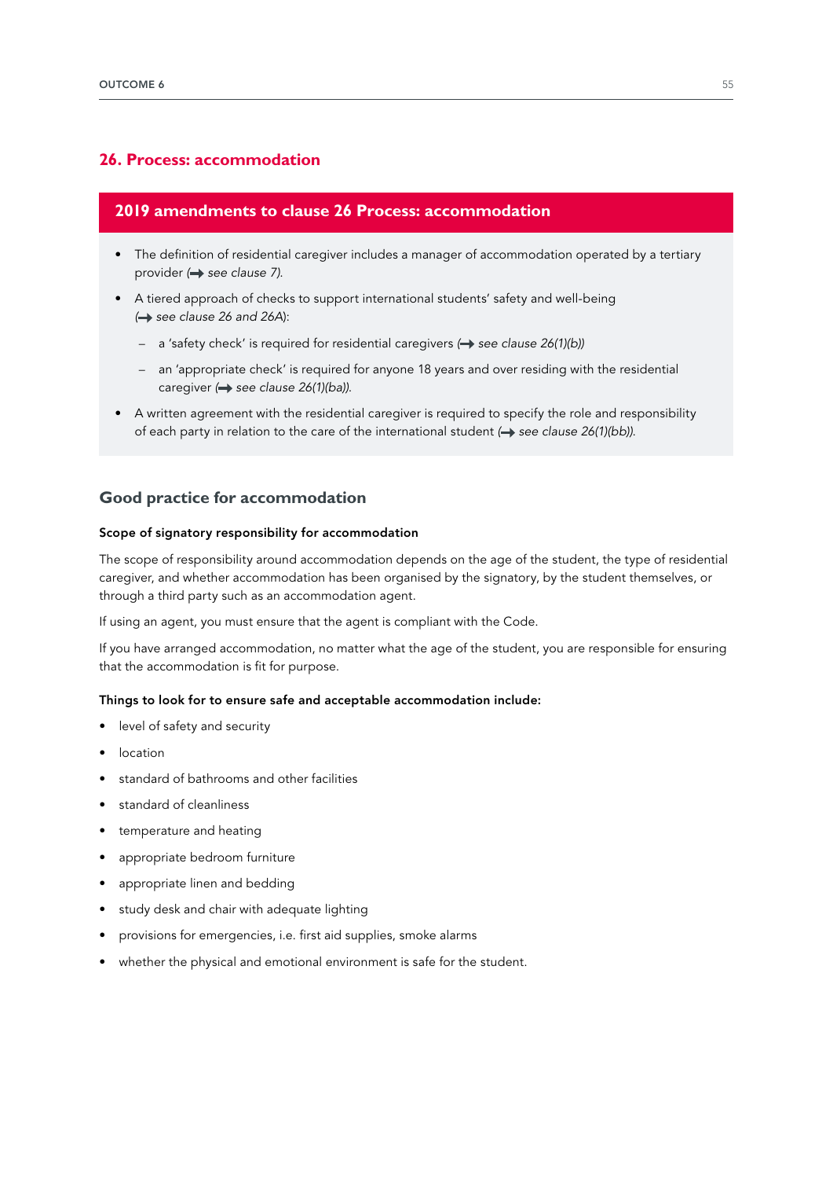## 26. Process: accommodation

### 2019 amendments to clause 26 Process: accommodation

- The definition of residential caregiver includes a manager of accommodation operated by a tertiary provider (→ *see clause 7).*
- A tiered approach of checks to support international students' safety and well-being (→ *see clause 26 and 26A*):
  - a 'safety check' is required for residential caregivers (→ *see clause 26(1)(b))*
  - an 'appropriate check' is required for anyone 18 years and over residing with the residential caregiver (→ *see clause 26(1)(ba)).*
- A written agreement with the residential caregiver is required to specify the role and responsibility of each party in relation to the care of the international student (→ *see clause 26(1)(bb)).*

### Good practice for accommodation

#### Scope of signatory responsibility for accommodation

The scope of responsibility around accommodation depends on the age of the student, the type of residential caregiver, and whether accommodation has been organised by the signatory, by the student themselves, or through a third party such as an accommodation agent.

If using an agent, you must ensure that the agent is compliant with the Code.

If you have arranged accommodation, no matter what the age of the student, you are responsible for ensuring that the accommodation is fit for purpose.

#### Things to look for to ensure safe and acceptable accommodation include:

- level of safety and security
- location
- standard of bathrooms and other facilities
- standard of cleanliness
- temperature and heating
- appropriate bedroom furniture
- appropriate linen and bedding
- study desk and chair with adequate lighting
- provisions for emergencies, i.e. first aid supplies, smoke alarms
- whether the physical and emotional environment is safe for the student.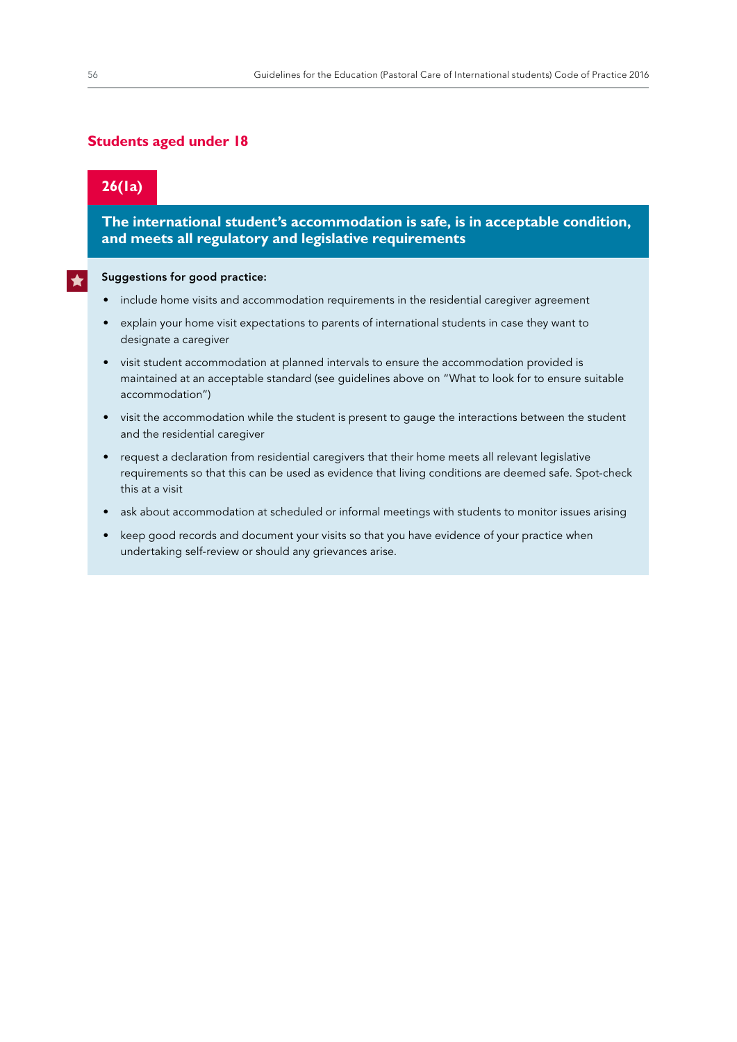## Students aged under 18

### 26(1a)

**The international student's accommodation is safe, is in acceptable condition, and meets all regulatory and legislative requirements**

**Suggestions for good practice:**

- include home visits and accommodation requirements in the residential caregiver agreement
- explain your home visit expectations to parents of international students in case they want to designate a caregiver
- visit student accommodation at planned intervals to ensure the accommodation provided is maintained at an acceptable standard (see guidelines above on "What to look for to ensure suitable accommodation")
- visit the accommodation while the student is present to gauge the interactions between the student and the residential caregiver
- request a declaration from residential caregivers that their home meets all relevant legislative requirements so that this can be used as evidence that living conditions are deemed safe. Spot-check this at a visit
- ask about accommodation at scheduled or informal meetings with students to monitor issues arising
- keep good records and document your visits so that you have evidence of your practice when undertaking self-review or should any grievances arise.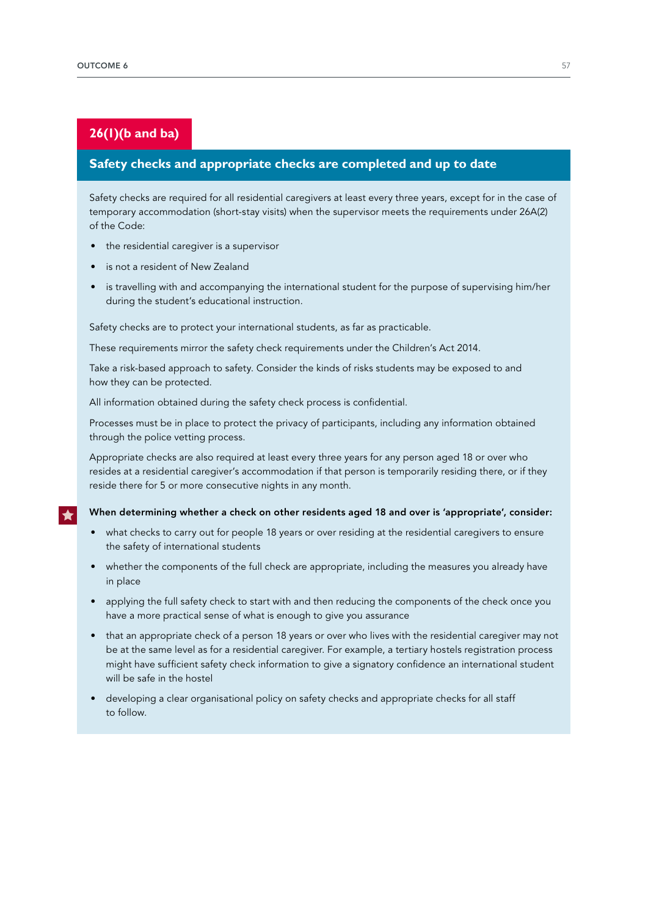## 26(1)(b and ba)

### Safety checks and appropriate checks are completed and up to date

Safety checks are required for all residential caregivers at least every three years, except for in the case of temporary accommodation (short-stay visits) when the supervisor meets the requirements under 26A(2) of the Code:

- the residential caregiver is a supervisor
- is not a resident of New Zealand
- is travelling with and accompanying the international student for the purpose of supervising him/her during the student's educational instruction.

Safety checks are to protect your international students, as far as practicable.

These requirements mirror the safety check requirements under the Children's Act 2014.

Take a risk-based approach to safety. Consider the kinds of risks students may be exposed to and how they can be protected.

All information obtained during the safety check process is confidential.

Processes must be in place to protect the privacy of participants, including any information obtained through the police vetting process.

Appropriate checks are also required at least every three years for any person aged 18 or over who resides at a residential caregiver's accommodation if that person is temporarily residing there, or if they reside there for 5 or more consecutive nights in any month.

**When determining whether a check on other residents aged 18 and over is 'appropriate', consider:**

- what checks to carry out for people 18 years or over residing at the residential caregivers to ensure the safety of international students
- whether the components of the full check are appropriate, including the measures you already have in place
- applying the full safety check to start with and then reducing the components of the check once you have a more practical sense of what is enough to give you assurance
- that an appropriate check of a person 18 years or over who lives with the residential caregiver may not be at the same level as for a residential caregiver. For example, a tertiary hostels registration process might have sufficient safety check information to give a signatory confidence an international student will be safe in the hostel
- developing a clear organisational policy on safety checks and appropriate checks for all staff to follow.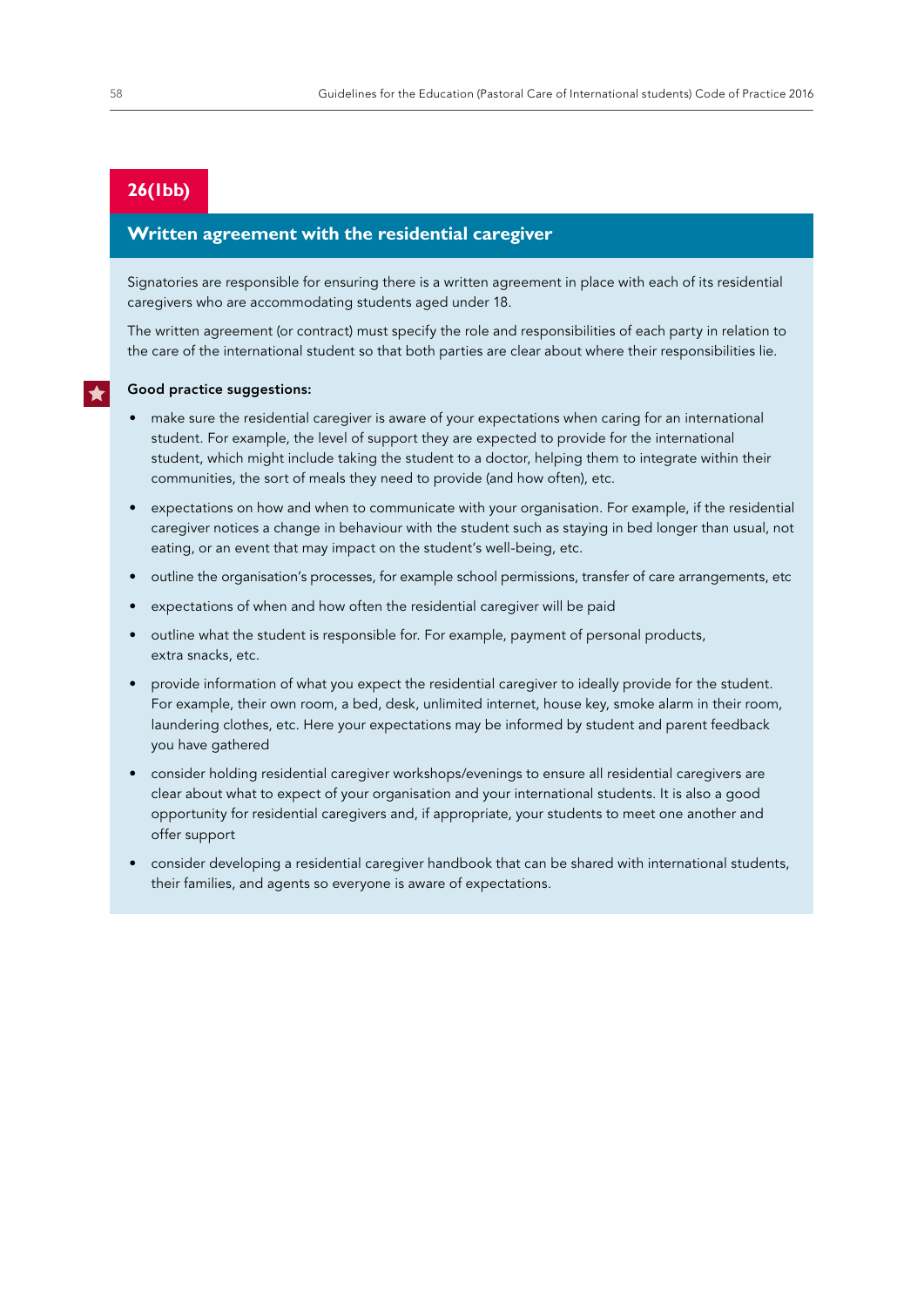## 26(1bb)

### Written agreement with the residential caregiver

Signatories are responsible for ensuring there is a written agreement in place with each of its residential caregivers who are accommodating students aged under 18.

The written agreement (or contract) must specify the role and responsibilities of each party in relation to the care of the international student so that both parties are clear about where their responsibilities lie.

**Good practice suggestions:**

- make sure the residential caregiver is aware of your expectations when caring for an international student. For example, the level of support they are expected to provide for the international student, which might include taking the student to a doctor, helping them to integrate within their communities, the sort of meals they need to provide (and how often), etc.
- expectations on how and when to communicate with your organisation. For example, if the residential caregiver notices a change in behaviour with the student such as staying in bed longer than usual, not eating, or an event that may impact on the student's well-being, etc.
- outline the organisation's processes, for example school permissions, transfer of care arrangements, etc
- expectations of when and how often the residential caregiver will be paid
- outline what the student is responsible for. For example, payment of personal products, extra snacks, etc.
- provide information of what you expect the residential caregiver to ideally provide for the student. For example, their own room, a bed, desk, unlimited internet, house key, smoke alarm in their room, laundering clothes, etc. Here your expectations may be informed by student and parent feedback you have gathered
- consider holding residential caregiver workshops/evenings to ensure all residential caregivers are clear about what to expect of your organisation and your international students. It is also a good opportunity for residential caregivers and, if appropriate, your students to meet one another and offer support
- consider developing a residential caregiver handbook that can be shared with international students, their families, and agents so everyone is aware of expectations.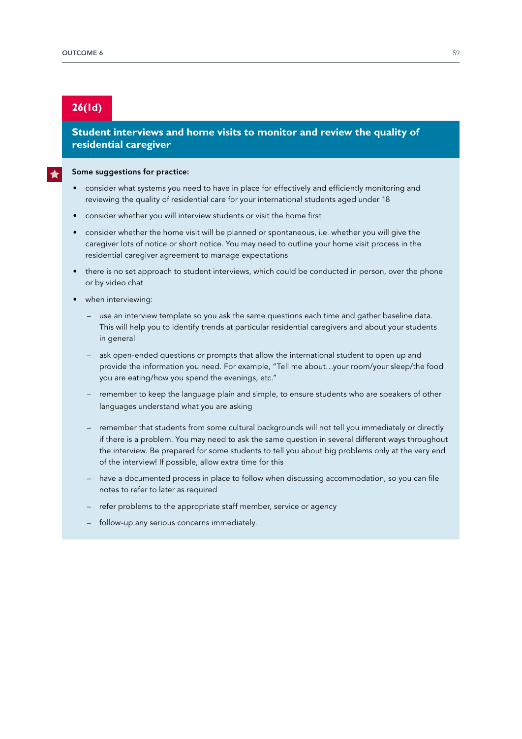## 26(1d)

### Student interviews and home visits to monitor and review the quality of residential caregiver

**Some suggestions for practice:**

- consider what systems you need to have in place for effectively and efficiently monitoring and reviewing the quality of residential care for your international students aged under 18
- consider whether you will interview students or visit the home first
- consider whether the home visit will be planned or spontaneous, i.e. whether you will give the caregiver lots of notice or short notice. You may need to outline your home visit process in the residential caregiver agreement to manage expectations
- there is no set approach to student interviews, which could be conducted in person, over the phone or by video chat
- when interviewing:
  - use an interview template so you ask the same questions each time and gather baseline data. This will help you to identify trends at particular residential caregivers and about your students in general
  - ask open-ended questions or prompts that allow the international student to open up and provide the information you need. For example, "Tell me about…your room/your sleep/the food you are eating/how you spend the evenings, etc."
  - remember to keep the language plain and simple, to ensure students who are speakers of other languages understand what you are asking
  - remember that students from some cultural backgrounds will not tell you immediately or directly if there is a problem. You may need to ask the same question in several different ways throughout the interview. Be prepared for some students to tell you about big problems only at the very end of the interview! If possible, allow extra time for this
  - have a documented process in place to follow when discussing accommodation, so you can file notes to refer to later as required
  - refer problems to the appropriate staff member, service or agency
  - follow-up any serious concerns immediately.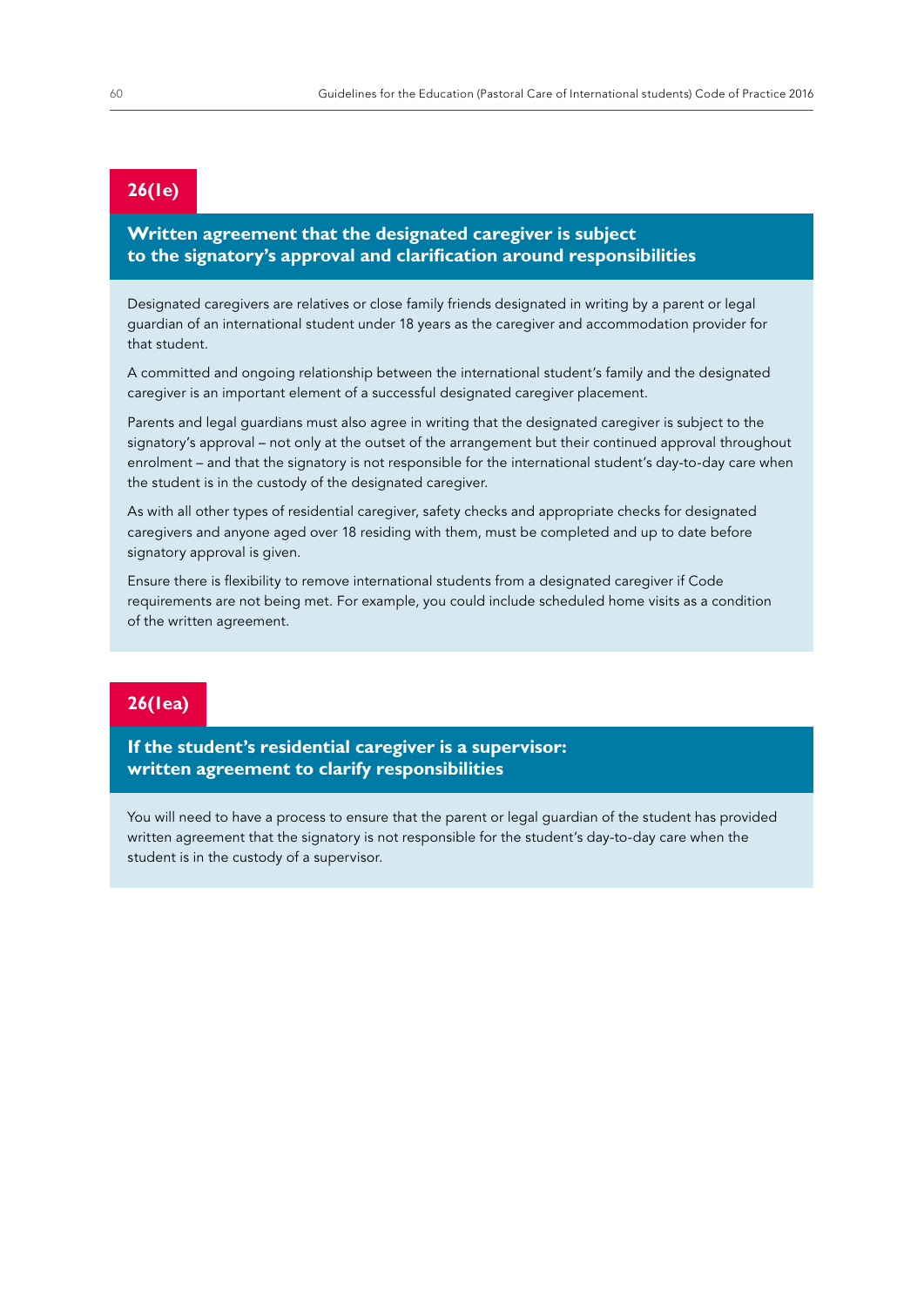## 26(1e)

### Written agreement that the designated caregiver is subject to the signatory's approval and clarification around responsibilities

Designated caregivers are relatives or close family friends designated in writing by a parent or legal guardian of an international student under 18 years as the caregiver and accommodation provider for that student.

A committed and ongoing relationship between the international student's family and the designated caregiver is an important element of a successful designated caregiver placement.

Parents and legal guardians must also agree in writing that the designated caregiver is subject to the signatory's approval – not only at the outset of the arrangement but their continued approval throughout enrolment – and that the signatory is not responsible for the international student's day-to-day care when the student is in the custody of the designated caregiver.

As with all other types of residential caregiver, safety checks and appropriate checks for designated caregivers and anyone aged over 18 residing with them, must be completed and up to date before signatory approval is given.

Ensure there is flexibility to remove international students from a designated caregiver if Code requirements are not being met. For example, you could include scheduled home visits as a condition of the written agreement.

## 26(1ea)

### If the student's residential caregiver is a supervisor: written agreement to clarify responsibilities

You will need to have a process to ensure that the parent or legal guardian of the student has provided written agreement that the signatory is not responsible for the student's day-to-day care when the student is in the custody of a supervisor.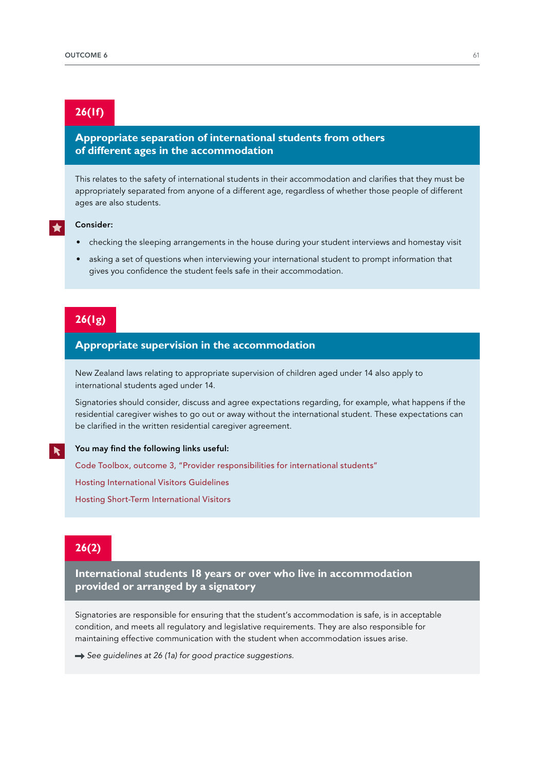## 26(1f)

### Appropriate separation of international students from others of different ages in the accommodation

This relates to the safety of international students in their accommodation and clarifies that they must be appropriately separated from anyone of a different age, regardless of whether those people of different ages are also students.

**Consider:**

- checking the sleeping arrangements in the house during your student interviews and homestay visit
- asking a set of questions when interviewing your international student to prompt information that gives you confidence the student feels safe in their accommodation.

## 26(1g)

### Appropriate supervision in the accommodation

New Zealand laws relating to appropriate supervision of children aged under 14 also apply to international students aged under 14.

Signatories should consider, discuss and agree expectations regarding, for example, what happens if the residential caregiver wishes to go out or away without the international student. These expectations can be clarified in the written residential caregiver agreement.

**You may find the following links useful:**

Code Toolbox, outcome 3, "Provider responsibilities for international students"

Hosting International Visitors Guidelines

Hosting Short-Term International Visitors

## 26(2)

### International students 18 years or over who live in accommodation provided or arranged by a signatory

Signatories are responsible for ensuring that the student's accommodation is safe, is in acceptable condition, and meets all regulatory and legislative requirements. They are also responsible for maintaining effective communication with the student when accommodation issues arise.

➡ *See guidelines at 26 (1a) for good practice suggestions.*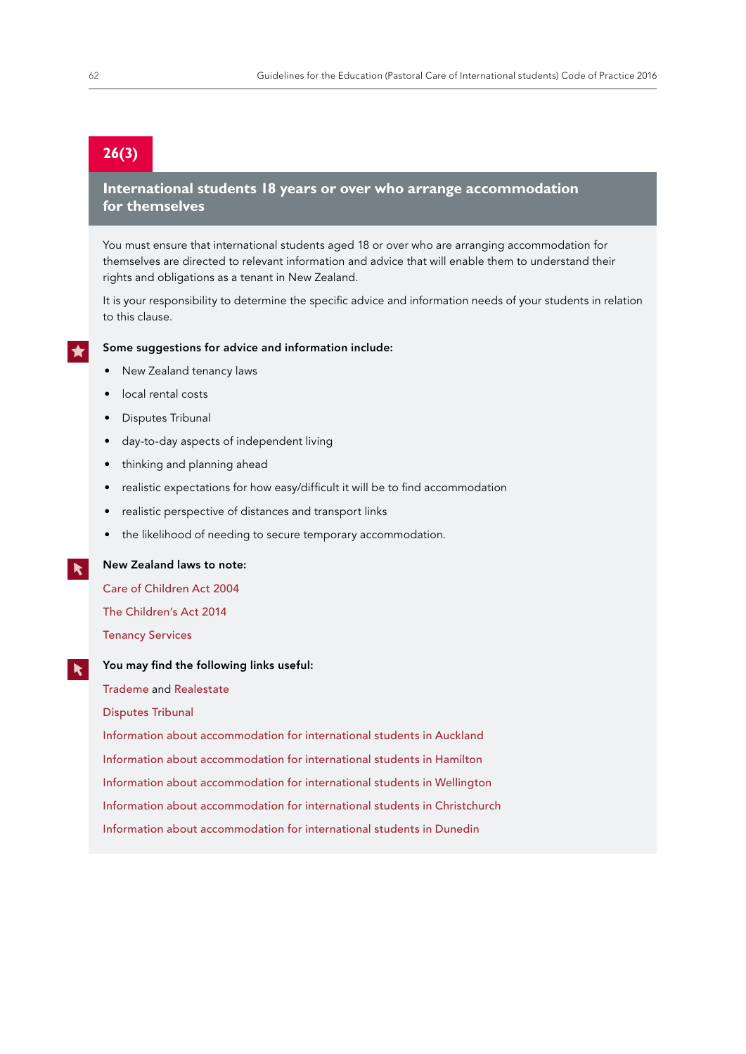## 26(3)

### International students 18 years or over who arrange accommodation for themselves

You must ensure that international students aged 18 or over who are arranging accommodation for themselves are directed to relevant information and advice that will enable them to understand their rights and obligations as a tenant in New Zealand.

It is your responsibility to determine the specific advice and information needs of your students in relation to this clause.

**Some suggestions for advice and information include:**

- New Zealand tenancy laws
- local rental costs
- Disputes Tribunal
- day-to-day aspects of independent living
- thinking and planning ahead
- realistic expectations for how easy/difficult it will be to find accommodation
- realistic perspective of distances and transport links
- the likelihood of needing to secure temporary accommodation.

**New Zealand laws to note:**

Care of Children Act 2004

The Children's Act 2014

Tenancy Services

**You may find the following links useful:**

Trademe and Realestate

Disputes Tribunal

Information about accommodation for international students in Auckland

Information about accommodation for international students in Hamilton

Information about accommodation for international students in Wellington

Information about accommodation for international students in Christchurch

Information about accommodation for international students in Dunedin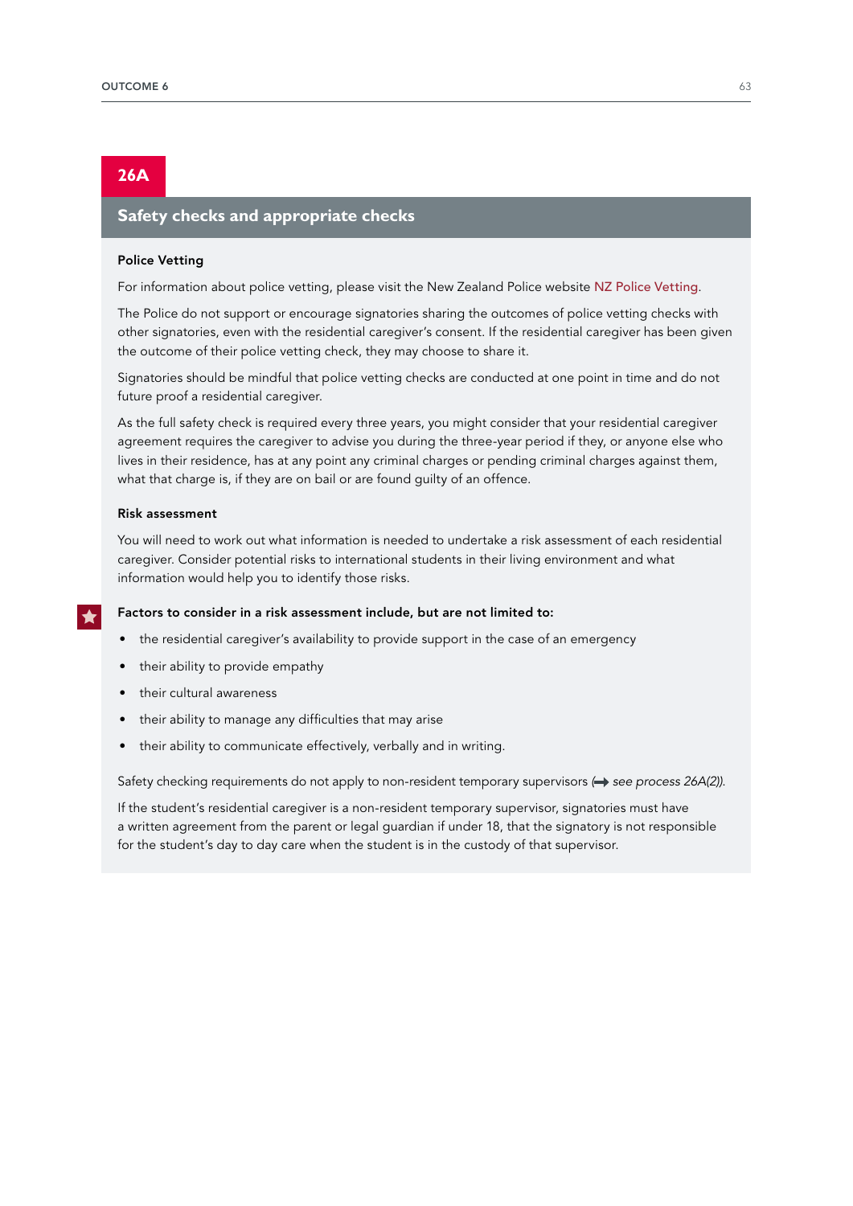## 26A

## Safety checks and appropriate checks

### Police Vetting

For information about police vetting, please visit the New Zealand Police website NZ Police Vetting.

The Police do not support or encourage signatories sharing the outcomes of police vetting checks with other signatories, even with the residential caregiver's consent. If the residential caregiver has been given the outcome of their police vetting check, they may choose to share it.

Signatories should be mindful that police vetting checks are conducted at one point in time and do not future proof a residential caregiver.

As the full safety check is required every three years, you might consider that your residential caregiver agreement requires the caregiver to advise you during the three-year period if they, or anyone else who lives in their residence, has at any point any criminal charges or pending criminal charges against them, what that charge is, if they are on bail or are found guilty of an offence.

### Risk assessment

You will need to work out what information is needed to undertake a risk assessment of each residential caregiver. Consider potential risks to international students in their living environment and what information would help you to identify those risks.

**Factors to consider in a risk assessment include, but are not limited to:**

- the residential caregiver's availability to provide support in the case of an emergency
- their ability to provide empathy
- their cultural awareness
- their ability to manage any difficulties that may arise
- their ability to communicate effectively, verbally and in writing.

Safety checking requirements do not apply to non-resident temporary supervisors (→ *see process 26A(2)).*

If the student's residential caregiver is a non-resident temporary supervisor, signatories must have a written agreement from the parent or legal guardian if under 18, that the signatory is not responsible for the student's day to day care when the student is in the custody of that supervisor.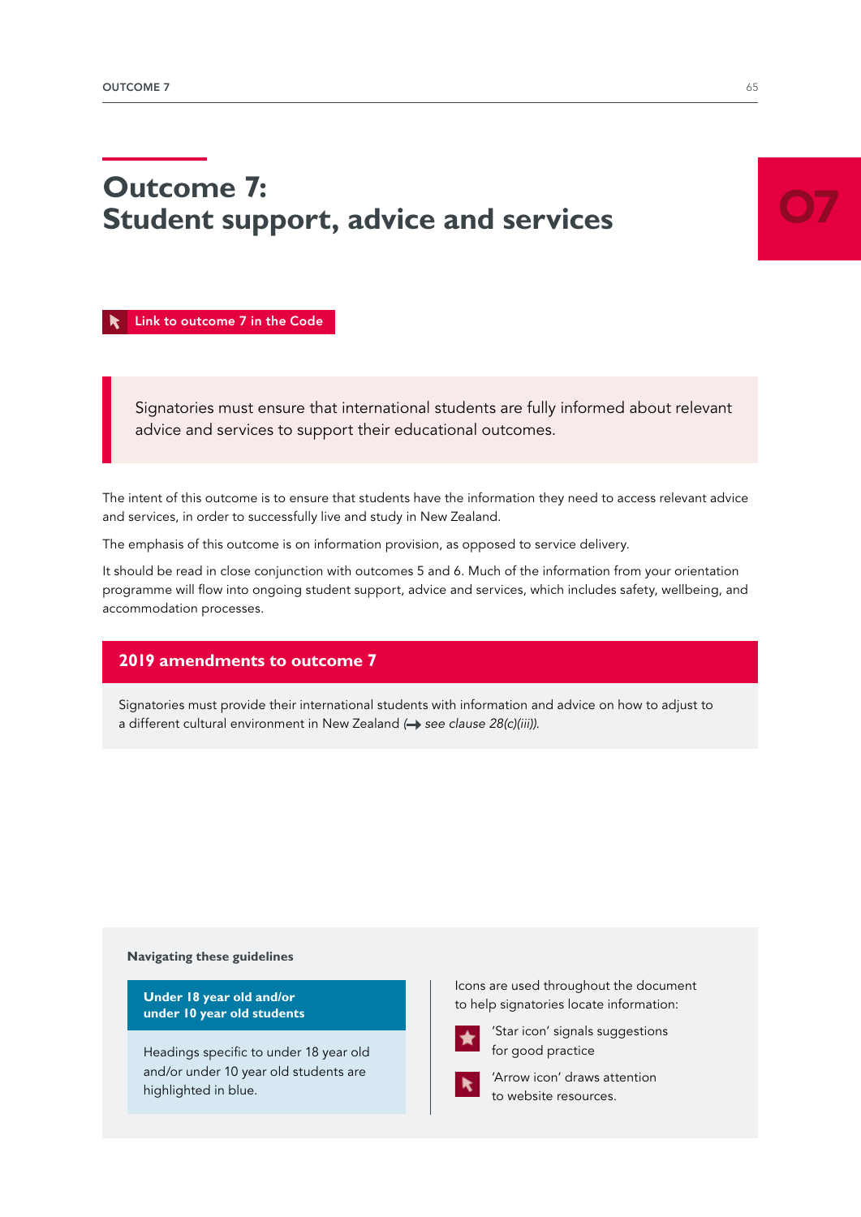# Outcome 7: Student support, advice and services

07

Link to outcome 7 in the Code

> Signatories must ensure that international students are fully informed about relevant advice and services to support their educational outcomes.

The intent of this outcome is to ensure that students have the information they need to access relevant advice and services, in order to successfully live and study in New Zealand.

The emphasis of this outcome is on information provision, as opposed to service delivery.

It should be read in close conjunction with outcomes 5 and 6. Much of the information from your orientation programme will flow into ongoing student support, advice and services, which includes safety, wellbeing, and accommodation processes.

## 2019 amendments to outcome 7

Signatories must provide their international students with information and advice on how to adjust to a different cultural environment in New Zealand (→ *see clause 28(c)(iii)).*

**Navigating these guidelines**

**Under 18 year old and/or under 10 year old students**

Headings specific to under 18 year old and/or under 10 year old students are highlighted in blue.

Icons are used throughout the document to help signatories locate information:

- 'Star icon' signals suggestions for good practice
- 'Arrow icon' draws attention to website resources.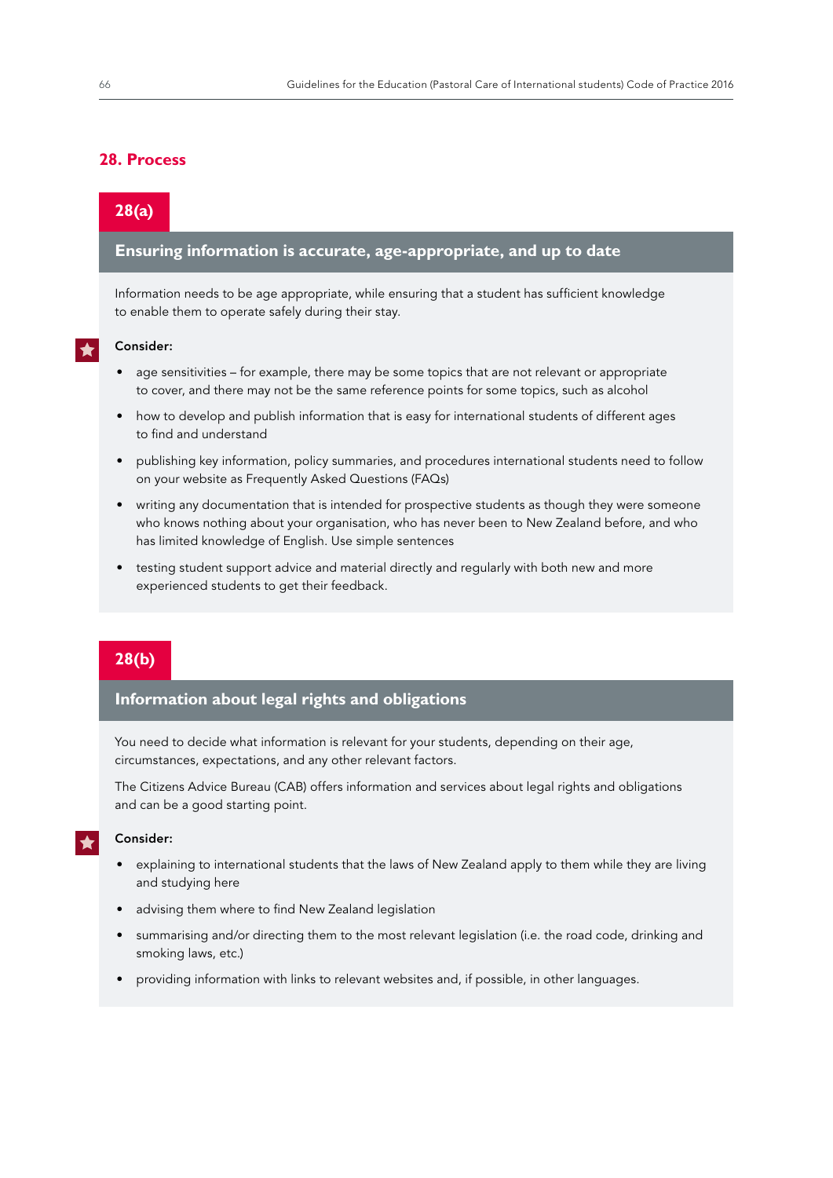## 28. Process

### 28(a)

### Ensuring information is accurate, age-appropriate, and up to date

Information needs to be age appropriate, while ensuring that a student has sufficient knowledge to enable them to operate safely during their stay.

**Consider:**

- age sensitivities – for example, there may be some topics that are not relevant or appropriate to cover, and there may not be the same reference points for some topics, such as alcohol
- how to develop and publish information that is easy for international students of different ages to find and understand
- publishing key information, policy summaries, and procedures international students need to follow on your website as Frequently Asked Questions (FAQs)
- writing any documentation that is intended for prospective students as though they were someone who knows nothing about your organisation, who has never been to New Zealand before, and who has limited knowledge of English. Use simple sentences
- testing student support advice and material directly and regularly with both new and more experienced students to get their feedback.

### 28(b)

### Information about legal rights and obligations

You need to decide what information is relevant for your students, depending on their age, circumstances, expectations, and any other relevant factors.

The Citizens Advice Bureau (CAB) offers information and services about legal rights and obligations and can be a good starting point.

**Consider:**

- explaining to international students that the laws of New Zealand apply to them while they are living and studying here
- advising them where to find New Zealand legislation
- summarising and/or directing them to the most relevant legislation (i.e. the road code, drinking and smoking laws, etc.)
- providing information with links to relevant websites and, if possible, in other languages.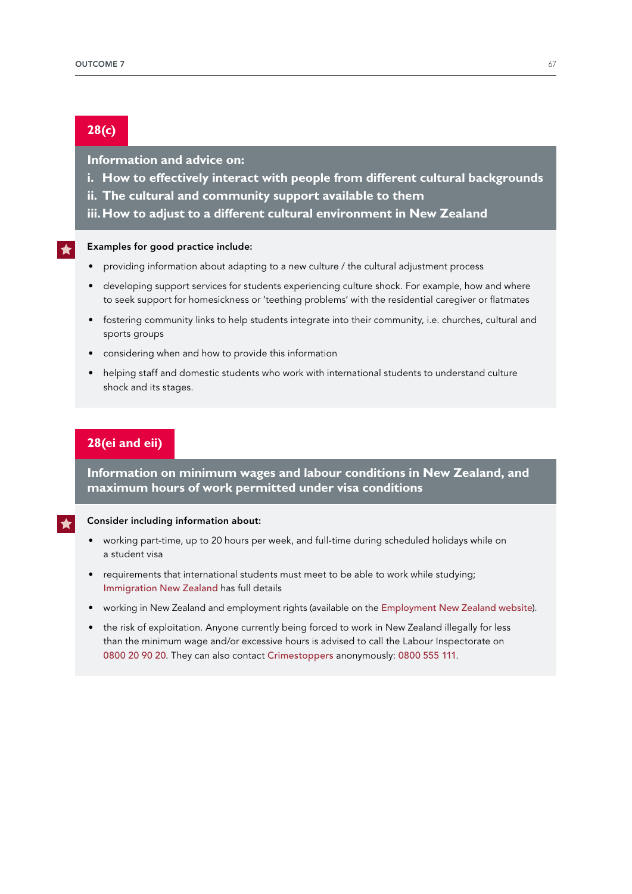## 28(c)

**Information and advice on:**

**i. How to effectively interact with people from different cultural backgrounds**

**ii. The cultural and community support available to them**

**iii. How to adjust to a different cultural environment in New Zealand**

**Examples for good practice include:**

- providing information about adapting to a new culture / the cultural adjustment process
- developing support services for students experiencing culture shock. For example, how and where to seek support for homesickness or 'teething problems' with the residential caregiver or flatmates
- fostering community links to help students integrate into their community, i.e. churches, cultural and sports groups
- considering when and how to provide this information
- helping staff and domestic students who work with international students to understand culture shock and its stages.

## 28(ei and eii)

**Information on minimum wages and labour conditions in New Zealand, and maximum hours of work permitted under visa conditions**

**Consider including information about:**

- working part-time, up to 20 hours per week, and full-time during scheduled holidays while on a student visa
- requirements that international students must meet to be able to work while studying; Immigration New Zealand has full details
- working in New Zealand and employment rights (available on the Employment New Zealand website).
- the risk of exploitation. Anyone currently being forced to work in New Zealand illegally for less than the minimum wage and/or excessive hours is advised to call the Labour Inspectorate on 0800 20 90 20. They can also contact Crimestoppers anonymously: 0800 555 111.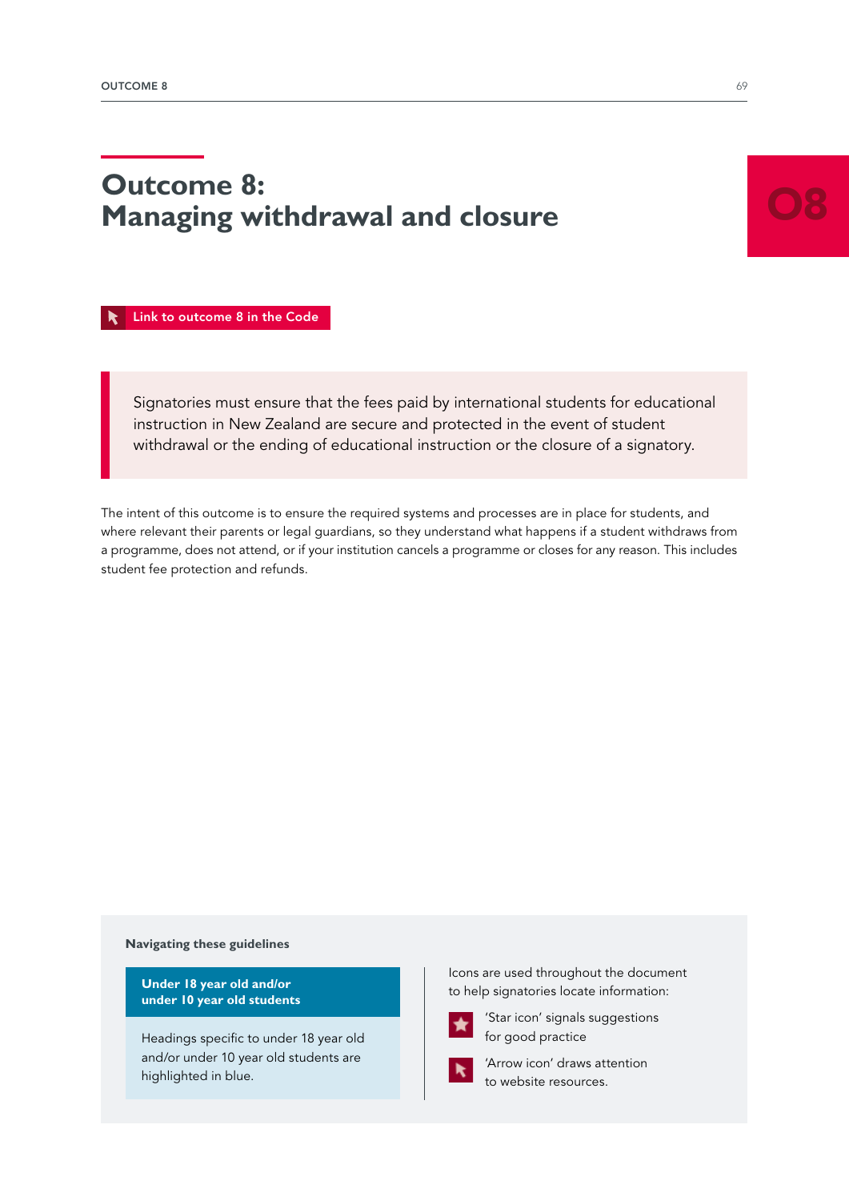# Outcome 8: Managing withdrawal and closure

08

Link to outcome 8 in the Code

> Signatories must ensure that the fees paid by international students for educational instruction in New Zealand are secure and protected in the event of student withdrawal or the ending of educational instruction or the closure of a signatory.

The intent of this outcome is to ensure the required systems and processes are in place for students, and where relevant their parents or legal guardians, so they understand what happens if a student withdraws from a programme, does not attend, or if your institution cancels a programme or closes for any reason. This includes student fee protection and refunds.

**Navigating these guidelines**

**Under 18 year old and/or under 10 year old students**

Headings specific to under 18 year old and/or under 10 year old students are highlighted in blue.

Icons are used throughout the document to help signatories locate information:

'Star icon' signals suggestions for good practice

'Arrow icon' draws attention to website resources.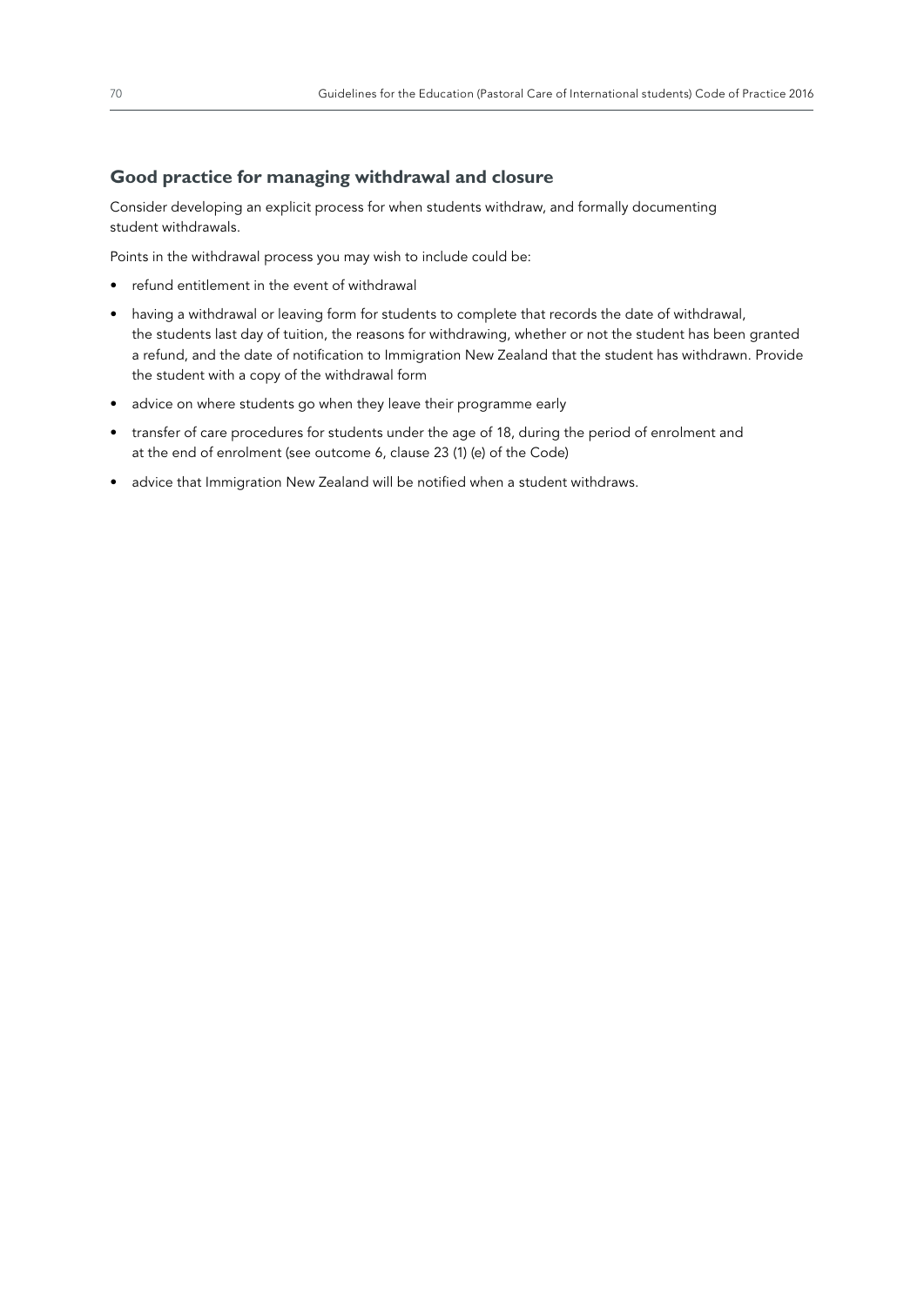## Good practice for managing withdrawal and closure

Consider developing an explicit process for when students withdraw, and formally documenting student withdrawals.

Points in the withdrawal process you may wish to include could be:

- refund entitlement in the event of withdrawal
- having a withdrawal or leaving form for students to complete that records the date of withdrawal, the students last day of tuition, the reasons for withdrawing, whether or not the student has been granted a refund, and the date of notification to Immigration New Zealand that the student has withdrawn. Provide the student with a copy of the withdrawal form
- advice on where students go when they leave their programme early
- transfer of care procedures for students under the age of 18, during the period of enrolment and at the end of enrolment (see outcome 6, clause 23 (1) (e) of the Code)
- advice that Immigration New Zealand will be notified when a student withdraws.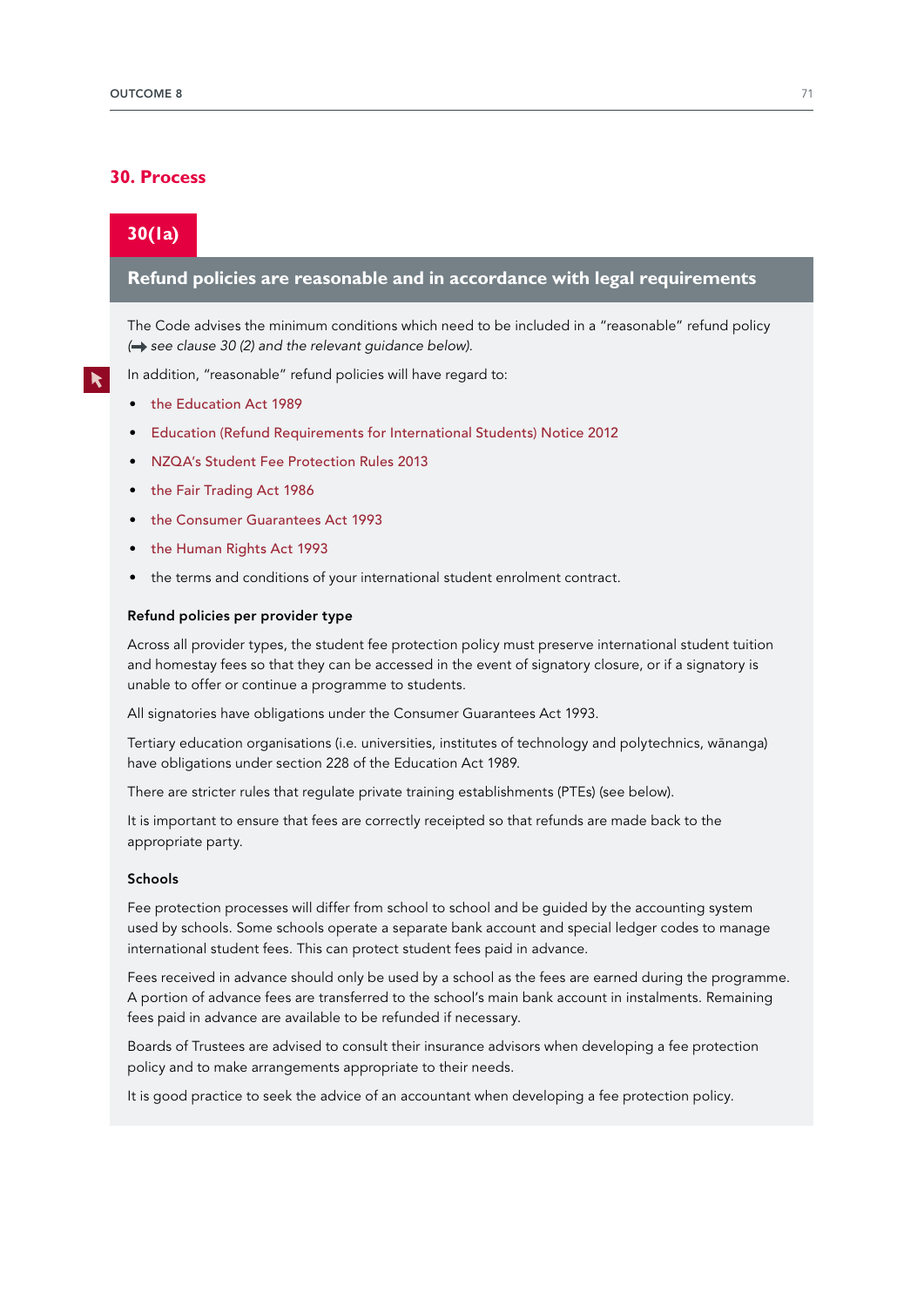## 30. Process

### 30(1a)

### Refund policies are reasonable and in accordance with legal requirements

The Code advises the minimum conditions which need to be included in a "reasonable" refund policy (➡ *see clause 30 (2) and the relevant guidance below*).

In addition, "reasonable" refund policies will have regard to:

- the Education Act 1989
- Education (Refund Requirements for International Students) Notice 2012
- NZQA's Student Fee Protection Rules 2013
- the Fair Trading Act 1986
- the Consumer Guarantees Act 1993
- the Human Rights Act 1993
- the terms and conditions of your international student enrolment contract.

**Refund policies per provider type**

Across all provider types, the student fee protection policy must preserve international student tuition and homestay fees so that they can be accessed in the event of signatory closure, or if a signatory is unable to offer or continue a programme to students.

All signatories have obligations under the Consumer Guarantees Act 1993.

Tertiary education organisations (i.e. universities, institutes of technology and polytechnics, wānanga) have obligations under section 228 of the Education Act 1989.

There are stricter rules that regulate private training establishments (PTEs) (see below).

It is important to ensure that fees are correctly receipted so that refunds are made back to the appropriate party.

**Schools**

Fee protection processes will differ from school to school and be guided by the accounting system used by schools. Some schools operate a separate bank account and special ledger codes to manage international student fees. This can protect student fees paid in advance.

Fees received in advance should only be used by a school as the fees are earned during the programme. A portion of advance fees are transferred to the school's main bank account in instalments. Remaining fees paid in advance are available to be refunded if necessary.

Boards of Trustees are advised to consult their insurance advisors when developing a fee protection policy and to make arrangements appropriate to their needs.

It is good practice to seek the advice of an accountant when developing a fee protection policy.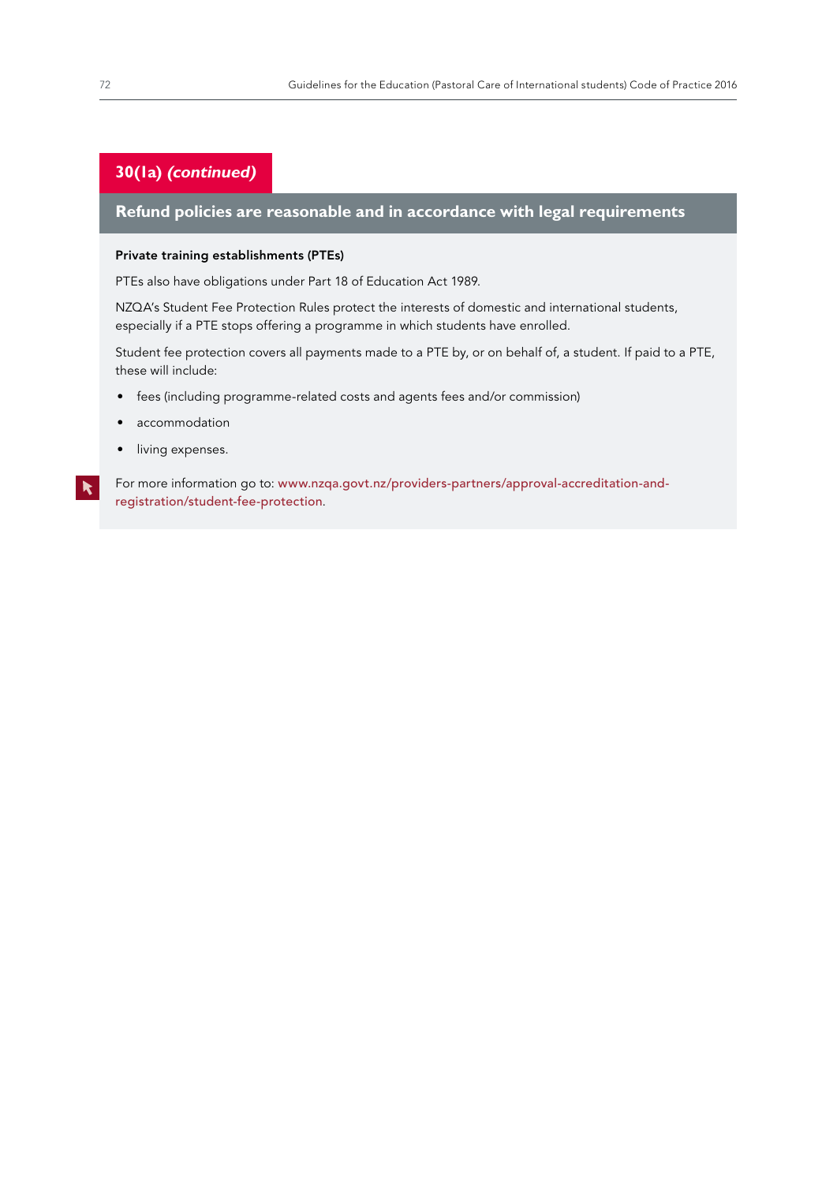## 30(1a) *(continued)*

### Refund policies are reasonable and in accordance with legal requirements

**Private training establishments (PTEs)**

PTEs also have obligations under Part 18 of Education Act 1989.

NZQA's Student Fee Protection Rules protect the interests of domestic and international students, especially if a PTE stops offering a programme in which students have enrolled.

Student fee protection covers all payments made to a PTE by, or on behalf of, a student. If paid to a PTE, these will include:

- fees (including programme-related costs and agents fees and/or commission)
- accommodation
- living expenses.

For more information go to: www.nzqa.govt.nz/providers-partners/approval-accreditation-and-registration/student-fee-protection.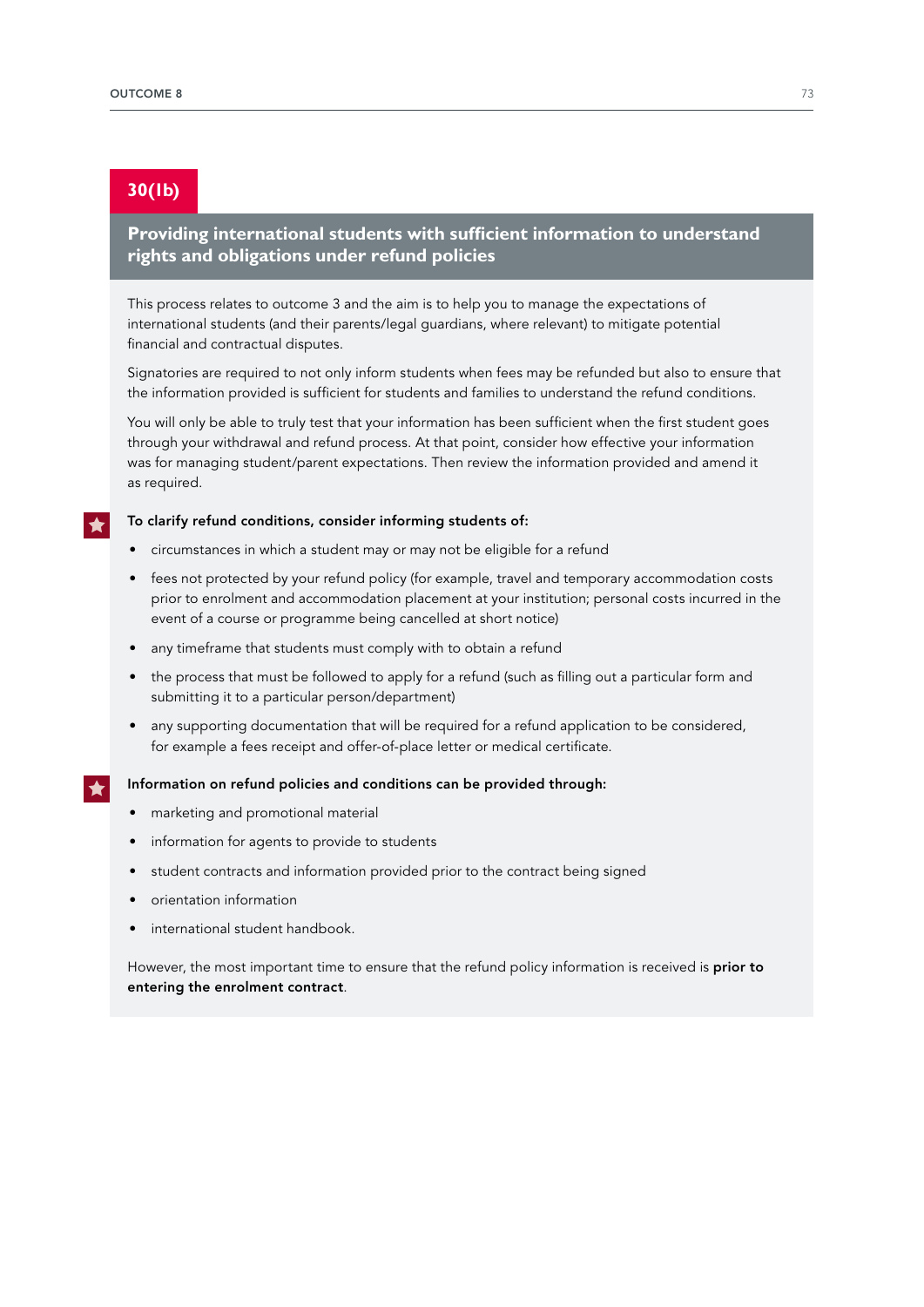## 30(1b)

### Providing international students with sufficient information to understand rights and obligations under refund policies

This process relates to outcome 3 and the aim is to help you to manage the expectations of international students (and their parents/legal guardians, where relevant) to mitigate potential financial and contractual disputes.

Signatories are required to not only inform students when fees may be refunded but also to ensure that the information provided is sufficient for students and families to understand the refund conditions.

You will only be able to truly test that your information has been sufficient when the first student goes through your withdrawal and refund process. At that point, consider how effective your information was for managing student/parent expectations. Then review the information provided and amend it as required.

**To clarify refund conditions, consider informing students of:**

- circumstances in which a student may or may not be eligible for a refund
- fees not protected by your refund policy (for example, travel and temporary accommodation costs prior to enrolment and accommodation placement at your institution; personal costs incurred in the event of a course or programme being cancelled at short notice)
- any timeframe that students must comply with to obtain a refund
- the process that must be followed to apply for a refund (such as filling out a particular form and submitting it to a particular person/department)
- any supporting documentation that will be required for a refund application to be considered, for example a fees receipt and offer-of-place letter or medical certificate.

**Information on refund policies and conditions can be provided through:**

- marketing and promotional material
- information for agents to provide to students
- student contracts and information provided prior to the contract being signed
- orientation information
- international student handbook.

However, the most important time to ensure that the refund policy information is received is **prior to entering the enrolment contract**.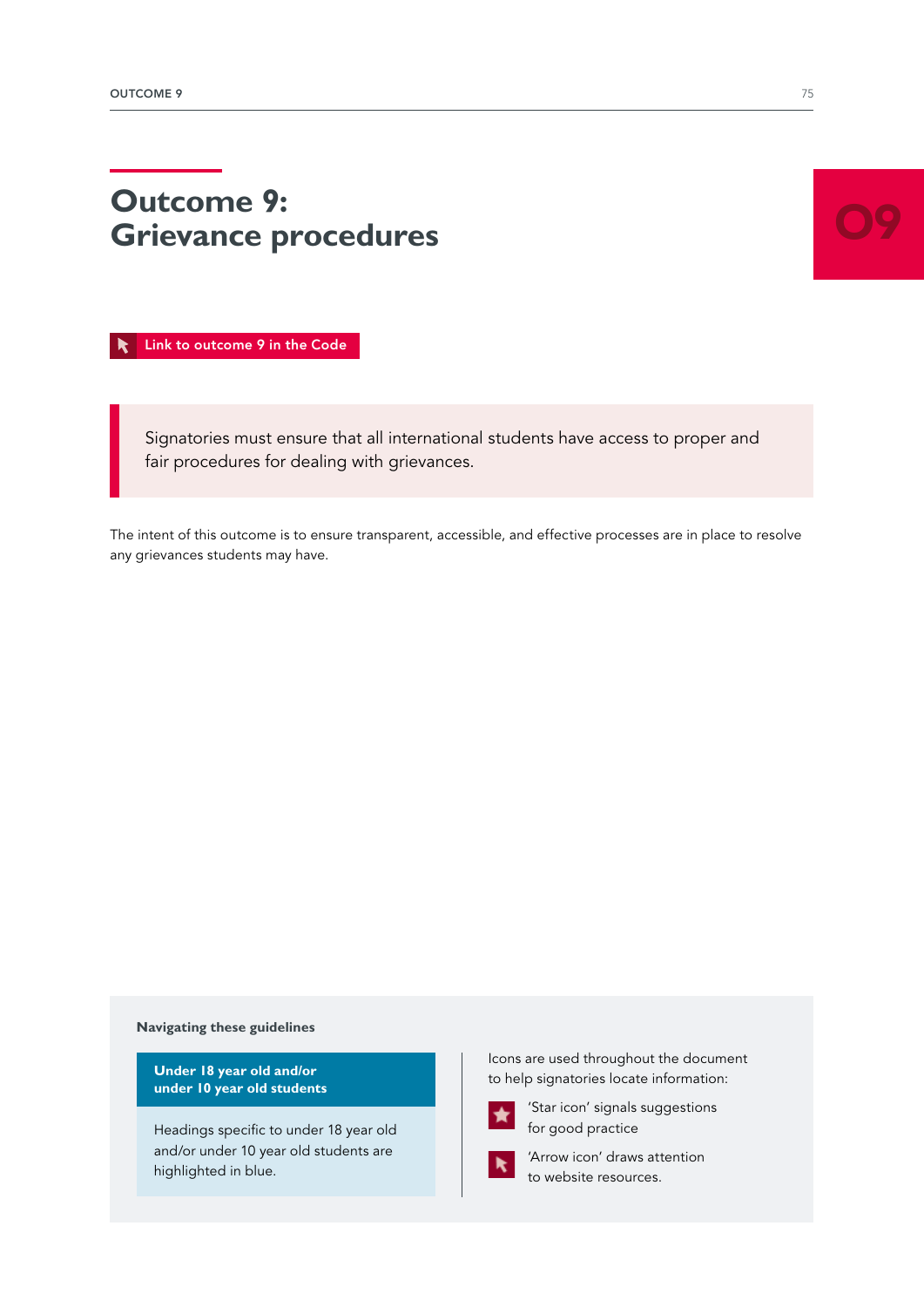# Outcome 9: Grievance procedures

09

Link to outcome 9 in the Code

> Signatories must ensure that all international students have access to proper and fair procedures for dealing with grievances.

The intent of this outcome is to ensure transparent, accessible, and effective processes are in place to resolve any grievances students may have.

**Navigating these guidelines**

**Under 18 year old and/or under 10 year old students**

Headings specific to under 18 year old and/or under 10 year old students are highlighted in blue.

Icons are used throughout the document to help signatories locate information:

'Star icon' signals suggestions for good practice

'Arrow icon' draws attention to website resources.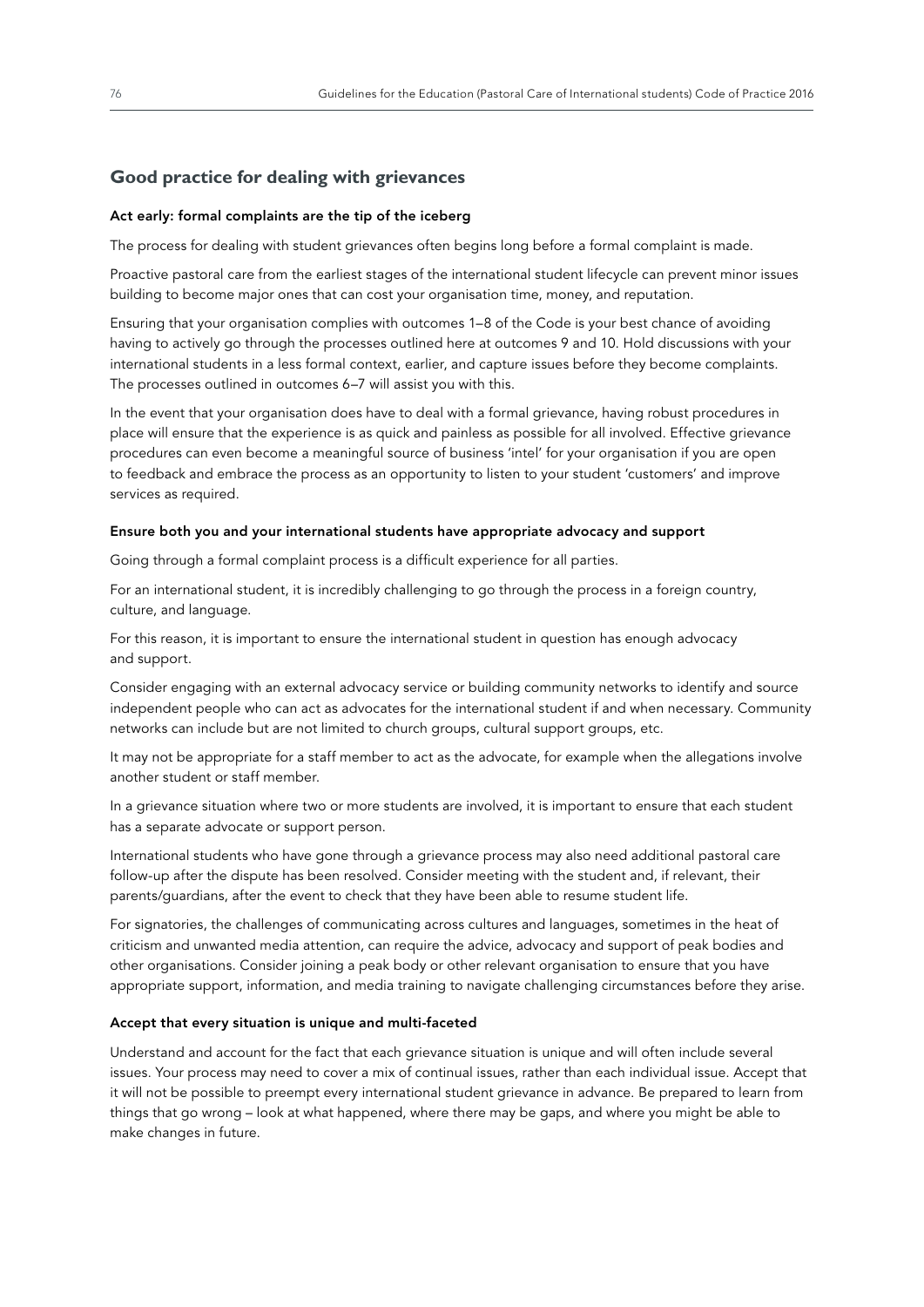## Good practice for dealing with grievances

### Act early: formal complaints are the tip of the iceberg

The process for dealing with student grievances often begins long before a formal complaint is made.

Proactive pastoral care from the earliest stages of the international student lifecycle can prevent minor issues building to become major ones that can cost your organisation time, money, and reputation.

Ensuring that your organisation complies with outcomes 1–8 of the Code is your best chance of avoiding having to actively go through the processes outlined here at outcomes 9 and 10. Hold discussions with your international students in a less formal context, earlier, and capture issues before they become complaints. The processes outlined in outcomes 6–7 will assist you with this.

In the event that your organisation does have to deal with a formal grievance, having robust procedures in place will ensure that the experience is as quick and painless as possible for all involved. Effective grievance procedures can even become a meaningful source of business 'intel' for your organisation if you are open to feedback and embrace the process as an opportunity to listen to your student 'customers' and improve services as required.

### Ensure both you and your international students have appropriate advocacy and support

Going through a formal complaint process is a difficult experience for all parties.

For an international student, it is incredibly challenging to go through the process in a foreign country, culture, and language.

For this reason, it is important to ensure the international student in question has enough advocacy and support.

Consider engaging with an external advocacy service or building community networks to identify and source independent people who can act as advocates for the international student if and when necessary. Community networks can include but are not limited to church groups, cultural support groups, etc.

It may not be appropriate for a staff member to act as the advocate, for example when the allegations involve another student or staff member.

In a grievance situation where two or more students are involved, it is important to ensure that each student has a separate advocate or support person.

International students who have gone through a grievance process may also need additional pastoral care follow-up after the dispute has been resolved. Consider meeting with the student and, if relevant, their parents/guardians, after the event to check that they have been able to resume student life.

For signatories, the challenges of communicating across cultures and languages, sometimes in the heat of criticism and unwanted media attention, can require the advice, advocacy and support of peak bodies and other organisations. Consider joining a peak body or other relevant organisation to ensure that you have appropriate support, information, and media training to navigate challenging circumstances before they arise.

### Accept that every situation is unique and multi-faceted

Understand and account for the fact that each grievance situation is unique and will often include several issues. Your process may need to cover a mix of continual issues, rather than each individual issue. Accept that it will not be possible to preempt every international student grievance in advance. Be prepared to learn from things that go wrong – look at what happened, where there may be gaps, and where you might be able to make changes in future.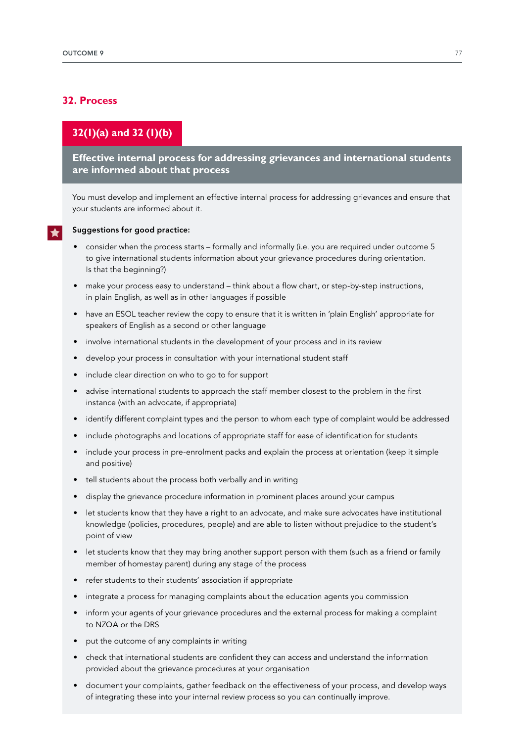## 32. Process

### 32(1)(a) and 32 (1)(b)

**Effective internal process for addressing grievances and international students are informed about that process**

You must develop and implement an effective internal process for addressing grievances and ensure that your students are informed about it.

**Suggestions for good practice:**

- consider when the process starts – formally and informally (i.e. you are required under outcome 5 to give international students information about your grievance procedures during orientation. Is that the beginning?)
- make your process easy to understand – think about a flow chart, or step-by-step instructions, in plain English, as well as in other languages if possible
- have an ESOL teacher review the copy to ensure that it is written in 'plain English' appropriate for speakers of English as a second or other language
- involve international students in the development of your process and in its review
- develop your process in consultation with your international student staff
- include clear direction on who to go to for support
- advise international students to approach the staff member closest to the problem in the first instance (with an advocate, if appropriate)
- identify different complaint types and the person to whom each type of complaint would be addressed
- include photographs and locations of appropriate staff for ease of identification for students
- include your process in pre-enrolment packs and explain the process at orientation (keep it simple and positive)
- tell students about the process both verbally and in writing
- display the grievance procedure information in prominent places around your campus
- let students know that they have a right to an advocate, and make sure advocates have institutional knowledge (policies, procedures, people) and are able to listen without prejudice to the student's point of view
- let students know that they may bring another support person with them (such as a friend or family member of homestay parent) during any stage of the process
- refer students to their students' association if appropriate
- integrate a process for managing complaints about the education agents you commission
- inform your agents of your grievance procedures and the external process for making a complaint to NZQA or the DRS
- put the outcome of any complaints in writing
- check that international students are confident they can access and understand the information provided about the grievance procedures at your organisation
- document your complaints, gather feedback on the effectiveness of your process, and develop ways of integrating these into your internal review process so you can continually improve.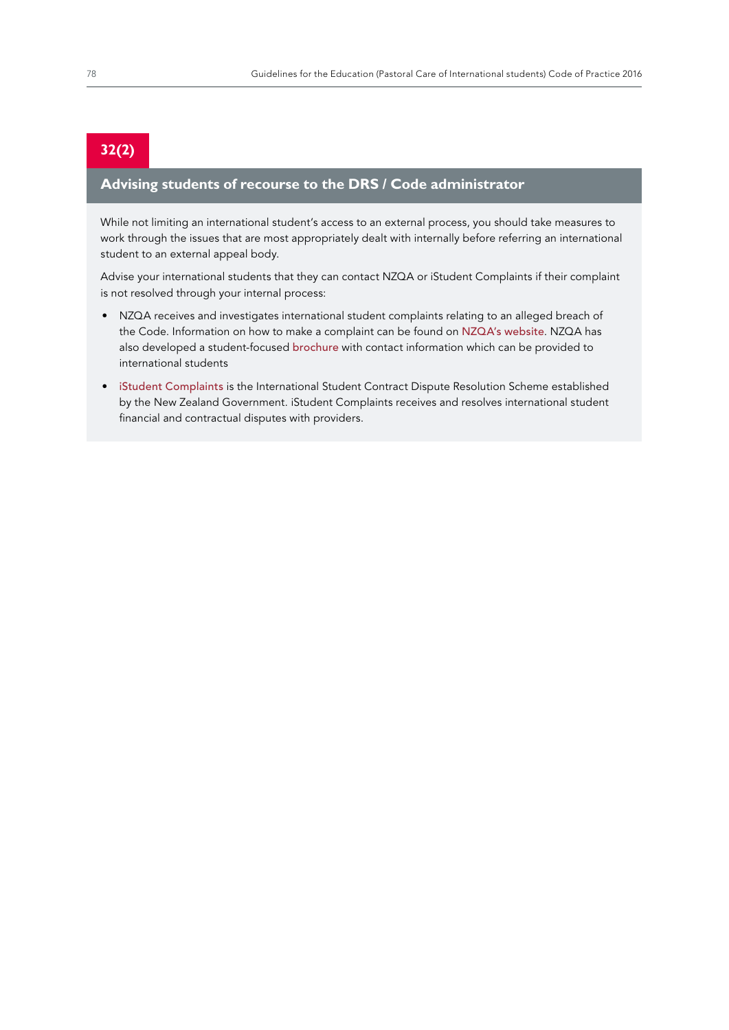## 32(2)

### Advising students of recourse to the DRS / Code administrator

While not limiting an international student's access to an external process, you should take measures to work through the issues that are most appropriately dealt with internally before referring an international student to an external appeal body.

Advise your international students that they can contact NZQA or iStudent Complaints if their complaint is not resolved through your internal process:

- NZQA receives and investigates international student complaints relating to an alleged breach of the Code. Information on how to make a complaint can be found on NZQA's website. NZQA has also developed a student-focused brochure with contact information which can be provided to international students
- iStudent Complaints is the International Student Contract Dispute Resolution Scheme established by the New Zealand Government. iStudent Complaints receives and resolves international student financial and contractual disputes with providers.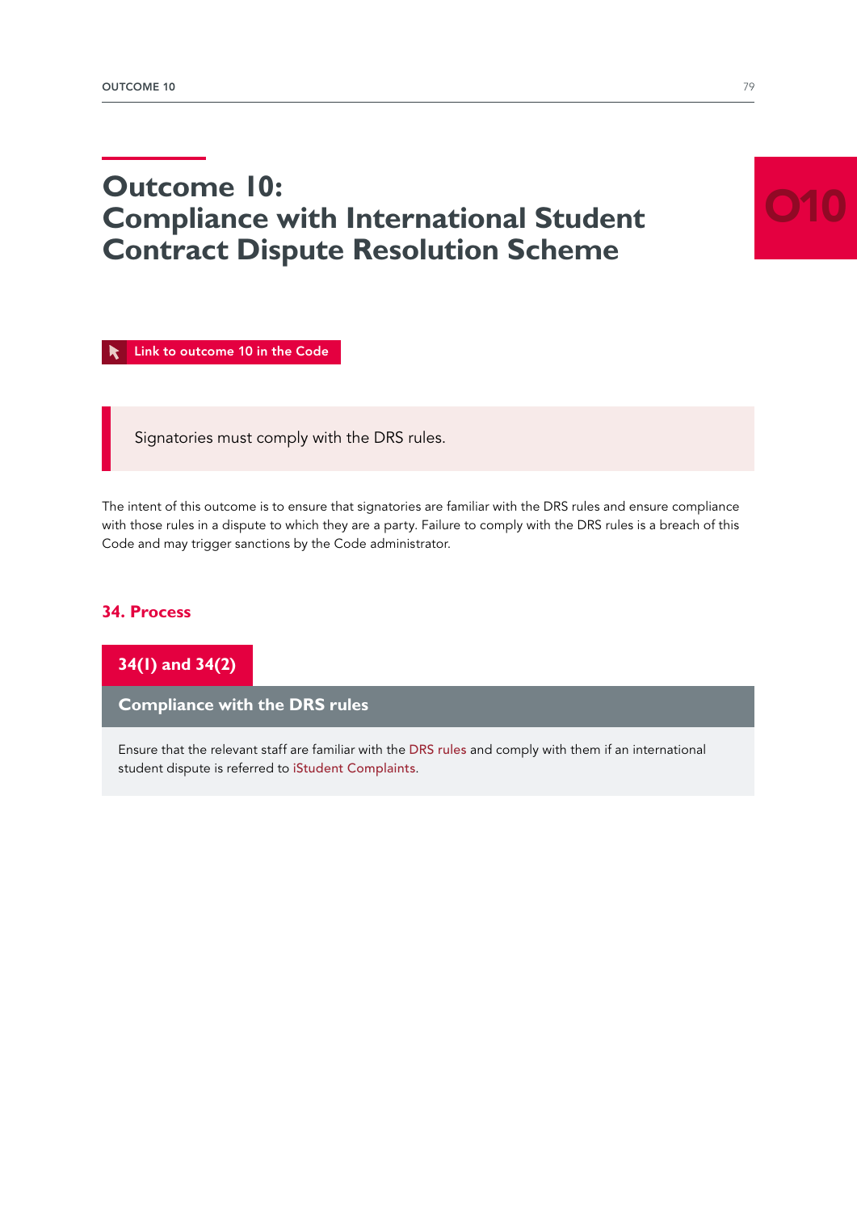# Outcome 10: Compliance with International Student Contract Dispute Resolution Scheme

Link to outcome 10 in the Code

> Signatories must comply with the DRS rules.

The intent of this outcome is to ensure that signatories are familiar with the DRS rules and ensure compliance with those rules in a dispute to which they are a party. Failure to comply with the DRS rules is a breach of this Code and may trigger sanctions by the Code administrator.

## 34. Process

### 34(1) and 34(2)

#### Compliance with the DRS rules

Ensure that the relevant staff are familiar with the DRS rules and comply with them if an international student dispute is referred to iStudent Complaints.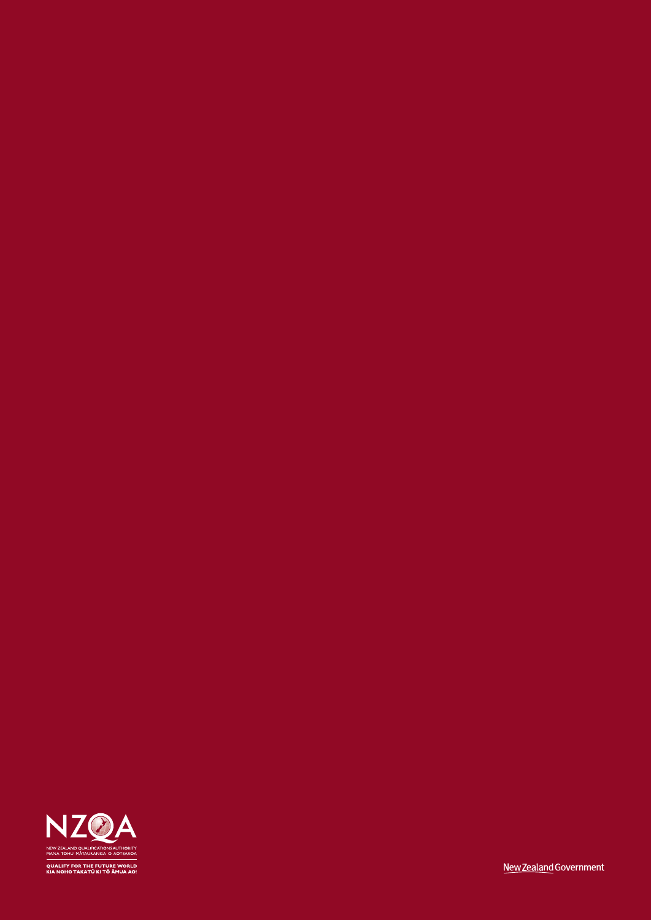NZQA

NEW ZEALAND QUALIFICATIONS AUTHORITY
MANA TOHU MĀTAURANGA O AOTEAROA

QUALIFY FOR THE FUTURE WORLD
KIA NOHO TAKATŪ KI TŌ ĀMUA AO!

New Zealand Government